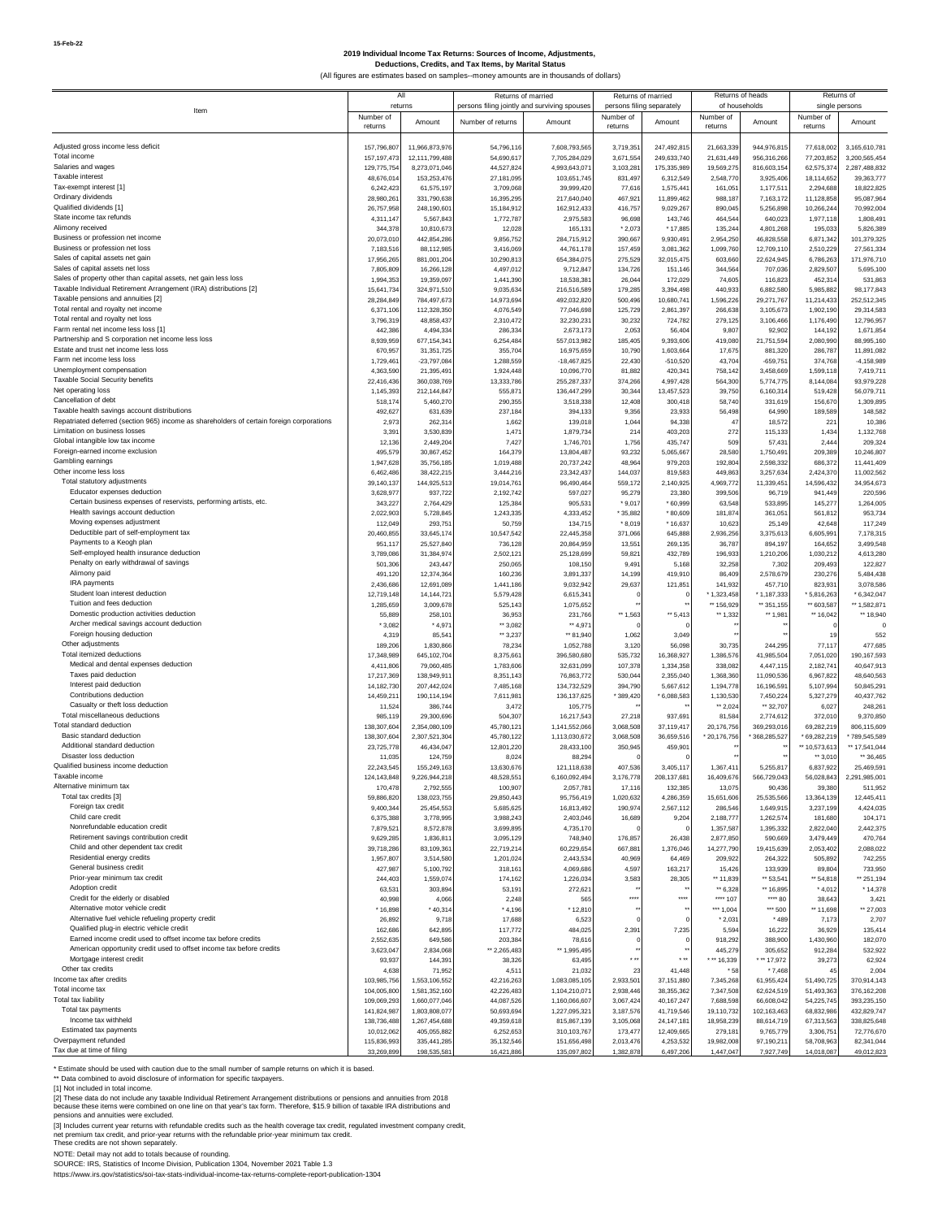15-Feb-22

# 2019 Individual Income Tax Returns: Sources of Income, Adjustments, Deductions, Credits, and Tax Items, by Marital Status

(All figures are estimates based on samples--money amounts are in thousands of dollars)

| Item | All returns | | Returns of married persons filing jointly and surviving spouses | | Returns of married persons filing separately | | Returns of heads of households | | Returns of single persons | |
|---|---|---|---|---|---|---|---|---|---|---|
| | Number of returns | Amount | Number of returns | Amount | Number of returns | Amount | Number of returns | Amount | Number of returns | Amount |
| Adjusted gross income less deficit | 157,796,807 | 11,966,873,976 | 54,796,116 | 7,608,793,565 | 3,719,351 | 247,492,815 | 21,663,339 | 944,976,815 | 77,618,002 | 3,165,610,781 |
| Total income | 157,197,473 | 12,111,799,488 | 54,690,617 | 7,705,284,029 | 3,671,554 | 249,633,740 | 21,631,449 | 956,316,266 | 77,203,852 | 3,200,565,454 |
| Salaries and wages | 129,775,754 | 8,273,071,046 | 44,527,824 | 4,993,643,071 | 3,103,281 | 175,335,989 | 19,569,275 | 816,603,154 | 62,575,374 | 2,287,488,832 |
| Taxable interest | 48,676,014 | 153,253,476 | 27,181,095 | 103,651,745 | 831,497 | 6,312,549 | 2,548,770 | 3,925,406 | 18,114,652 | 39,363,777 |
| Tax-exempt interest [1] | 6,242,423 | 61,575,197 | 3,709,068 | 39,999,420 | 77,616 | 1,575,441 | 161,051 | 1,177,511 | 2,294,688 | 18,822,825 |
| Ordinary dividends | 28,980,261 | 331,790,638 | 16,395,295 | 217,640,040 | 467,921 | 11,899,462 | 988,187 | 7,163,172 | 11,128,858 | 95,087,964 |
| Qualified dividends [1] | 26,757,958 | 248,190,601 | 15,184,912 | 162,912,433 | 416,757 | 9,029,267 | 890,045 | 5,256,898 | 10,266,244 | 70,992,004 |
| State income tax refunds | 4,311,147 | 5,567,843 | 1,772,787 | 2,975,583 | 96,698 | 143,746 | 464,544 | 640,023 | 1,977,118 | 1,808,491 |
| Alimony received | 344,378 | 10,810,673 | 12,028 | 165,131 | * 2,073 | * 17,885 | 135,244 | 4,801,268 | 195,033 | 5,826,389 |
| Business or profession net income | 20,073,010 | 442,854,286 | 9,856,752 | 284,715,912 | 390,667 | 9,930,491 | 2,954,250 | 46,828,558 | 6,871,342 | 101,379,325 |
| Business or profession net loss | 7,183,516 | 88,112,985 | 3,416,069 | 44,761,178 | 157,459 | 3,081,362 | 1,099,760 | 12,709,110 | 2,510,229 | 27,561,334 |
| Sales of capital assets net gain | 17,956,265 | 881,001,204 | 10,290,813 | 654,384,075 | 275,529 | 32,015,475 | 603,660 | 22,624,945 | 6,786,263 | 171,976,710 |
| Sales of capital assets net loss | 7,805,809 | 16,266,128 | 4,497,012 | 9,712,847 | 134,726 | 151,146 | 344,564 | 707,036 | 2,829,507 | 5,695,100 |
| Sales of property other than capital assets, net gain less loss | 1,994,353 | 19,359,097 | 1,441,390 | 18,538,381 | 26,044 | 172,029 | 74,605 | 116,823 | 452,314 | 531,863 |
| Taxable Individual Retirement Arrangement (IRA) distributions [2] | 15,641,734 | 324,971,510 | 9,035,634 | 216,516,589 | 179,285 | 3,394,498 | 440,933 | 6,882,580 | 5,985,882 | 98,177,843 |
| Taxable pensions and annuities [2] | 28,284,849 | 784,497,673 | 14,973,694 | 492,032,820 | 500,496 | 10,680,741 | 1,596,226 | 29,271,767 | 11,214,433 | 252,512,345 |
| Total rental and royalty net income | 6,371,106 | 112,328,350 | 4,076,549 | 77,046,698 | 125,729 | 2,861,397 | 266,638 | 3,105,673 | 1,902,190 | 29,314,583 |
| Total rental and royalty net loss | 3,796,319 | 48,858,437 | 2,310,472 | 32,230,231 | 30,232 | 724,782 | 279,125 | 3,106,466 | 1,176,490 | 12,796,957 |
| Farm rental net income less loss [1] | 442,386 | 4,494,334 | 286,334 | 2,673,173 | 2,053 | 56,404 | 9,807 | 92,902 | 144,192 | 1,671,854 |
| Partnership and S corporation net income less loss | 8,939,959 | 677,154,341 | 6,254,484 | 557,013,982 | 185,405 | 9,393,606 | 419,080 | 21,751,594 | 2,080,990 | 88,995,160 |
| Estate and trust net income less loss | 670,957 | 31,351,725 | 355,704 | 16,975,659 | 10,790 | 1,603,664 | 17,675 | 881,320 | 286,787 | 11,891,082 |
| Farm net income less loss | 1,729,461 | -23,797,084 | 1,288,559 | -18,467,825 | 22,430 | -510,520 | 43,704 | -659,751 | 374,768 | -4,158,989 |
| Unemployment compensation | 4,363,590 | 21,395,491 | 1,924,448 | 10,096,770 | 81,882 | 420,341 | 758,142 | 3,458,669 | 1,599,118 | 7,419,711 |
| Taxable Social Security benefits | 22,416,436 | 360,038,769 | 13,333,786 | 255,287,337 | 374,266 | 4,997,428 | 564,300 | 5,774,775 | 8,144,084 | 93,979,228 |
| Net operating loss | 1,145,393 | 212,144,847 | 555,871 | 136,447,299 | 30,344 | 13,457,523 | 39,750 | 6,160,314 | 519,428 | 56,079,711 |
| Cancellation of debt | 518,174 | 5,460,270 | 290,355 | 3,518,338 | 12,408 | 300,418 | 58,740 | 331,619 | 156,670 | 1,309,895 |
| Taxable health savings account distributions | 492,627 | 631,639 | 237,184 | 394,133 | 9,356 | 23,933 | 56,498 | 64,990 | 189,589 | 148,582 |
| Repatriated deferred (section 965) income as shareholders of certain foreign corporations | 2,973 | 262,314 | 1,662 | 139,018 | 1,044 | 94,338 | 47 | 18,572 | 221 | 10,386 |
| Limitation on business losses | 3,391 | 3,530,839 | 1,471 | 1,879,734 | 214 | 403,203 | 272 | 115,133 | 1,434 | 1,132,768 |
| Global intangible low tax income | 12,136 | 2,449,204 | 7,427 | 1,746,701 | 1,756 | 435,747 | 509 | 57,431 | 2,444 | 209,324 |
| Foreign-earned income exclusion | 495,579 | 30,867,452 | 164,379 | 13,804,487 | 93,232 | 5,065,667 | 28,580 | 1,750,491 | 209,389 | 10,246,807 |
| Gambling earnings | 1,947,628 | 35,756,185 | 1,019,488 | 20,737,242 | 48,964 | 979,203 | 192,804 | 2,598,332 | 686,372 | 11,441,409 |
| Other income less loss | 6,462,486 | 38,422,215 | 3,444,216 | 23,342,437 | 144,037 | 819,583 | 449,863 | 3,257,634 | 2,424,370 | 11,002,562 |
| Total statutory adjustments | 39,140,137 | 144,925,513 | 19,014,761 | 96,490,464 | 559,172 | 2,140,925 | 4,969,772 | 11,339,451 | 14,596,432 | 34,954,673 |
| Educator expenses deduction | 3,628,977 | 937,722 | 2,192,742 | 597,027 | 95,279 | 23,380 | 399,506 | 96,719 | 941,449 | 220,596 |
| Certain business expenses of reservists, performing artists, etc. | 343,227 | 2,764,429 | 125,384 | 905,531 | * 9,017 | * 60,999 | 63,548 | 533,895 | 145,277 | 1,264,005 |
| Health savings account deduction | 2,022,903 | 5,728,845 | 1,243,335 | 4,333,452 | * 35,882 | * 80,609 | 181,874 | 361,051 | 561,812 | 953,734 |
| Moving expenses adjustment | 112,049 | 293,751 | 50,759 | 134,715 | * 8,019 | * 16,637 | 10,623 | 25,149 | 42,648 | 117,249 |
| Deductible part of self-employment tax | 20,460,855 | 33,645,174 | 10,547,542 | 22,445,358 | 371,066 | 645,888 | 2,936,256 | 3,375,613 | 6,605,991 | 7,178,315 |
| Payments to a Keogh plan | 951,117 | 25,527,840 | 736,128 | 20,864,959 | 13,551 | 269,135 | 36,787 | 894,197 | 164,652 | 3,499,548 |
| Self-employed health insurance deduction | 3,789,086 | 31,384,974 | 2,502,121 | 25,128,699 | 59,821 | 432,789 | 196,933 | 1,210,206 | 1,030,212 | 4,613,280 |
| Penalty on early withdrawal of savings | 501,306 | 243,447 | 250,065 | 108,150 | 9,491 | 5,168 | 32,258 | 7,302 | 209,493 | 122,827 |
| Alimony paid | 491,120 | 12,374,364 | 160,236 | 3,891,337 | 14,199 | 419,910 | 86,409 | 2,578,679 | 230,276 | 5,484,438 |
| IRA payments | 2,436,686 | 12,691,089 | 1,441,186 | 9,032,942 | 29,637 | 121,851 | 141,932 | 457,710 | 823,931 | 3,078,586 |
| Student loan interest deduction | 12,719,148 | 14,144,721 | 5,579,428 | 6,615,341 | 0 | 0 | * 1,323,458 | * 1,187,333 | * 5,816,263 | * 6,342,047 |
| Tuition and fees deduction | 1,285,659 | 3,009,678 | 525,143 | 1,075,652 | ** | ** | ** 156,929 | ** 351,155 | ** 603,587 | ** 1,582,871 |
| Domestic production activities deduction | 55,889 | 258,101 | 36,953 | 231,766 | ** 1,563 | ** 5,413 | ** 1,332 | ** 1,981 | ** 16,042 | ** 18,940 |
| Archer medical savings account deduction | * 3,082 | * 4,971 | ** 3,082 | ** 4,971 | 0 | 0 | ** | ** | 0 | 0 |
| Foreign housing deduction | 4,319 | 85,541 | ** 3,237 | ** 81,940 | 1,062 | 3,049 | ** | ** | 19 | 552 |
| Other adjustments | 189,206 | 1,830,866 | 78,234 | 1,052,788 | 3,120 | 56,098 | 30,735 | 244,295 | 77,117 | 477,685 |
| Total itemized deductions | 17,348,989 | 645,102,704 | 8,375,661 | 396,580,680 | 535,732 | 16,368,927 | 1,386,576 | 41,985,504 | 7,051,020 | 190,167,593 |
| Medical and dental expenses deduction | 4,411,806 | 79,060,485 | 1,783,606 | 32,631,099 | 107,378 | 1,334,358 | 338,082 | 4,447,115 | 2,182,741 | 40,647,913 |
| Taxes paid deduction | 17,217,369 | 138,949,911 | 8,351,143 | 76,863,772 | 530,044 | 2,355,040 | 1,368,360 | 11,090,536 | 6,967,822 | 48,640,563 |
| Interest paid deduction | 14,182,730 | 207,442,024 | 7,485,168 | 134,732,529 | 394,790 | 5,667,612 | 1,194,778 | 16,196,591 | 5,107,994 | 50,845,291 |
| Contributions deduction | 14,459,211 | 190,114,194 | 7,611,981 | 136,137,625 | * 389,420 | * 6,088,583 | 1,130,530 | 7,450,224 | 5,327,279 | 40,437,762 |
| Casualty or theft loss deduction | 11,524 | 386,744 | 3,472 | 105,775 | ** | ** | ** 2,024 | ** 32,707 | 6,027 | 248,261 |
| Total miscellaneous deductions | 985,119 | 29,300,696 | 504,307 | 16,217,543 | 27,218 | 937,691 | 81,584 | 2,774,612 | 372,010 | 9,370,850 |
| Total standard deduction | 138,307,604 | 2,354,080,109 | 45,780,121 | 1,141,552,066 | 3,068,508 | 37,119,417 | 20,176,756 | 369,293,016 | 69,282,219 | 806,115,609 |
| Basic standard deduction | 138,307,604 | 2,307,521,304 | 45,780,122 | 1,113,030,672 | 3,068,508 | 36,659,516 | * 20,176,756 | * 368,285,527 | * 69,282,219 | * 789,545,589 |
| Additional standard deduction | 23,725,778 | 46,434,047 | 12,801,220 | 28,433,100 | 350,945 | 459,901 | ** | ** | ** 10,573,613 | ** 17,541,044 |
| Disaster loss deduction | 11,035 | 124,759 | 8,024 | 88,294 | 0 | 0 | ** | ** | ** 3,010 | ** 36,465 |
| Qualified business income deduction | 22,243,545 | 155,249,163 | 13,630,676 | 121,118,638 | 407,536 | 3,405,117 | 1,367,411 | 5,255,817 | 6,837,922 | 25,469,591 |
| Taxable income | 124,143,848 | 9,226,944,218 | 48,528,551 | 6,160,092,494 | 3,176,778 | 208,137,681 | 16,409,676 | 566,729,043 | 56,028,843 | 2,291,985,001 |
| Alternative minimum tax | 170,478 | 2,792,555 | 100,907 | 2,057,781 | 17,116 | 132,385 | 13,075 | 90,436 | 39,380 | 511,952 |
| Total tax credits [3] | 59,886,820 | 138,023,755 | 29,850,443 | 95,756,419 | 1,020,632 | 4,286,359 | 15,651,606 | 25,535,566 | 13,364,139 | 12,445,411 |
| Foreign tax credit | 9,400,344 | 25,454,553 | 5,685,625 | 16,813,492 | 190,974 | 2,567,112 | 286,546 | 1,649,915 | 3,237,199 | 4,424,035 |
| Child care credit | 6,375,388 | 3,778,995 | 3,988,243 | 2,403,046 | 16,689 | 9,204 | 2,188,777 | 1,262,574 | 181,680 | 104,171 |
| Nonrefundable education credit | 7,879,521 | 8,572,878 | 3,699,895 | 4,735,170 | 0 | 0 | 1,357,587 | 1,395,332 | 2,822,040 | 2,442,375 |
| Retirement savings contribution credit | 9,629,285 | 1,836,811 | 3,095,129 | 748,940 | 176,857 | 26,438 | 2,877,850 | 590,669 | 3,479,449 | 470,764 |
| Child and other dependent tax credit | 39,718,286 | 83,109,361 | 22,719,214 | 60,229,654 | 667,881 | 1,376,046 | 14,277,790 | 19,415,639 | 2,053,402 | 2,088,022 |
| Residential energy credits | 1,957,807 | 3,514,580 | 1,201,024 | 2,443,534 | 40,969 | 64,469 | 209,922 | 264,322 | 505,892 | 742,255 |
| General business credit | 427,987 | 5,100,792 | 318,161 | 4,069,686 | 4,597 | 163,217 | 15,426 | 133,939 | 89,804 | 733,950 |
| Prior-year minimum tax credit | 244,403 | 1,559,074 | 174,162 | 1,226,034 | 3,583 | 28,305 | ** 11,839 | ** 53,541 | ** 54,818 | ** 251,194 |
| Adoption credit | 63,531 | 303,894 | 53,191 | 272,621 | ** | ** | ** 6,328 | ** 16,895 | * 4,012 | * 14,378 |
| Credit for the elderly or disabled | 40,998 | 4,066 | 2,248 | 565 | **** | **** | **** 107 | **** 80 | 38,643 | 3,421 |
| Alternative motor vehicle credit | * 16,898 | * 40,314 | * 4,196 | * 12,810 | ** | ** | *** 1,004 | *** 500 | ** 11,698 | ** 27,003 |
| Alternative fuel vehicle refueling property credit | 26,892 | 9,718 | 17,688 | 6,523 | 0 | 0 | * 2,031 | * 489 | 7,173 | 2,707 |
| Qualified plug-in electric vehicle credit | 162,686 | 642,895 | 117,772 | 484,025 | 2,391 | 7,235 | 5,594 | 16,222 | 36,929 | 135,414 |
| Earned income credit used to offset income tax before credits | 2,552,635 | 649,586 | 203,384 | 78,616 | 0 | 0 | 918,292 | 388,900 | 1,430,960 | 182,070 |
| American opportunity credit used to offset income tax before credits | 3,623,047 | 2,834,068 | ** 2,265,483 | ** 1,995,495 | ** | ** | 445,279 | 305,652 | 912,284 | 532,922 |
| Mortgage interest credit | 93,937 | 144,391 | 38,326 | 63,495 | * ** | * ** | * ** 16,339 | * ** 17,972 | 39,273 | 62,924 |
| Other tax credits | 4,638 | 71,952 | 4,511 | 21,032 | 23 | 41,448 | * 58 | * 7,468 | 45 | 2,004 |
| Income tax after credits | 103,985,756 | 1,553,106,552 | 42,216,263 | 1,083,085,105 | 2,933,501 | 37,151,880 | 7,345,268 | 61,955,424 | 51,490,725 | 370,914,143 |
| Total income tax | 104,005,800 | 1,581,352,160 | 42,226,483 | 1,104,210,071 | 2,938,446 | 38,355,362 | 7,347,508 | 62,624,519 | 51,493,363 | 376,162,208 |
| Total tax liability | 109,069,293 | 1,660,077,046 | 44,087,526 | 1,160,066,607 | 3,067,424 | 40,167,247 | 7,688,598 | 66,608,042 | 54,225,745 | 393,235,150 |
| Total tax payments | 141,824,987 | 1,803,808,077 | 50,693,694 | 1,227,095,321 | 3,187,576 | 41,719,546 | 19,110,732 | 102,163,463 | 68,832,986 | 432,829,747 |
| Income tax withheld | 138,736,488 | 1,267,454,688 | 49,359,618 | 815,867,139 | 3,105,068 | 24,147,181 | 18,958,239 | 88,614,719 | 67,313,563 | 338,825,648 |
| Estimated tax payments | 10,012,062 | 405,055,882 | 6,252,653 | 310,103,767 | 173,477 | 12,409,665 | 279,181 | 9,765,779 | 3,306,751 | 72,776,670 |
| Overpayment refunded | 115,836,993 | 335,441,285 | 35,132,546 | 151,656,498 | 2,013,476 | 4,253,532 | 19,982,008 | 97,190,211 | 58,708,963 | 82,341,044 |
| Tax due at time of filing | 33,269,899 | 198,535,581 | 16,421,886 | 135,097,802 | 1,382,878 | 6,497,206 | 1,447,047 | 7,927,749 | 14,018,087 | 49,012,823 |

\* Estimate should be used with caution due to the small number of sample returns on which it is based.

** Data combined to avoid disclosure of information for specific taxpayers.

[1] Not included in total income.

[2] These data do not include any taxable Individual Retirement Arrangement distributions or pensions and annuities from 2018 because these items were combined on one line on that year's tax form. Therefore, $15.9 billion of taxable IRA distributions and pensions and annuities were excluded.

[3] Includes current year returns with refundable credits such as the health coverage tax credit, regulated investment company credit, net premium tax credit, and prior-year returns with the refundable prior-year minimum tax credit. These credits are not shown separately.

NOTE: Detail may not add to totals because of rounding.

SOURCE: IRS, Statistics of Income Division, Publication 1304, November 2021 Table 1.3

https://www.irs.gov/statistics/soi-tax-stats-individual-income-tax-returns-complete-report-publication-1304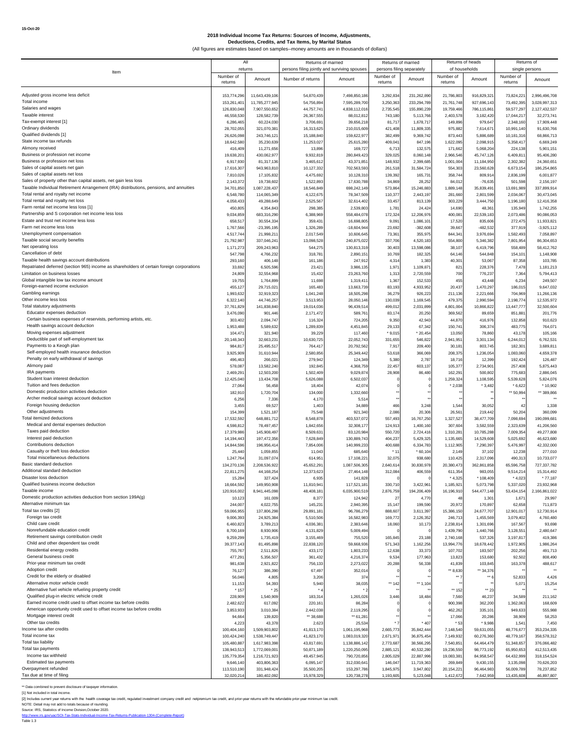15-Oct-20

## 2018 Individual Income Tax Returns: Sources of Income, Adjustments, Deductions, Credits, and Tax Items, by Marital Status

(All figures are estimates based on samples--money amounts are in thousands of dollars)

| Item | All returns | | Returns of married persons filing jointly and surviving spouses | | Returns of married persons filing separately | | Returns of heads of households | | Returns of single persons | |
|---|---|---|---|---|---|---|---|---|---|---|
| | Number of returns | Amount | Number of returns | Amount | Number of returns | Amount | Number of returns | Amount | Number of returns | Amount |
| Adjusted gross income less deficit | 153,774,296 | 11,643,439,106 | 54,870,439 | 7,498,850,186 | 3,292,834 | 231,262,890 | 21,786,803 | 916,829,321 | 73,824,221 | 2,996,496,708 |
| Total income | 153,261,401 | 11,785,277,945 | 54,756,894 | 7,595,289,700 | 3,250,363 | 233,294,789 | 21,761,748 | 927,696,143 | 73,492,395 | 3,028,997,313 |
| Salaries and wages | 126,830,048 | 7,907,550,652 | 44,757,741 | 4,838,112,016 | 2,735,545 | 155,890,239 | 19,759,466 | 786,115,861 | 59,577,297 | 2,127,432,537 |
| Taxable interest | 46,558,530 | 128,582,739 | 26,367,555 | 88,012,812 | 743,180 | 5,113,766 | 2,403,578 | 3,182,420 | 17,044,217 | 32,273,741 |
| Tax-exempt interest [1] | 6,286,465 | 60,224,030 | 3,706,691 | 39,656,218 | 81,717 | 1,678,717 | 149,896 | 979,647 | 2,348,160 | 17,909,448 |
| Ordinary dividends | 28,702,055 | 321,070,381 | 16,313,625 | 210,015,609 | 421,408 | 11,809,335 | 975,882 | 7,614,671 | 10,991,140 | 91,630,766 |
| Qualified dividends [1] | 26,626,098 | 243,746,121 | 15,188,840 | 159,622,977 | 382,499 | 9,369,742 | 873,443 | 5,886,689 | 10,181,316 | 68,866,713 |
| State income tax refunds | 18,642,580 | 35,230,639 | 11,253,027 | 25,615,280 | 409,041 | 847,196 | 1,622,095 | 2,098,915 | 5,358,417 | 6,669,249 |
| Alimony received | 416,409 | 11,271,656 | 13,896 | 169,727 | 6,713 | 132,575 | 171,662 | 5,068,204 | 224,138 | 5,901,151 |
| Business or profession net income | 19,638,201 | 430,062,977 | 9,932,819 | 280,849,423 | 329,025 | 8,060,148 | 2,966,546 | 45,747,126 | 6,409,811 | 95,406,280 |
| Business or profession net loss | 6,917,930 | 81,317,136 | 3,465,612 | 43,371,851 | 148,932 | 2,399,685 | 1,001,004 | 11,184,950 | 2,302,382 | 24,360,651 |
| Sales of capital assets net gain | 17,616,307 | 943,963,810 | 10,127,332 | 702,563,593 | 261,518 | 31,584,724 | 554,303 | 23,560,628 | 6,673,154 | 186,254,865 |
| Sales of capital assets net loss | 7,810,026 | 17,105,832 | 4,475,692 | 10,128,310 | 139,392 | 165,731 | 358,744 | 809,914 | 2,836,199 | 6,001,877 |
| Sales of property other than capital assets, net gain less loss | 2,143,372 | 19,738,602 | 1,522,893 | 17,630,788 | 34,869 | 28,252 | 84,012 | -76,635 | 501,598 | 2,156,197 |
| Taxable Individual Retirement Arrangement (IRA) distributions, pensions, and annuities | 34,701,850 | 1,087,228,437 | 18,546,849 | 698,242,149 | 573,864 | 15,246,883 | 1,889,148 | 35,839,491 | 13,691,989 | 337,899,914 |
| Total rental and royalty net income | 6,548,780 | 114,065,349 | 4,122,675 | 78,347,509 | 110,377 | 2,443,197 | 281,660 | 2,801,599 | 2,034,067 | 30,473,045 |
| Total rental and royalty net loss | 4,058,433 | 49,288,649 | 2,525,567 | 32,614,402 | 33,457 | 813,139 | 303,229 | 3,444,750 | 1,196,180 | 12,416,358 |
| Farm rental net income less loss [1] | 450,805 | 4,354,843 | 298,385 | 2,539,803 | 1,781 | 24,424 | 14,690 | 48,361 | 135,949 | 1,742,255 |
| Partnership and S corporation net income less loss | 9,034,859 | 683,316,290 | 6,388,969 | 558,484,078 | 172,324 | 12,206,976 | 400,081 | 22,539,183 | 2,073,486 | 90,086,053 |
| Estate and trust net income less loss | 658,517 | 30,554,334 | 359,431 | 16,698,805 | 9,091 | 1,086,101 | 17,520 | 835,606 | 272,475 | 11,933,821 |
| Farm net income less loss | 1,767,566 | -23,395,195 | 1,326,289 | -18,604,944 | 23,692 | -382,608 | 39,667 | -482,532 | 377,919 | -3,925,112 |
| Unemployment compensation | 4,517,744 | 21,998,211 | 2,017,549 | 10,606,645 | 73,361 | 355,975 | 844,341 | 3,976,694 | 1,582,493 | 7,058,897 |
| Taxable social security benefits | 21,792,987 | 337,046,241 | 13,098,528 | 240,875,022 | 337,706 | 4,520,183 | 554,800 | 5,346,382 | 7,801,954 | 86,304,653 |
| Net operating loss | 1,171,273 | 209,243,963 | 544,275 | 130,813,319 | 30,403 | 13,598,086 | 38,107 | 6,419,796 | 558,489 | 58,412,762 |
| Cancellation of debt | 547,798 | 4,766,232 | 318,781 | 2,890,151 | 10,769 | 182,325 | 64,146 | 544,848 | 154,101 | 1,148,908 |
| Taxable health savings account distributions | 293,160 | 406,148 | 161,186 | 247,912 | 4,314 | 1,383 | 40,301 | 53,067 | 87,358 | 103,785 |
| Repatriated deferred (section 965) income as shareholders of certain foreign corporations | 33,692 | 6,505,596 | 23,421 | 3,986,135 | 1,971 | 1,109,871 | 821 | 228,376 | 7,478 | 1,181,213 |
| Limitation on business losses | 24,809 | 32,554,968 | 15,432 | 23,263,760 | 1,313 | 2,720,559 | 700 | 776,237 | 7,364 | 5,794,413 |
| Global intangible low tax income amount | 19,755 | 1,764,899 | 11,698 | 1,319,411 | 1,367 | 152,533 | 455 | 43,448 | 6,234 | 249,507 |
| Foreign-earned income exclusion | 455,127 | 29,715,021 | 165,483 | 13,663,739 | 83,193 | 4,933,952 | 20,437 | 1,470,297 | 186,015 | 9,647,032 |
| Gambling earnings | 1,993,632 | 32,919,323 | 1,041,248 | 18,505,298 | 36,279 | 926,223 | 211,136 | 2,221,666 | 704,969 | 11,266,136 |
| Other income less loss | 6,322,140 | 44,746,257 | 3,513,953 | 28,050,146 | 130,039 | 1,169,545 | 479,375 | 2,990,594 | 2,198,774 | 12,535,972 |
| Total statutory adjustments | 37,761,829 | 141,838,840 | 19,014,036 | 96,439,514 | 499,012 | 2,031,899 | 4,801,004 | 10,866,822 | 13,447,777 | 32,500,604 |
| Educator expenses deduction | 3,476,090 | 901,446 | 2,171,472 | 589,761 | 83,174 | 20,250 | 369,562 | 89,659 | 851,881 | 201,776 |
| Certain business expenses of reservists, performing artists, etc. | 303,402 | 2,094,747 | 116,324 | 724,205 | 9,350 | 42,943 | 44,870 | 416,976 | 132,858 | 910,623 |
| Health savings account deduction | 1,953,488 | 5,589,632 | 1,289,839 | 4,451,845 | 29,133 | 67,342 | 150,741 | 306,374 | 483,775 | 764,071 |
| Moving expenses adjustment | 104,471 | 321,940 | 39,229 | 117,460 | * 9,015 | * 20,454 | 13,050 | 78,860 | 43,178 | 105,166 |
| Deductible part of self-employment tax | 20,148,343 | 32,663,231 | 10,630,725 | 22,052,743 | 331,655 | 546,822 | 2,941,951 | 3,301,134 | 6,244,012 | 6,762,531 |
| Payments to a Keogh plan | 984,817 | 25,495,517 | 764,417 | 20,792,562 | 7,917 | 209,400 | 30,181 | 803,745 | 182,301 | 3,689,811 |
| Self-employed health insurance deduction | 3,925,909 | 31,610,944 | 2,580,856 | 25,349,442 | 53,618 | 366,069 | 208,375 | 1,236,054 | 1,083,060 | 4,659,378 |
| Penalty on early withdrawal of savings | 496,463 | 266,021 | 279,942 | 124,349 | 5,380 | 2,787 | 18,716 | 12,399 | 192,424 | 126,487 |
| Alimony paid | 578,087 | 13,582,240 | 192,845 | 4,368,759 | 22,457 | 603,137 | 105,377 | 2,734,901 | 257,408 | 5,875,443 |
| IRA payments | 2,469,291 | 12,503,200 | 1,502,409 | 9,029,874 | 28,908 | 86,480 | 162,291 | 500,802 | 775,683 | 2,886,045 |
| Student loan interest deduction | 12,425,040 | 13,434,708 | 5,626,088 | 6,502,037 | 0 | 0 | 1,259,324 | 1,108,595 | 5,539,628 | 5,824,076 |
| Tuition and fees deduction | 27,064 | 56,458 | 18,404 | 42,074 | 0 | 0 | * 2,038 | * 3,482 | * 6,622 | * 10,902 |
| Domestic production activities deduction | 182,910 | 1,720,704 | 134,000 | 1,332,660 | ** | ** | ** | ** | ** 50,994 | ** 389,866 |
| Archer medical savings account deduction | 6,256 | 7,336 | 4,170 | 5,514 | ** | ** | ** | ** | ** | ** |
| Foreign housing deduction | 3,455 | 69,527 | 1,403 | 34,889 | 466 | 3,248 | 1,544 | 30,052 | 42 | 1,338 |
| Other adjustments | 154,399 | 1,521,187 | 75,548 | 921,340 | 2,086 | 20,306 | 26,561 | 219,442 | 50,204 | 360,099 |
| Total itemized deductions | 17,532,592 | 648,881,712 | 8,548,878 | 403,537,072 | 557,493 | 16,767,250 | 1,327,527 | 38,477,709 | 7,098,694 | 190,099,681 |
| Medical and dental expenses deduction | 4,598,812 | 78,497,457 | 1,842,656 | 32,308,177 | 124,913 | 1,400,160 | 307,604 | 3,582,559 | 2,323,639 | 41,206,560 |
| Taxes paid deduction | 17,379,986 | 145,908,497 | 8,509,631 | 83,120,984 | 550,720 | 2,724,416 | 1,310,281 | 10,785,288 | 7,009,354 | 49,277,808 |
| Interest paid deduction | 14,194,443 | 197,472,356 | 7,628,849 | 130,889,743 | 404,237 | 5,429,325 | 1,135,665 | 14,529,608 | 5,025,692 | 46,623,680 |
| Contributions deduction | 14,844,596 | 196,956,414 | 7,854,006 | 140,999,233 | 400,688 | 6,334,783 | 1,112,905 | 7,290,397 | 5,476,997 | 42,332,000 |
| Casualty or theft loss deduction | 25,440 | 1,059,855 | 11,043 | 685,640 | * 11 | * 60,104 | 2,149 | 37,102 | 12,238 | 277,010 |
| Total miscellaneous deductions | 1,247,764 | 31,097,074 | 614,951 | 17,108,221 | 32,075 | 938,680 | 110,425 | 2,317,096 | 490,313 | 10,733,077 |
| Basic standard deduction | 134,270,136 | 2,208,536,922 | 45,652,291 | 1,087,506,305 | 2,640,614 | 30,830,978 | 20,380,473 | 362,861,858 | 65,596,758 | 727,337,782 |
| Additional standard deduction | 22,811,275 | 44,168,254 | 12,373,623 | 27,464,148 | 312,084 | 406,559 | 611,354 | 983,055 | 9,514,214 | 15,314,492 |
| Disaster loss deduction | 15,284 | 327,424 | 6,935 | 141,828 | 0 | 0 | * 4,325 | * 108,409 | * 4,023 | * 77,187 |
| Qualified business income deduction | 18,664,592 | 149,950,908 | 11,810,941 | 117,521,181 | 330,710 | 3,422,961 | 1,185,921 | 5,073,798 | 5,337,020 | 23,932,968 |
| Taxable income | 120,916,002 | 8,941,445,098 | 48,408,181 | 6,035,900,519 | 2,876,759 | 194,206,409 | 16,196,910 | 544,477,148 | 53,434,154 | 2,166,861,022 |
| Domestic production activities deduction from section 199A(g) | 10,123 | 161,009 | 8,377 | 124,942 | 27 | 4,770 | 48 | 1,301 | 1,671 | 29,997 |
| Alternative minimum tax | 244,007 | 4,022,755 | 145,231 | 2,940,395 | 15,147 | 199,590 | 20,972 | 170,897 | 62,658 | 711,873 |
| Total tax credits [2] | 59,066,955 | 137,806,298 | 29,891,181 | 96,786,279 | 888,607 | 3,611,397 | 15,386,150 | 24,677,707 | 12,901,017 | 12,730,914 |
| Foreign tax credit | 9,006,393 | 24,925,384 | 5,510,506 | 16,582,983 | 169,772 | 2,126,352 | 246,713 | 1,455,569 | 3,079,402 | 4,760,480 |
| Child care credit | 6,460,823 | 3,789,213 | 4,036,381 | 2,383,646 | 18,060 | 10,173 | 2,238,814 | 1,301,696 | 167,567 | 93,698 |
| Nonrefundable education credit | 8,700,169 | 8,930,906 | 4,131,829 | 5,009,494 | 0 | 0 | 1,439,790 | 1,440,766 | 3,128,551 | 2,480,647 |
| Retirement savings contribution credit | 9,259,299 | 1,735,419 | 3,155,469 | 755,520 | 165,845 | 23,188 | 2,740,168 | 537,326 | 3,197,817 | 419,386 |
| Child and other dependent tax credit | 39,377,143 | 81,495,898 | 22,838,120 | 59,668,936 | 571,343 | 1,162,256 | 13,994,776 | 18,678,442 | 1,972,905 | 1,986,264 |
| Residential energy credits | 755,767 | 2,511,826 | 433,172 | 1,803,233 | 12,638 | 33,373 | 107,702 | 183,507 | 202,256 | 491,713 |
| General business credit | 477,291 | 5,356,507 | 361,432 | 4,216,374 | 9,534 | 177,963 | 13,823 | 153,680 | 92,502 | 808,490 |
| Prior-year minimum tax credit | 981,638 | 2,921,822 | 756,133 | 2,273,022 | 20,288 | 56,338 | 41,839 | 103,845 | 163,378 | 488,617 |
| Adoption credit | 76,127 | 386,390 | 67,497 | 352,014 | 0 | 0 | ** 8,630 | ** 34,376 | ** | ** |
| Credit for the elderly or disabled | 56,046 | 4,805 | 3,206 | 374 | ** | ** | ** 7 | ** 6 | 52,833 | 4,426 |
| Alternative motor vehicle credit | 11,153 | 54,393 | 5,940 | 38,035 | ** 142 | ** 1,104 | ** | ** | 5,071 | 15,254 |
| Alternative fuel vehicle refueling property credit | * 157 | * 25 | * 4 | * 2 | ** | ** | ** 152 | ** 23 | ** | ** |
| Qualified plug-in electric vehicle credit | 228,909 | 1,540,909 | 183,314 | 1,265,026 | 3,446 | 18,484 | 7,560 | 46,237 | 34,589 | 211,162 |
| Earned income credit used to offset income tax before credits | 2,482,622 | 617,092 | 220,161 | 86,284 | 0 | 0 | 900,398 | 362,200 | 1,362,063 | 168,609 |
| American opportunity credit used to offset income tax before credits | 3,853,933 | 3,010,384 | 2,442,038 | 2,119,295 | 0 | 0 | 462,262 | 335,101 | 949,633 | 555,988 |
| Mortgage interest credit | 94,664 | 139,820 | ** 38,688 | ** 61,281 | ** | ** | 17,066 | 20,286 | 38,909 | 58,253 |
| Other tax credits | 4,223 | 43,378 | 2,623 | 25,534 | * 7 | * 407 | * 53 | * 9,986 | 1,541 | 7,450 |
| Income tax after credits | 100,404,160 | 1,509,903,802 | 41,813,170 | 1,061,195,968 | 2,665,773 | 35,842,444 | 7,148,540 | 59,631,055 | 48,776,677 | 353,234,335 |
| Total income tax | 100,424,240 | 1,538,749,447 | 41,823,170 | 1,083,019,320 | 2,671,971 | 36,875,454 | 7,149,932 | 60,276,360 | 48,779,167 | 358,578,312 |
| Total tax liability | 105,480,887 | 1,617,983,398 | 43,817,691 | 1,138,886,142 | 2,773,687 | 38,566,295 | 7,540,851 | 64,464,479 | 51,348,657 | 376,066,482 |
| Total tax payments | 138,943,513 | 1,772,069,001 | 50,871,189 | 1,220,250,095 | 2,885,121 | 40,532,280 | 19,236,550 | 98,773,192 | 65,950,653 | 412,513,435 |
| Income tax withheld | 135,779,354 | 1,216,721,923 | 49,457,945 | 790,720,856 | 2,805,029 | 22,887,996 | 19,083,381 | 84,958,547 | 64,432,999 | 318,154,524 |
| Estimated tax payments | 9,646,140 | 403,806,363 | 6,095,147 | 312,030,641 | 146,047 | 11,719,363 | 269,849 | 9,430,155 | 3,135,098 | 70,626,203 |
| Overpayment refunded | 113,510,190 | 331,948,424 | 35,500,205 | 153,297,786 | 1,845,975 | 3,947,802 | 20,154,221 | 96,464,983 | 56,009,789 | 78,237,852 |
| Tax due at time of filing | 32,020,214 | 180,402,092 | 15,978,329 | 120,738,278 | 1,193,605 | 5,123,048 | 1,412,672 | 7,642,959 | 13,435,608 | 46,897,807 |

** Data combined to prevent disclosure of taxpayer information.

[1] Not included in total income.

[2] Includes current year returns with the health coverage tax credit, regulated investment company credit and netpremium tax credit, and prior-year returns with the refundable prior-year minimum tax credit.

NOTE: Detail may not add to totals because of rounding.

Source: IRS, Statistics of Income Division,October 2020.

http://www.irs.gov/uac/SOI-Tax-Stats-Individual-Income-Tax-Returns-Publication-1304-(Complete-Report)

Table 1.3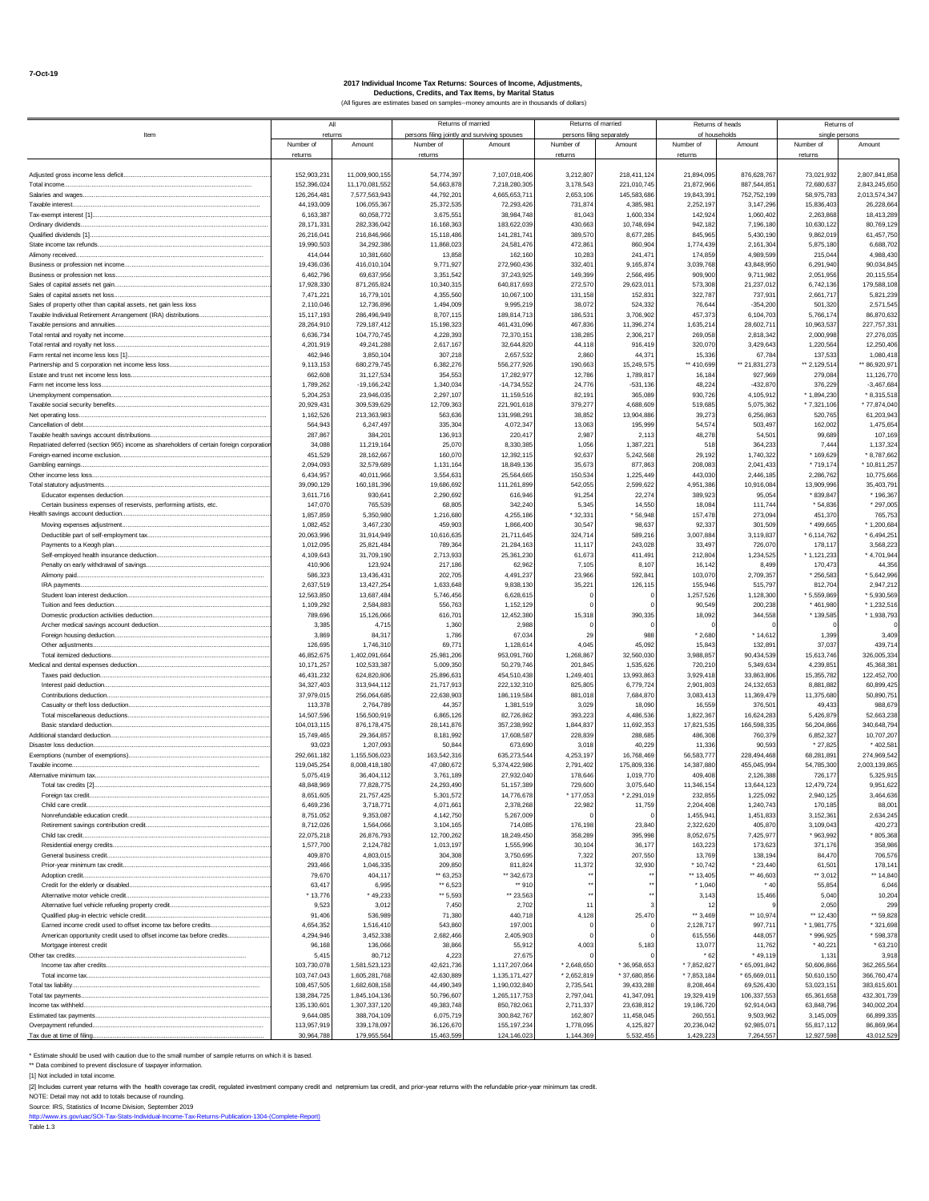7-Oct-19

# 2017 Individual Income Tax Returns: Sources of Income, Adjustments, Deductions, Credits, and Tax Items, by Marital Status

(All figures are estimates based on samples--money amounts are in thousands of dollars)

| Item | All returns | | Returns of married persons filing jointly and surviving spouses | | Returns of married persons filing separately | | Returns of heads of households | | Returns of single persons | |
|---|---|---|---|---|---|---|---|---|---|---|
| | Number of returns | Amount | Number of returns | Amount | Number of returns | Amount | Number of returns | Amount | Number of returns | Amount |
| Adjusted gross income less deficit | 152,903,231 | 11,009,900,155 | 54,774,397 | 7,107,018,406 | 3,212,807 | 218,411,124 | 21,894,095 | 876,628,767 | 73,021,932 | 2,807,841,858 |
| Total income | 152,396,024 | 11,170,081,552 | 54,663,878 | 7,218,280,305 | 3,178,543 | 221,010,745 | 21,872,966 | 887,544,851 | 72,680,637 | 2,843,245,650 |
| Salaries and wages | 126,264,481 | 7,577,563,943 | 44,792,201 | 4,665,653,711 | 2,653,106 | 145,583,686 | 19,843,391 | 752,752,199 | 58,975,783 | 2,013,574,347 |
| Taxable interest | 44,193,009 | 106,055,367 | 25,372,535 | 72,293,426 | 731,874 | 4,385,981 | 2,252,197 | 3,147,296 | 15,836,403 | 26,228,664 |
| Tax-exempt interest [1] | 6,163,387 | 60,058,772 | 3,675,551 | 38,984,748 | 81,043 | 1,600,334 | 142,924 | 1,060,402 | 2,263,868 | 18,413,289 |
| Ordinary dividends | 28,171,331 | 282,336,042 | 16,168,363 | 183,622,039 | 430,663 | 10,748,694 | 942,182 | 7,196,180 | 10,630,122 | 80,769,129 |
| Qualified dividends [1] | 26,216,041 | 216,846,966 | 15,118,486 | 141,281,741 | 389,570 | 8,677,285 | 845,965 | 5,430,190 | 9,862,019 | 61,457,750 |
| State income tax refunds | 19,990,503 | 34,292,386 | 11,868,023 | 24,581,476 | 472,861 | 860,904 | 1,774,439 | 2,161,304 | 5,875,180 | 6,688,702 |
| Alimony received | 414,044 | 10,381,660 | 13,858 | 162,160 | 10,283 | 241,471 | 174,859 | 4,989,599 | 215,044 | 4,988,430 |
| Business or profession net income | 19,436,036 | 416,010,104 | 9,771,927 | 272,960,436 | 332,401 | 9,165,874 | 3,039,768 | 43,848,950 | 6,291,940 | 90,034,845 |
| Business or profession net loss | 6,462,796 | 69,637,956 | 3,351,542 | 37,243,925 | 149,399 | 2,566,495 | 909,900 | 9,711,982 | 2,051,956 | 20,115,554 |
| Sales of capital assets net gain | 17,928,330 | 871,265,824 | 10,340,315 | 640,817,693 | 272,570 | 29,623,011 | 573,308 | 21,237,012 | 6,742,136 | 179,588,108 |
| Sales of capital assets net loss | 7,471,221 | 16,779,101 | 4,355,560 | 10,067,100 | 131,158 | 152,831 | 322,787 | 737,931 | 2,661,717 | 5,821,239 |
| Sales of property other than capital assets, net gain less loss | 2,110,046 | 12,736,896 | 1,494,009 | 9,995,219 | 38,072 | 524,332 | 76,644 | -354,200 | 501,320 | 2,571,545 |
| Taxable Individual Retirement Arrangement (IRA) distributions | 15,117,193 | 286,496,949 | 8,707,115 | 189,814,713 | 186,531 | 3,706,902 | 457,373 | 6,104,703 | 5,766,174 | 86,870,632 |
| Taxable pensions and annuities | 28,264,910 | 729,187,412 | 15,198,323 | 461,431,096 | 467,836 | 11,396,274 | 1,635,214 | 28,602,711 | 10,963,537 | 227,757,331 |
| Total rental and royalty net income | 6,636,734 | 104,770,745 | 4,228,393 | 72,370,151 | 138,285 | 2,306,217 | 269,058 | 2,818,342 | 2,000,998 | 27,276,035 |
| Total rental and royalty net loss | 4,201,919 | 49,241,288 | 2,617,167 | 32,644,820 | 44,118 | 916,419 | 320,070 | 3,429,643 | 1,220,564 | 12,250,406 |
| Farm rental net income less loss [1] | 462,946 | 3,850,104 | 307,218 | 2,657,532 | 2,860 | 44,371 | 15,336 | 67,784 | 137,533 | 1,080,418 |
| Partnership and S corporation net income less loss | 9,113,153 | 680,279,745 | 6,382,276 | 556,277,926 | 190,663 | 15,249,575 | ** 410,699 | ** 21,831,273 | ** 2,129,514 | ** 86,920,971 |
| Estate and trust net income less loss | 662,608 | 31,127,534 | 354,553 | 17,282,977 | 12,786 | 1,789,817 | 16,184 | 927,969 | 279,084 | 11,126,770 |
| Farm net income less loss | 1,789,262 | -19,166,242 | 1,340,034 | -14,734,552 | 24,776 | -531,136 | 48,224 | -432,870 | 376,229 | -3,467,684 |
| Unemployment compensation | 5,204,253 | 23,946,035 | 2,297,107 | 11,159,516 | 82,191 | 365,089 | 930,726 | 4,105,912 | * 1,894,230 | * 8,315,518 |
| Taxable social security benefits | 20,929,431 | 309,539,629 | 12,709,363 | 221,901,618 | 379,277 | 4,688,609 | 519,685 | 5,075,362 | * 7,321,106 | * 77,874,040 |
| Net operating loss | 1,162,526 | 213,363,983 | 563,636 | 131,998,291 | 38,852 | 13,904,886 | 39,273 | 6,256,863 | 520,765 | 61,203,943 |
| Cancellation of debt | 564,943 | 6,247,497 | 335,304 | 4,072,347 | 13,063 | 195,999 | 54,574 | 503,497 | 162,002 | 1,475,654 |
| Taxable health savings account distributions | 287,867 | 384,201 | 136,913 | 220,417 | 2,987 | 2,113 | 48,278 | 54,501 | 99,689 | 107,169 |
| Repatriated deferred (section 965) income as shareholders of certain foreign corporation | 34,088 | 11,219,164 | 25,070 | 8,330,385 | 1,056 | 1,387,221 | 518 | 364,233 | 7,444 | 1,137,324 |
| Foreign-earned income exclusion | 451,529 | 28,162,667 | 160,070 | 12,392,115 | 92,637 | 5,242,568 | 29,192 | 1,740,322 | * 169,629 | * 8,787,662 |
| Gambling earnings | 2,094,093 | 32,579,689 | 1,131,164 | 18,849,136 | 35,673 | 877,863 | 208,083 | 2,041,433 | * 719,174 | * 10,811,257 |
| Other income less loss | 6,434,957 | 40,011,966 | 3,554,631 | 25,564,665 | 150,534 | 1,225,449 | 443,030 | 2,446,185 | 2,286,762 | 10,775,666 |
| Total statutory adjustments | 39,090,129 | 160,181,396 | 19,686,692 | 111,261,899 | 542,055 | 2,599,622 | 4,951,386 | 10,916,084 | 13,909,996 | 35,403,791 |
| Educator expenses deduction | 3,611,716 | 930,641 | 2,290,692 | 616,946 | 91,254 | 22,274 | 389,923 | 95,054 | * 839,847 | * 196,367 |
| Certain business expenses of reservists, performing artists, etc. | 147,070 | 765,539 | 68,805 | 342,240 | 5,345 | 14,550 | 18,084 | 111,744 | * 54,836 | * 297,005 |
| Health savings account deduction | 1,857,859 | 5,350,980 | 1,216,680 | 4,255,186 | * 32,331 | * 56,948 | 157,478 | 273,094 | 451,370 | 765,753 |
| Moving expenses adjustment | 1,082,452 | 3,467,230 | 459,903 | 1,866,400 | 30,547 | 98,637 | 92,337 | 301,509 | * 499,665 | * 1,200,684 |
| Deductible part of self-employment tax | 20,063,996 | 31,914,949 | 10,616,635 | 21,711,645 | 324,714 | 589,216 | 3,007,884 | 3,119,837 | * 6,114,762 | * 6,494,251 |
| Payments to a Keogh plan | 1,012,095 | 25,821,484 | 789,364 | 21,284,163 | 11,117 | 243,028 | 33,497 | 726,070 | 178,117 | 3,568,223 |
| Self-employed health insurance deduction | 4,109,643 | 31,709,190 | 2,713,933 | 25,361,230 | 61,673 | 411,491 | 212,804 | 1,234,525 | * 1,121,233 | * 4,701,944 |
| Penalty on early withdrawal of savings | 410,906 | 123,924 | 217,186 | 62,962 | 7,105 | 8,107 | 16,142 | 8,499 | 170,473 | 44,356 |
| Alimony paid | 586,323 | 13,436,431 | 202,705 | 4,491,237 | 23,966 | 592,841 | 103,070 | 2,709,357 | * 256,583 | * 5,642,996 |
| IRA payments | 2,637,519 | 13,427,254 | 1,633,648 | 9,838,130 | 35,221 | 126,115 | 155,946 | 515,797 | 812,704 | 2,947,212 |
| Student loan interest deduction | 12,563,850 | 13,687,484 | 5,746,456 | 6,628,615 | 0 | 0 | 1,257,526 | 1,128,300 | * 5,559,869 | * 5,930,569 |
| Tuition and fees deduction | 1,109,292 | 2,584,883 | 556,763 | 1,152,129 | 0 | 0 | 90,549 | 200,238 | * 461,980 | * 1,232,516 |
| Domestic production activities deduction | 789,696 | 15,126,066 | 616,701 | 12,452,380 | 15,318 | 390,335 | 18,092 | 344,558 | * 139,585 | * 1,938,793 |
| Archer medical savings account deduction | 3,385 | 4,715 | 1,360 | 2,988 | 0 | 0 | 0 | 0 | 0 | 0 |
| Foreign housing deduction | 3,869 | 84,317 | 1,786 | 67,034 | 29 | 988 | * 2,680 | * 14,612 | 1,399 | 3,409 |
| Other adjustments | 126,695 | 1,746,310 | 69,771 | 1,128,614 | 4,045 | 45,092 | 15,843 | 132,891 | 37,037 | 439,714 |
| Total itemized deductions | 46,852,675 | 1,402,091,664 | 25,981,206 | 953,091,760 | 1,268,867 | 32,560,030 | 3,988,857 | 90,434,539 | 15,613,746 | 326,005,334 |
| Medical and dental expenses deduction | 10,171,257 | 102,533,387 | 5,009,350 | 50,279,746 | 201,845 | 1,535,626 | 720,210 | 5,349,634 | 4,239,851 | 45,368,381 |
| Taxes paid deduction | 46,431,232 | 624,820,806 | 25,896,631 | 454,510,438 | 1,249,401 | 13,993,863 | 3,929,418 | 33,863,806 | 15,355,782 | 122,452,700 |
| Interest paid deduction | 34,327,403 | 313,944,112 | 21,717,913 | 222,132,310 | 825,805 | 6,779,724 | 2,901,803 | 24,132,653 | 8,881,882 | 60,899,425 |
| Contributions deduction | 37,979,015 | 256,064,685 | 22,638,903 | 186,119,584 | 881,018 | 7,684,870 | 3,083,413 | 11,369,479 | 11,375,680 | 50,890,751 |
| Casualty or theft loss deduction | 113,378 | 2,764,789 | 44,357 | 1,381,519 | 3,029 | 18,090 | 16,559 | 376,501 | 49,433 | 988,679 |
| Total miscellaneous deductions | 14,507,596 | 156,500,919 | 6,865,126 | 82,726,862 | 393,223 | 4,486,536 | 1,822,367 | 16,624,283 | 5,426,879 | 52,663,238 |
| Basic standard deduction | 104,013,115 | 876,178,475 | 28,141,876 | 357,238,992 | 1,844,837 | 11,692,353 | 17,821,535 | 166,598,335 | 56,204,866 | 340,648,794 |
| Additional standard deduction | 15,749,465 | 29,364,857 | 8,181,992 | 17,608,587 | 228,839 | 288,685 | 486,308 | 760,379 | 6,852,327 | 10,707,207 |
| Disaster loss deduction | 93,023 | 1,207,093 | 50,844 | 673,690 | 3,018 | 40,229 | 11,336 | 90,593 | * 27,825 | * 402,581 |
| Exemptions (number of exemptions) | 292,661,182 | 1,155,506,023 | 163,542,316 | 635,273,544 | 4,253,197 | 16,768,469 | 56,583,777 | 228,494,468 | 68,281,891 | 274,969,542 |
| Taxable income | 119,045,254 | 8,008,418,180 | 47,080,672 | 5,374,422,986 | 2,791,402 | 175,809,336 | 14,387,880 | 455,045,994 | 54,785,300 | 2,003,139,865 |
| Alternative minimum tax | 5,075,419 | 36,404,112 | 3,761,189 | 27,932,040 | 178,646 | 1,019,770 | 409,408 | 2,126,388 | 726,177 | 5,325,915 |
| Total tax credits [2] | 48,848,969 | 77,828,775 | 24,293,490 | 51,157,389 | 729,600 | 3,075,640 | 11,346,154 | 13,644,123 | 12,479,724 | 9,951,622 |
| Foreign tax credit | 8,651,605 | 21,757,425 | 5,301,572 | 14,776,678 | * 177,053 | * 2,291,019 | 232,855 | 1,225,092 | 2,940,125 | 3,464,636 |
| Child care credit | 6,469,236 | 3,718,771 | 4,071,661 | 2,378,268 | 22,982 | 11,759 | 2,204,408 | 1,240,743 | 170,185 | 88,001 |
| Nonrefundable education credit | 8,751,052 | 9,353,087 | 4,142,750 | 5,267,009 | 0 | 0 | 1,455,941 | 1,451,833 | 3,152,361 | 2,634,245 |
| Retirement savings contribution credit | 8,712,026 | 1,564,066 | 3,104,165 | 714,085 | 176,198 | 23,840 | 2,322,620 | 405,870 | 3,109,043 | 420,273 |
| Child tax credit | 22,075,218 | 26,876,793 | 12,700,262 | 18,249,450 | 358,289 | 395,998 | 8,052,675 | 7,425,977 | * 963,992 | * 805,368 |
| Residential energy credits | 1,577,700 | 2,124,782 | 1,013,197 | 1,555,996 | 30,104 | 36,177 | 163,223 | 173,623 | 371,176 | 358,986 |
| General business credit | 409,870 | 4,803,015 | 304,308 | 3,750,695 | 7,322 | 207,550 | 13,769 | 138,194 | 84,470 | 706,576 |
| Prior-year minimum tax credit | 293,466 | 1,046,335 | 209,850 | 811,824 | 11,372 | 32,930 | * 10,742 | * 23,440 | 61,501 | 178,141 |
| Adoption credit | 79,670 | 404,117 | ** 63,253 | ** 342,673 | ** | ** | ** 13,405 | ** 46,603 | ** 3,012 | ** 14,840 |
| Credit for the elderly or disabled | 63,417 | 6,995 | ** 6,523 | ** 910 | ** | ** | * 1,040 | * 40 | 55,854 | 6,046 |
| Alternative motor vehicle credit | * 13,776 | * 49,233 | ** 5,593 | ** 23,563 | ** | ** | 3,143 | 15,466 | 5,040 | 10,204 |
| Alternative fuel vehicle refueling property credit | 9,523 | 3,012 | 7,450 | 2,702 | 11 | 3 | 12 | 9 | 2,050 | 299 |
| Qualified plug-in electric vehicle credit | 91,406 | 536,989 | 71,380 | 440,718 | 4,128 | 25,470 | ** 3,469 | ** 10,974 | ** 12,430 | ** 59,828 |
| Earned income credit used to offset income tax before credits | 4,654,352 | 1,516,410 | 543,860 | 197,001 | 0 | 0 | 2,128,717 | 997,711 | * 1,981,775 | * 321,698 |
| American opportunity credit used to offset income tax before credits | 4,294,946 | 3,452,338 | 2,682,466 | 2,405,903 | 0 | 0 | 615,556 | 448,057 | * 996,925 | * 598,378 |
| Mortgage interest credit | 96,168 | 136,066 | 38,866 | 55,912 | 4,003 | 5,183 | 13,077 | 11,762 | * 40,221 | * 63,210 |
| Other tax credits | 5,415 | 80,712 | 4,223 | 27,675 | 0 | 0 | * 62 | * 49,119 | 1,131 | 3,918 |
| Income tax after credits | 103,730,078 | 1,581,523,123 | 42,621,736 | 1,117,207,064 | * 2,648,650 | * 36,958,653 | * 7,852,827 | * 65,091,842 | 50,606,866 | 362,265,564 |
| Total income tax | 103,747,043 | 1,605,281,768 | 42,630,889 | 1,135,171,427 | * 2,652,819 | * 37,680,856 | * 7,853,184 | * 65,669,011 | 50,610,150 | 366,760,474 |
| Total tax liability | 108,457,505 | 1,682,608,158 | 44,490,349 | 1,190,032,840 | 2,735,541 | 39,433,288 | 8,208,464 | 69,526,430 | 53,023,151 | 383,615,601 |
| Total tax payments | 138,284,725 | 1,845,104,136 | 50,796,607 | 1,265,117,753 | 2,797,041 | 41,347,091 | 19,329,419 | 106,337,553 | 65,361,658 | 432,301,739 |
| Income tax withheld | 135,130,601 | 1,307,337,120 | 49,383,748 | 850,782,061 | 2,711,337 | 23,638,812 | 19,186,720 | 92,914,043 | 63,848,796 | 340,002,204 |
| Estimated tax payments | 9,644,085 | 388,704,109 | 6,075,719 | 300,842,767 | 162,807 | 11,458,045 | 260,551 | 9,503,962 | 3,145,009 | 66,899,335 |
| Overpayment refunded | 113,957,919 | 339,178,097 | 36,126,670 | 155,197,234 | 1,778,095 | 4,125,827 | 20,236,042 | 92,985,071 | 55,817,112 | 86,869,964 |
| Tax due at time of filing | 30,964,788 | 179,955,564 | 15,463,599 | 124,146,023 | 1,144,369 | 5,532,455 | 1,429,223 | 7,264,557 | 12,927,598 | 43,012,529 |

* Estimate should be used with caution due to the small number of sample returns on which it is based.

** Data combined to prevent disclosure of taxpayer information.

[1] Not included in total income.

[2] Includes current year returns with the health coverage tax credit, regulated investment company credit and netpremium tax credit, and prior-year returns with the refundable prior-year minimum tax credit.

NOTE: Detail may not add to totals because of rounding.

Source: IRS, Statistics of Income Division, September 2019

http://www.irs.gov/uac/SOI-Tax-Stats-Individual-Income-Tax-Returns-Publication-1304-(Complete-Report)

Table 1.3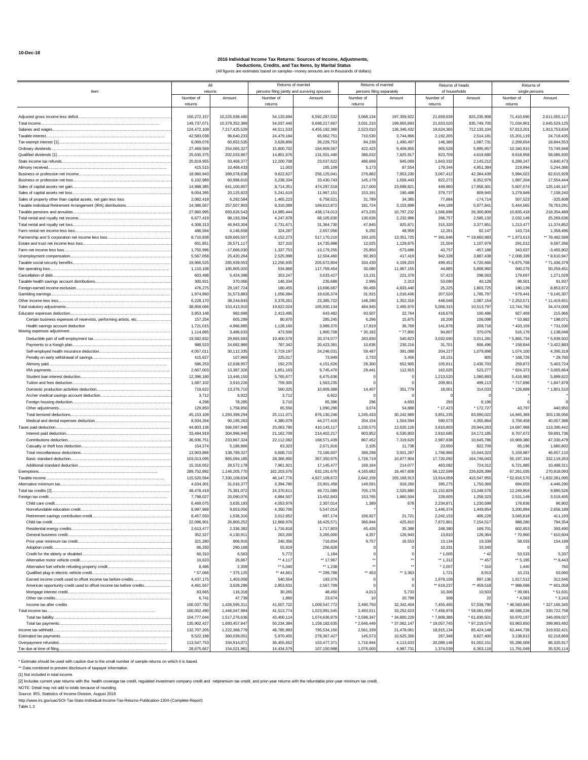10-Dec-18

# 2016 Individual Income Tax Returns: Sources of Income, Adjustments, Deductions, Credits, and Tax Items, by Marital Status

(All figures are estimates based on samples--money amounts are in thousands of dollars)

| Item | All returns | | Returns of married persons filing jointly and surviving spouses | | Returns of married persons filing separately | | Returns of heads of households | | Returns of single persons | |
|---|---|---|---|---|---|---|---|---|---|---|
| | Number of returns | Amount | Number of returns | Amount | Number of returns | Amount | Number of returns | Amount | Number of returns | Amount |
| Adjusted gross income less deficit | 150,272,157 | 10,225,938,480 | 54,133,694 | 6,592,287,532 | 3,068,134 | 197,359,922 | 21,659,639 | 825,235,908 | 71,410,690 | 2,611,055,117 |
| Total income | 149,737,071 | 10,379,352,389 | 54,037,440 | 6,698,217,667 | 3,031,210 | 199,855,893 | 21,633,520 | 835,749,705 | 71,034,901 | 2,645,529,125 |
| Salaries and wages | 124,472,109 | 7,217,425,529 | 44,511,533 | 4,455,192,360 | 2,523,010 | 136,346,432 | 19,624,365 | 712,133,104 | 57,813,201 | 1,913,753,634 |
| Taxable interest | 42,583,038 | 96,640,233 | 24,479,184 | 65,662,751 | 710,530 | 3,744,866 | 2,192,205 | 2,514,181 | 15,201,119 | 24,718,435 |
| Tax-exempt interest [1] | 6,069,076 | 60,652,535 | 3,628,806 | 39,229,753 | 84,236 | 1,490,497 | 146,380 | 1,087,731 | 2,209,654 | 18,844,553 |
| Ordinary dividends | 27,469,569 | 254,065,327 | 15,800,702 | 164,909,567 | 422,423 | 9,409,855 | 905,528 | 5,995,957 | 10,340,915 | 73,749,948 |
| Qualified dividends [1] | 25,630,375 | 202,033,967 | 14,801,676 | 131,501,440 | 386,032 | 7,825,917 | 823,709 | 4,619,680 | 9,618,958 | 58,086,930 |
| State income tax refunds | 20,819,955 | 33,468,377 | 12,200,708 | 23,637,622 | 486,668 | 845,069 | 1,843,332 | 2,145,212 | 6,289,247 | 6,840,473 |
| Alimony received | 415,515 | 10,468,433 | 11,003 | 185,109 | 5,173 | 87,554 | 179,344 | 4,951,384 | 219,994 | 5,244,386 |
| Business or profession net income | 18,960,943 | 389,078,638 | 9,622,627 | 256,125,041 | 276,882 | 7,953,230 | 3,067,412 | 42,384,439 | 5,994,022 | 82,615,928 |
| Business or profession net loss | 6,102,989 | 60,996,610 | 3,238,334 | 33,430,743 | 145,179 | 1,658,443 | 822,272 | 8,352,979 | 1,897,204 | 17,554,444 |
| Sales of capital assets net gain | 14,988,385 | 641,100,807 | 8,714,351 | 474,297,518 | 217,000 | 23,698,821 | 449,960 | 17,958,301 | 5,607,074 | 125,146,167 |
| Sales of capital assets net loss | 9,054,395 | 20,125,823 | 5,241,619 | 11,967,151 | 153,191 | 190,488 | 379,737 | 809,945 | 3,279,849 | 7,158,240 |
| Sales of property other than capital assets, net gain less loss | 2,082,418 | 6,292,584 | 1,465,223 | 6,758,521 | 31,789 | 34,385 | 77,884 | -174,714 | 507,523 | -325,608 |
| Taxable Individual Retirement Arrangement (IRA) distributions | 14,386,567 | 257,507,903 | 8,316,089 | 169,612,872 | 181,724 | 3,153,899 | 444,189 | 5,977,841 | 5,444,565 | 78,763,291 |
| Taxable pensions and annuities | 27,860,995 | 693,626,543 | 14,985,444 | 438,174,013 | 473,235 | 10,797,232 | 1,566,898 | 26,300,809 | 10,835,418 | 218,354,489 |
| Total rental and royalty net income | 6,677,419 | 98,193,394 | 4,247,878 | 68,105,630 | 130,636 | 2,232,996 | 266,757 | 2,585,132 | 2,032,149 | 25,269,636 |
| Total rental and royalty net loss | 4,308,313 | 46,943,304 | 2,731,671 | 31,364,730 | 47,845 | 825,871 | 315,320 | 3,377,851 | 1,213,477 | 11,374,852 |
| Farm rental net income less loss | 486,564 | 4,146,658 | 324,287 | 2,657,056 | 6,292 | 48,959 | 12,261 | 82,147 | 143,724 | 1,358,496 |
| Partnership and S corporation net income less loss | 8,710,838 | 628,665,507 | 6,152,273 | 517,170,210 | 193,105 | 13,351,725 | ** 391,846 | ** 19,660,983 | ** 1,973,613 | ** 78,482,589 |
| Estate and trust net income less loss | 651,851 | 26,571,117 | 327,310 | 14,735,998 | 12,025 | 1,129,875 | 21,504 | 1,107,979 | 291,012 | 9,597,266 |
| Farm net income less loss | 1,750,996 | -17,666,030 | 1,337,753 | -13,179,255 | 25,850 | -573,686 | 43,757 | -457,188 | 343,637 | -3,455,902 |
| Unemployment compensation | 5,567,058 | 25,420,264 | 2,525,998 | 12,504,460 | 90,393 | 417,419 | 942,328 | 3,887,438 | * 2,008,339 | * 8,610,947 |
| Taxable social security benefits | 19,966,525 | 285,939,053 | 12,256,935 | 205,672,804 | 334,430 | 4,109,203 | 499,452 | 4,720,666 | * 6,875,708 | * 71,436,379 |
| Net operating loss | 1,110,108 | 185,805,020 | 534,868 | 117,769,454 | 30,080 | 11,967,155 | 44,885 | 5,808,960 | 500,276 | 50,259,451 |
| Cancellation of debt | 603,498 | 5,424,398 | 353,247 | 3,633,427 | 13,131 | 221,379 | 57,423 | 298,563 | 179,697 | 1,271,029 |
| Taxable health savings account distributions | 300,921 | 370,066 | 146,334 | 235,688 | 2,995 | 2,313 | 53,090 | 40,128 | 98,501 | 91,937 |
| Foreign-earned income exclusion | 476,275 | 29,187,724 | 180,455 | 13,696,687 | 90,456 | 4,833,440 | 25,225 | 1,803,725 | 180,139 | 8,853,872 |
| Gambling earnings | 1,974,960 | 31,573,883 | 1,056,084 | 19,626,374 | 31,915 | 1,016,406 | 207,520 | 1,785,797 | * 679,441 | * 9,145,307 |
| Other income less loss | 6,228,170 | 38,244,843 | 3,378,261 | 23,385,722 | 148,290 | 1,352,316 | 448,048 | 2,087,154 | * 2,253,571 | * 11,419,651 |
| Total statutory adjustments | 38,858,066 | 153,413,910 | 19,622,024 | 105,930,134 | 484,945 | 2,495,970 | 5,006,315 | 10,513,797 | 13,744,782 | 34,474,008 |
| Educator expenses deduction | 3,853,148 | 982,698 | 2,413,495 | 643,482 | 93,507 | 22,764 | 418,678 | 100,486 | 927,469 | 215,966 |
| Certain business expenses of reservists, performing artists, etc. | 157,254 | 605,289 | 80,870 | 285,245 | 6,296 | 15,875 | 16,206 | 106,098 | * 53,882 | * 198,071 |
| Health savings account deduction | 1,721,015 | 4,966,885 | 1,128,160 | 3,989,370 | 17,819 | 36,769 | 141,878 | 209,716 | * 433,159 | * 731,030 |
| Moving expenses adjustment | 1,114,665 | 3,486,633 | 473,500 | 1,900,708 | * 30,182 | * 77,800 | 94,807 | 370,076 | 516,176 | 1,138,048 |
| Deductible part of self-employment tax | 19,582,832 | 29,865,683 | 10,400,578 | 20,374,077 | 283,830 | 540,823 | 3,032,690 | 3,011,281 | * 5,865,734 | * 5,939,502 |
| Payments to a Keogh plan | 988,523 | 24,682,986 | 787,342 | 20,423,391 | 10,636 | 230,216 | 31,701 | 606,496 | * 158,844 | * 3,422,883 |
| Self-employed health insurance deduction | 4,057,011 | 30,112,335 | 2,719,197 | 24,246,031 | 59,487 | 391,088 | 204,227 | 1,079,898 | 1,074,100 | 4,395,319 |
| Penalty on early withdrawal of savings | 415,627 | 107,969 | 225,017 | 73,949 | 2,733 | 3,456 | 19,151 | 805 | * 168,726 | * 29,760 |
| Alimony paid | 586,253 | 12,638,957 | 192,270 | 4,151,626 | 28,300 | 652,905 | 105,811 | 2,430,703 | 259,872 | 5,403,724 |
| IRA payments | 2,667,003 | 13,387,326 | 1,651,163 | 9,745,470 | 29,441 | 112,915 | 162,025 | 523,277 | * 824,373 | * 3,005,664 |
| Student loan interest deduction | 12,396,180 | 13,446,150 | 5,765,677 | 6,475,636 | 0 | 0 | 1,213,520 | 1,080,893 | 5,416,983 | 5,889,622 |
| Tuition and fees deduction | 1,687,102 | 3,910,226 | 759,305 | 1,563,235 | 0 | 0 | 209,901 | 499,113 | * 717,896 | * 1,847,878 |
| Domestic production activities deduction | 719,622 | 13,376,710 | 560,325 | 10,909,388 | 14,407 | 351,779 | 18,001 | 314,033 | * 126,889 | * 1,801,510 |
| Archer medical savings account deduction | 3,712 | 6,922 | 3,712 | 6,922 | 0 | 0 | 0 | 0 | * | * |
| Foreign housing deduction | 4,298 | 78,285 | 3,710 | 65,396 | 296 | 4,693 | 293 | 8,196 | 0 | 0 |
| Other adjustments | 129,850 | 1,758,856 | 65,556 | 1,090,290 | 3,074 | 54,888 | * 17,423 | * 172,727 | 43,797 | 440,950 |
| Total itemized deductions | 45,153,109 | 1,293,399,294 | 25,111,071 | 876,130,246 | 1,245,433 | 30,242,969 | 3,851,235 | 83,890,022 | 14,945,369 | 303,136,056 |
| Medical and dental expenses deduction | 8,934,264 | 90,195,263 | 4,380,079 | 44,277,416 | 204,154 | 1,504,594 | 590,573 | 4,355,864 | 3,759,458 | 40,057,388 |
| Taxes paid deduction | 44,803,136 | 566,097,948 | 25,063,790 | 410,143,117 | 1,230,575 | 12,620,126 | 3,810,803 | 29,944,263 | 14,697,968 | 113,390,442 |
| Interest paid deduction | 33,484,919 | 304,996,940 | 21,162,709 | 214,402,217 | 803,852 | 6,530,803 | 2,810,685 | 24,172,185 | 8,707,672 | 59,891,736 |
| Contributions deduction | 36,936,751 | 233,867,324 | 22,112,082 | 168,571,439 | 867,452 | 7,319,620 | 2,987,838 | 10,645,786 | 10,969,380 | 47,330,479 |
| Casualty or theft loss deduction | 154,274 | 5,186,866 | 63,323 | 2,671,816 | 2,105 | 11,738 | 23,650 | 822,709 | 65,196 | 1,680,602 |
| Total miscellaneous deductions | 13,903,866 | 138,789,327 | 6,608,715 | 73,166,607 | 368,298 | 3,921,287 | 1,766,966 | 15,044,323 | 5,159,887 | 46,657,110 |
| Basic standard deduction | 103,013,095 | 865,094,185 | 28,366,950 | 357,350,975 | 1,728,719 | 10,877,904 | 17,720,092 | 164,746,043 | 55,197,334 | 332,119,263 |
| Additional standard deduction | 15,316,052 | 28,572,178 | 7,961,921 | 17,145,477 | 169,164 | 214,077 | 463,082 | 724,312 | 6,721,885 | 10,488,311 |
| Exemptions | 289,752,892 | 1,146,205,770 | 162,203,576 | 632,191,670 | 4,165,682 | 16,467,608 | 56,122,599 | 226,628,399 | 67,261,035 | 270,918,093 |
| Taxable income | 115,520,564 | 7,330,108,634 | 46,147,776 | 4,927,109,672 | 2,642,159 | 155,169,913 | 13,914,059 | 415,547,955 | * 52,816,570 | * 1,832,281,095 |
| Alternative minimum tax | 4,634,301 | 31,016,377 | 3,394,780 | 23,901,458 | 149,591 | 918,260 | 395,275 | 1,750,369 | 694,655 | 4,446,290 |
| Total tax credits [2] | 48,478,419 | 75,381,072 | 24,370,611 | 49,721,089 | 705,176 | 2,520,880 | 11,152,829 | 13,248,578 | 12,249,804 | 9,890,526 |
| Foreign tax credit | 7,798,027 | 20,090,076 | 4,884,507 | 13,452,843 | 153,765 | 1,860,504 | 228,605 | 1,258,323 | 2,531,149 | 3,518,405 |
| Child care credit | 6,469,075 | 3,635,193 | 4,053,979 | 2,307,014 | 1,389 | 678 | 2,234,871 | 1,230,599 | 178,836 | 96,902 |
| Nonrefundable education credit | 8,997,968 | 9,653,056 | 4,350,700 | 5,547,014 | * | * | 1,446,374 | 1,449,854 | 3,200,894 | 2,656,189 |
| Retirement savings contribution credit | 8,457,550 | 1,536,316 | 3,012,652 | 697,174 | 156,927 | 21,721 | 2,242,153 | 406,228 | 3,045,818 | 411,193 |
| Child tax credit | 22,096,901 | 26,800,252 | 12,868,976 | 18,425,571 | 366,844 | 425,810 | 7,872,801 | 7,154,517 | 988,280 | 794,354 |
| Residential energy credits | 2,613,477 | 2,336,382 | 1,716,818 | 1,717,803 | 45,426 | 35,388 | 248,380 | 189,701 | 602,853 | 393,490 |
| General business credit | 352,327 | 4,130,911 | 263,200 | 3,265,000 | 4,357 | 126,943 | 13,810 | 128,364 | * 70,960 | * 610,604 |
| Prior-year minimum tax credit | 321,280 | 906,916 | 240,356 | 716,834 | 9,757 | 16,553 | 13,134 | 19,339 | 58,033 | 154,189 |
| Adoption credit | 66,250 | 290,168 | 55,919 | 256,828 | 0 | 0 | 10,331 | 33,340 | 0 | 0 |
| Credit for the elderly or disabled | 60,310 | 6,563 | 5,772 | 1,184 | 0 | 0 | * 1,005 | * 42 | 53,533 | 5,337 |
| Alternative motor vehicle credit | 10,623 | 26,867 | ** 4,117 | ** 17,967 | ** | ** | ** 1,312 | ** 457 | ** 5,195 | ** 8,443 |
| Alternative fuel vehicle refueling property credit | 8,486 | 2,309 | ** 5,040 | ** 1,238 | ** | ** | * 2,007 | * 310 | 1,440 | 760 |
| Qualified plug-in electric vehicle credit | * 57,066 | * 375,125 | ** 44,661 | ** 299,788 | ** 453 | ** 3,363 | 1,721 | 8,913 | 10,231 | 63,060 |
| Earned income credit used to offset income tax before credits | 4,437,175 | 1,403,058 | 540,554 | 193,376 | 0 | 0 | 1,979,109 | 897,136 | 1,917,512 | 312,546 |
| American opportunity credit used to offset income tax before credits | 4,461,567 | 3,628,286 | 2,853,631 | 2,567,709 | 0 | 0 | ** 619,237 | ** 459,518 | ** 988,698 | ** 601,059 |
| Mortgage interest credit | 83,665 | 116,318 | 30,265 | 48,450 | 4,013 | 5,733 | 10,306 | 10,503 | * 39,081 | * 51,631 |
| Other tax credits | 6,741 | 47,739 | 1,860 | 23,674 | 10 | 20,799 | 308 | 22 | * 4,563 | * 3,243 |
| Income tax after credits | 100,037,782 | 1,426,595,311 | 41,507,722 | 1,009,547,772 | 2,490,750 | 32,342,404 | 7,455,465 | 57,538,790 | * 48,583,845 | * 327,166,345 |
| Total income tax | 100,052,490 | 1,446,047,984 | 41,513,774 | 1,023,991,545 | 2,493,511 | 33,252,623 | * 7,456,978 | * 58,081,059 | 48,588,226 | 330,722,758 |
| Total tax liability | 104,777,044 | 1,517,276,636 | 43,400,114 | 1,074,636,879 | * 2,598,347 | * 34,800,228 | * 7,808,386 | * 61,830,501 | 50,970,197 | 346,009,027 |
| Total tax payments | 135,902,427 | 1,693,457,847 | 50,234,384 | 1,159,182,635 | * 2,646,449 | * 37,062,147 | * 19,057,745 | * 97,219,574 | 63,963,850 | 399,993,492 |
| Income tax withheld | 132,707,205 | 1,222,368,779 | 48,785,993 | 795,534,150 | 2,561,339 | 21,478,061 | 18,915,134 | 85,424,148 | 62,444,739 | 319,932,421 |
| Estimated tax payments | 9,522,188 | 360,039,051 | 5,970,455 | 278,367,427 | 145,573 | 10,625,356 | 267,348 | 8,827,400 | 3,138,812 | 62,218,869 |
| Overpayment refunded | 113,547,753 | 334,914,071 | 36,455,652 | 153,477,371 | 1,716,944 | 4,113,633 | 20,089,148 | 91,002,151 | 55,286,009 | 86,320,917 |
| Tax due at time of filing | 28,675,667 | 154,021,961 | 14,434,579 | 107,150,998 | 1,076,000 | 4,987,731 | 1,374,039 | 6,363,118 | 11,791,049 | 35,520,114 |

\* Estimate should be used with caution due to the small number of sample returns on which it is based.

** Data combined to prevent disclosure of taxpayer information.

[1] Not included in total income.

[2] Includes current year returns with the health coverage tax credit, regulated investment company credit and netpremium tax credit, and prior-year returns with the refundable prior-year minimum tax credit.

NOTE: Detail may not add to totals because of rounding.

Source: IRS, Statistics of Income Division, August 2018

http://www.irs.gov/uac/SOI-Tax-Stats-Individual-Income-Tax-Returns-Publication-1304-(Complete-Report)

Table 1.3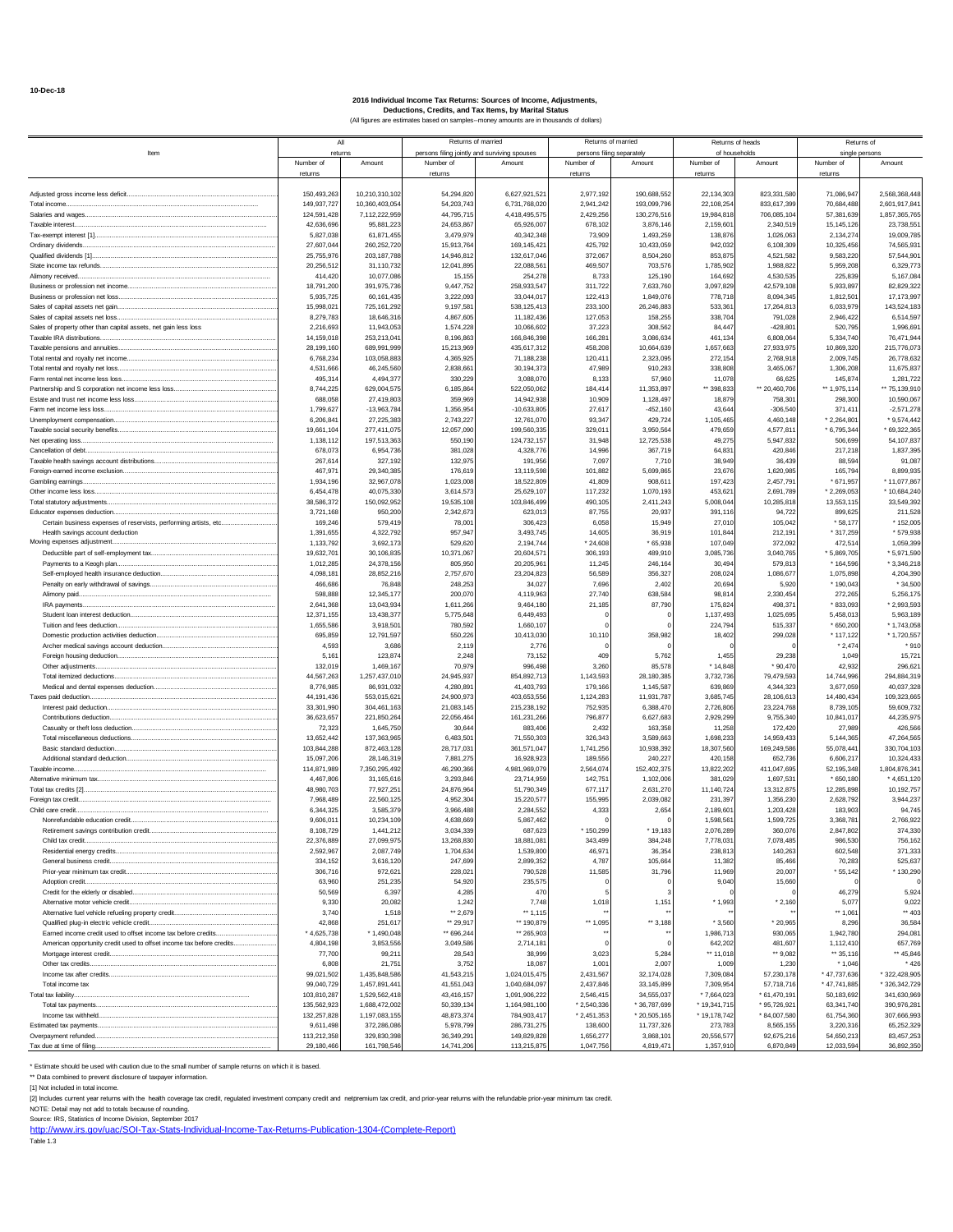10-Dec-18

# 2016 Individual Income Tax Returns: Sources of Income, Adjustments, Deductions, Credits, and Tax Items, by Marital Status

(All figures are estimates based on samples--money amounts are in thousands of dollars)

| Item | All returns | | Returns of married persons filing jointly and surviving spouses | | Returns of married persons filing separately | | Returns of heads of households | | Returns of single persons | |
|---|---|---|---|---|---|---|---|---|---|---|
| | Number of returns | Amount | Number of returns | Amount | Number of returns | Amount | Number of returns | Amount | Number of returns | Amount |
| Adjusted gross income less deficit | 150,493,263 | 10,210,310,102 | 54,294,820 | 6,627,921,521 | 2,977,192 | 190,688,552 | 22,134,303 | 823,331,580 | 71,086,947 | 2,568,368,448 |
| Total income | 149,937,727 | 10,360,403,054 | 54,203,743 | 6,731,768,020 | 2,941,245 | 193,099,796 | 22,108,254 | 833,617,399 | 70,684,488 | 2,601,917,841 |
| Salaries and wages | 124,591,428 | 7,112,222,959 | 44,795,715 | 4,418,495,575 | 2,429,256 | 130,276,516 | 19,984,818 | 706,085,104 | 57,381,639 | 1,857,365,765 |
| Taxable interest | 42,636,696 | 95,881,223 | 24,653,867 | 65,926,007 | 678,102 | 3,876,146 | 2,159,601 | 2,340,519 | 15,145,126 | 23,738,551 |
| Tax-exempt interest [1] | 5,827,038 | 61,871,455 | 3,479,979 | 40,342,348 | 73,909 | 1,493,259 | 138,876 | 1,026,063 | 2,134,274 | 19,009,785 |
| Ordinary dividends | 27,607,044 | 260,252,720 | 15,913,764 | 169,145,421 | 425,792 | 10,433,059 | 942,032 | 6,108,309 | 10,325,456 | 74,565,931 |
| Qualified dividends [1] | 25,755,976 | 203,187,788 | 14,946,812 | 132,617,046 | 372,067 | 8,504,260 | 853,875 | 4,521,582 | 9,583,220 | 57,544,901 |
| State income tax refunds | 20,256,512 | 31,110,732 | 12,041,895 | 22,088,561 | 469,507 | 703,576 | 1,785,902 | 1,988,822 | 5,959,208 | 6,329,773 |
| Alimony received | 414,420 | 10,077,086 | 15,155 | 254,278 | 8,733 | 125,190 | 164,692 | 4,530,535 | 225,839 | 5,167,084 |
| Business or profession net income | 18,791,200 | 391,975,736 | 9,447,752 | 258,933,547 | 311,722 | 7,633,760 | 3,097,829 | 42,579,108 | 5,933,897 | 82,829,322 |
| Business or profession net loss | 5,935,725 | 60,161,435 | 3,222,093 | 33,044,017 | 122,413 | 1,849,076 | 778,718 | 8,094,345 | 1,812,501 | 17,173,997 |
| Sales of capital assets net gain | 15,998,021 | 725,161,292 | 9,197,581 | 538,125,413 | 233,100 | 26,246,883 | 533,361 | 17,264,813 | 6,033,979 | 143,524,183 |
| Sales of capital assets net loss | 8,279,783 | 18,646,316 | 4,867,605 | 11,182,436 | 127,053 | 158,255 | 338,704 | 791,028 | 2,946,422 | 6,514,597 |
| Sales of property other than capital assets, net gain less loss | 2,216,693 | 11,943,053 | 1,574,228 | 10,066,602 | 37,223 | 308,562 | 84,447 | -428,801 | 520,795 | 1,996,691 |
| Taxable IRA distributions | 14,159,018 | 253,213,041 | 8,196,863 | 166,846,398 | 166,281 | 3,086,634 | 461,134 | 6,808,064 | 5,334,740 | 76,471,944 |
| Taxable pensions and annuities | 28,199,180 | 689,991,999 | 15,213,969 | 435,617,312 | 458,208 | 10,664,639 | 1,657,663 | 27,933,975 | 10,869,320 | 215,776,073 |
| Total rental and royalty net income | 6,768,234 | 103,058,883 | 4,365,925 | 71,188,238 | 120,411 | 2,323,095 | 272,154 | 2,768,918 | 2,009,745 | 26,778,632 |
| Total rental and royalty net loss | 4,531,666 | 46,245,560 | 2,838,661 | 30,194,373 | 47,989 | 910,283 | 338,808 | 3,465,067 | 1,306,208 | 11,675,837 |
| Farm rental net income less loss | 495,314 | 4,494,377 | 330,229 | 3,088,070 | 8,133 | 57,960 | 11,078 | 66,625 | 145,874 | 1,281,722 |
| Partnership and S corporation net income less loss | 8,744,225 | 629,004,575 | 6,185,864 | 522,050,062 | 184,414 | 11,353,897 | ** 398,833 | ** 20,460,706 | ** 1,975,114 | ** 75,139,910 |
| Estate and trust net income less loss | 688,058 | 27,419,803 | 359,969 | 14,942,938 | 10,909 | 1,128,497 | 18,879 | 758,301 | 298,300 | 10,590,067 |
| Farm net income less loss | 1,799,627 | -13,963,784 | 1,356,954 | -10,633,805 | 27,617 | -452,160 | 43,644 | -306,540 | 371,411 | -2,571,278 |
| Unemployment compensation | 6,206,841 | 27,225,383 | 2,743,227 | 12,761,070 | 93,347 | 429,724 | 1,105,465 | 4,460,148 | * 2,264,801 | * 9,574,442 |
| Taxable social security benefits | 19,661,104 | 277,411,075 | 12,057,090 | 199,560,335 | 329,011 | 3,950,564 | 479,659 | 4,577,811 | * 6,795,344 | * 69,322,365 |
| Net operating loss | 1,138,112 | 197,513,363 | 550,190 | 124,732,157 | 31,948 | 12,725,538 | 49,275 | 5,947,832 | 506,699 | 54,107,837 |
| Cancellation of debt | 678,073 | 6,954,736 | 381,028 | 4,328,776 | 14,996 | 367,719 | 64,831 | 420,846 | 217,218 | 1,837,395 |
| Taxable health savings account distributions | 267,614 | 327,192 | 132,975 | 191,956 | 7,097 | 7,710 | 38,949 | 36,439 | 88,594 | 91,087 |
| Foreign-earned income exclusion | 467,971 | 29,340,385 | 176,619 | 13,119,598 | 101,882 | 5,699,865 | 23,676 | 1,620,985 | 165,794 | 8,899,935 |
| Gambling earnings | 1,934,196 | 32,967,078 | 1,023,008 | 18,522,809 | 41,809 | 908,611 | 197,423 | 2,457,791 | * 671,957 | * 11,077,867 |
| Other income less loss | 6,454,478 | 40,075,330 | 3,614,573 | 25,629,107 | 117,232 | 1,070,193 | 453,621 | 2,691,789 | * 2,269,053 | * 10,684,240 |
| Total statutory adjustments | 38,586,372 | 150,092,952 | 19,535,108 | 103,846,499 | 490,105 | 2,411,243 | 5,008,044 | 10,285,818 | 13,553,115 | 33,549,392 |
| Educator expenses deduction | 3,721,168 | 950,200 | 2,342,673 | 623,013 | 87,755 | 20,937 | 391,116 | 94,722 | 899,625 | 211,528 |
| Certain business expenses of reservists, performing artists, etc. | 169,246 | 579,419 | 78,001 | 306,423 | 6,058 | 15,949 | 27,010 | 105,042 | * 58,177 | * 152,005 |
| Health savings account deduction | 1,391,655 | 4,322,792 | 957,947 | 3,493,745 | 14,605 | 36,919 | 101,844 | 212,191 | * 317,259 | * 579,938 |
| Moving expenses adjustment | 1,133,792 | 3,692,173 | 529,620 | 2,194,744 | * 24,608 | * 65,938 | 107,049 | 372,092 | 472,514 | 1,059,399 |
| Deductible part of self-employment tax | 19,632,701 | 30,106,835 | 10,371,067 | 20,604,571 | 306,193 | 489,910 | 3,085,736 | 3,040,765 | * 5,869,705 | * 5,971,590 |
| Payments to a Keogh plan | 1,012,285 | 24,378,156 | 805,950 | 20,205,961 | 11,245 | 246,164 | 30,494 | 579,813 | * 164,596 | * 3,346,218 |
| Self-employed health insurance deduction | 4,098,181 | 28,852,216 | 2,757,670 | 23,204,823 | 56,589 | 356,327 | 208,024 | 1,086,677 | 1,075,898 | 4,204,390 |
| Penalty on early withdrawal of savings | 466,686 | 76,848 | 248,253 | 34,027 | 7,696 | 2,402 | 20,694 | 5,920 | * 190,043 | * 34,500 |
| Alimony paid | 598,888 | 12,345,177 | 200,070 | 4,119,963 | 27,740 | 638,584 | 98,814 | 2,330,454 | 272,265 | 5,256,175 |
| IRA payments | 2,641,368 | 13,043,934 | 1,611,266 | 9,464,180 | 21,185 | 87,790 | 175,824 | 498,371 | * 833,093 | * 2,993,593 |
| Student loan interest deduction | 12,371,155 | 13,438,377 | 5,775,648 | 6,449,493 | 0 | 0 | 1,137,493 | 1,025,695 | 5,458,013 | 5,963,189 |
| Tuition and fees deduction | 1,655,586 | 3,918,501 | 780,592 | 1,660,107 | 0 | 0 | 224,794 | 515,337 | * 650,200 | * 1,743,058 |
| Domestic production activities deduction | 695,859 | 12,791,597 | 550,226 | 10,413,030 | 10,110 | 358,982 | 18,402 | 299,028 | * 117,122 | * 1,720,557 |
| Archer medical savings account deduction | 4,593 | 3,686 | 2,119 | 2,776 | 0 | 0 | 0 | 0 | * 2,474 | * 910 |
| Foreign housing deduction | 5,161 | 123,874 | 2,248 | 73,152 | 409 | 5,762 | 1,455 | 29,238 | 1,049 | 15,721 |
| Other adjustments | 132,019 | 1,469,167 | 70,979 | 996,498 | 3,260 | 85,578 | * 14,848 | * 90,470 | 42,932 | 296,621 |
| Total itemized deductions | 44,567,263 | 1,257,437,010 | 24,945,937 | 854,892,713 | 1,143,593 | 28,180,385 | 3,732,736 | 79,479,593 | 14,744,996 | 294,884,319 |
| Medical and dental expenses deduction | 8,776,985 | 86,931,032 | 4,280,891 | 41,403,793 | 179,166 | 1,145,587 | 639,869 | 4,344,323 | 3,677,059 | 40,037,328 |
| Taxes paid deduction | 44,191,436 | 553,015,621 | 24,900,973 | 403,653,556 | 1,124,283 | 11,931,787 | 3,685,745 | 28,106,613 | 14,480,434 | 109,323,665 |
| Interest paid deduction | 33,301,990 | 304,461,163 | 21,083,145 | 215,238,192 | 752,935 | 6,388,470 | 2,726,806 | 23,224,768 | 8,739,105 | 59,609,732 |
| Contributions deduction | 36,623,657 | 221,850,264 | 22,056,464 | 161,231,266 | 796,877 | 6,627,683 | 2,929,299 | 9,755,340 | 10,841,017 | 44,235,975 |
| Casualty or theft loss deduction | 72,323 | 1,645,750 | 30,644 | 883,406 | 2,432 | 163,358 | 11,258 | 172,420 | 27,989 | 426,566 |
| Total miscellaneous deductions | 13,652,442 | 137,363,965 | 6,483,501 | 71,550,303 | 326,343 | 3,589,663 | 1,698,233 | 14,959,433 | 5,144,365 | 47,264,565 |
| Basic standard deduction | 103,844,288 | 872,463,128 | 28,717,031 | 361,571,047 | 1,741,256 | 10,938,392 | 18,307,560 | 169,249,586 | 55,078,441 | 330,704,103 |
| Additional standard deduction | 15,097,206 | 28,146,319 | 7,881,275 | 16,928,923 | 189,556 | 240,227 | 420,158 | 652,736 | 6,606,217 | 10,324,433 |
| Taxable income | 114,871,989 | 7,350,295,492 | 46,290,366 | 4,981,969,079 | 2,564,074 | 152,402,375 | 13,822,202 | 411,047,695 | 52,195,348 | 1,804,876,341 |
| Alternative minimum tax | 4,467,806 | 31,165,616 | 3,293,846 | 23,714,959 | 142,751 | 1,102,006 | 381,029 | 1,697,531 | * 650,180 | * 4,651,120 |
| Total tax credits [2] | 48,980,703 | 77,927,251 | 24,876,964 | 51,790,349 | 677,117 | 2,631,270 | 11,140,724 | 13,312,875 | 12,285,898 | 10,192,757 |
| Foreign tax credit | 7,968,489 | 22,560,125 | 4,952,304 | 15,220,577 | 155,995 | 2,039,082 | 231,397 | 1,356,230 | 2,628,792 | 3,944,237 |
| Child care credit | 6,344,325 | 3,585,379 | 3,966,488 | 2,284,552 | 4,333 | 2,654 | 2,189,601 | 1,203,428 | 183,903 | 94,745 |
| Nonrefundable education credit | 9,606,011 | 10,234,109 | 4,638,669 | 5,867,462 | 0 | 0 | 1,598,561 | 1,599,725 | 3,368,781 | 2,766,922 |
| Retirement savings contribution credit | 8,108,729 | 1,441,212 | 3,034,339 | 687,623 | * 150,299 | * 19,183 | 2,076,289 | 360,076 | 2,847,802 | 374,330 |
| Child tax credit | 22,376,889 | 27,099,975 | 13,268,830 | 18,881,081 | 343,499 | 384,248 | 7,778,031 | 7,078,485 | 986,530 | 756,162 |
| Residential energy credits | 2,592,967 | 2,087,749 | 1,704,634 | 1,539,800 | 46,971 | 36,354 | 238,813 | 140,263 | 602,548 | 371,333 |
| General business credit | 334,152 | 3,616,120 | 247,699 | 2,899,352 | 4,787 | 105,664 | 11,382 | 85,466 | 70,283 | 525,637 |
| Prior-year minimum tax credit | 306,716 | 972,621 | 228,021 | 790,528 | 11,585 | 31,796 | 11,969 | 20,007 | * 55,142 | * 130,290 |
| Adoption credit | 63,960 | 251,235 | 54,920 | 235,575 | 0 | 0 | 9,040 | 15,660 | 0 | 0 |
| Credit for the elderly or disabled | 50,569 | 6,397 | 4,285 | 470 | 5 | 3 | 0 | 0 | 46,279 | 5,924 |
| Alternative motor vehicle credit | 9,330 | 20,082 | 1,242 | 7,748 | 1,018 | 1,151 | * 1,993 | * 2,160 | 5,077 | 9,022 |
| Alternative fuel vehicle refueling property credit | 3,740 | 1,518 | ** 2,679 | ** 1,115 | ** | ** | ** | ** | ** 1,061 | ** 403 |
| Qualified plug-in electric vehicle credit | 42,868 | 251,617 | ** 29,917 | ** 190,879 | ** 1,095 | ** 3,188 | * 3,560 | * 20,965 | 8,296 | 36,584 |
| Earned income credit used to offset income tax before credits | * 4,625,738 | * 1,490,048 | ** 696,244 | ** 265,903 | ** | ** | 1,986,713 | 930,065 | 1,942,780 | 294,081 |
| American opportunity credit used to offset income tax before credits | 4,804,198 | 3,853,556 | 3,049,586 | 2,714,181 | 0 | 0 | 642,202 | 481,607 | 1,112,410 | 657,769 |
| Mortgage interest credit | 77,700 | 99,211 | 28,543 | 38,999 | 3,023 | 5,284 | ** 11,018 | ** 9,082 | ** 35,116 | ** 45,846 |
| Other tax credits | 6,808 | 21,751 | 3,752 | 18,087 | 1,001 | 2,007 | 1,009 | 1,230 | * 1,046 | * 426 |
| Income tax after credits | 99,021,502 | 1,435,848,586 | 41,543,215 | 1,024,015,475 | 2,431,567 | 32,174,028 | 7,309,084 | 57,230,178 | * 47,737,636 | * 322,428,905 |
| Total income tax | 99,040,729 | 1,457,891,441 | 41,551,043 | 1,040,684,097 | 2,437,846 | 33,145,899 | 7,309,954 | 57,718,716 | * 47,741,885 | * 326,342,729 |
| Total tax liability | 103,810,287 | 1,529,562,418 | 43,416,157 | 1,091,906,222 | 2,546,415 | 34,555,037 | * 7,664,023 | * 61,470,191 | 50,183,692 | 341,630,969 |
| Total tax payments | 135,562,923 | 1,688,472,002 | 50,339,134 | 1,164,981,100 | * 2,540,336 | * 36,787,699 | * 19,341,715 | * 95,726,921 | 63,341,740 | 390,976,281 |
| Income tax withheld | 132,257,828 | 1,197,083,155 | 48,873,374 | 784,903,417 | * 2,451,353 | * 20,505,165 | * 19,178,742 | * 84,007,580 | 61,754,360 | 307,666,993 |
| Estimated tax payments | 9,611,498 | 372,286,086 | 5,978,799 | 286,731,275 | 138,600 | 11,737,326 | 273,783 | 8,565,155 | 3,220,316 | 65,252,329 |
| Overpayment refunded | 113,212,358 | 329,830,398 | 36,349,291 | 149,829,828 | 1,656,277 | 3,868,101 | 20,556,577 | 92,675,216 | 54,650,213 | 83,457,253 |
| Tax due at time of filing | 29,180,466 | 161,798,546 | 14,741,206 | 113,215,875 | 1,047,756 | 4,819,471 | 1,357,910 | 6,870,849 | 12,033,594 | 36,892,350 |

\* Estimate should be used with caution due to the small number of sample returns on which it is based.

\*\* Data combined to prevent disclosure of taxpayer information.

[1] Not included in total income.

[2] Includes current year returns with the health coverage tax credit, regulated investment company credit and netpremium tax credit, and prior-year returns with the refundable prior-year minimum tax credit.

NOTE: Detail may not add to totals because of rounding.

Source: IRS, Statistics of Income Division, September 2017

http://www.irs.gov/uac/SOI-Tax-Stats-Individual-Income-Tax-Returns-Publication-1304-(Complete-Report)

Table 1.3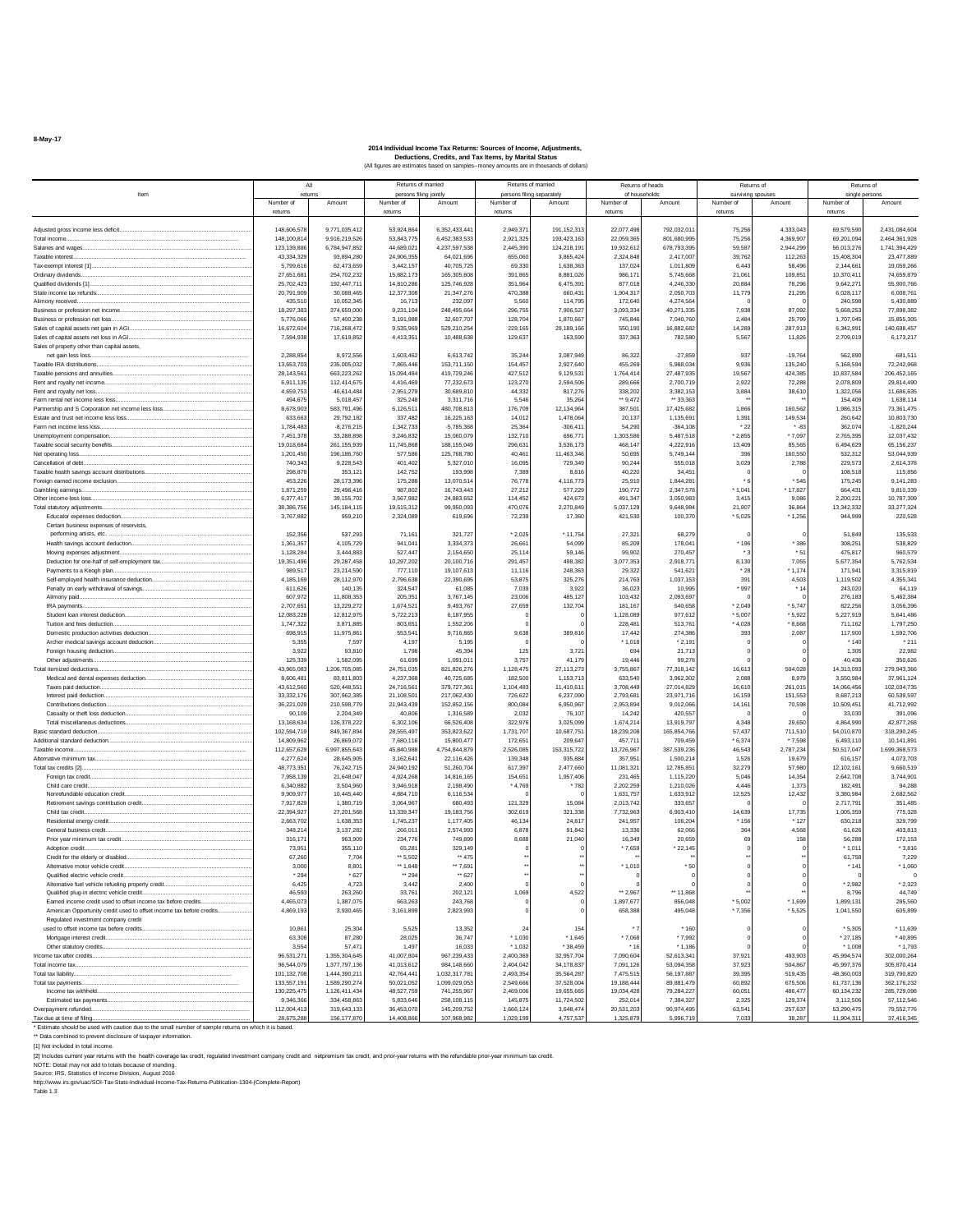8-May-17

## 2014 Individual Income Tax Returns: Sources of Income, Adjustments, Deductions, Credits, and Tax Items, by Marital Status

(All figures are estimates based on samples--money amounts are in thousands of dollars)

| Item | All returns | | Returns of married persons filing jointly | | Returns of married persons filing separately | | Returns of heads of households | | Returns of surviving spouses | | Returns of single persons | |
|---|---|---|---|---|---|---|---|---|---|---|---|---|
| | Number of returns | Amount | Number of returns | Amount | Number of returns | Amount | Number of returns | Amount | Number of returns | Amount | Number of returns | Amount |
| Adjusted gross income less deficit | 148,606,578 | 9,771,035,412 | 53,924,864 | 6,352,433,441 | 2,949,371 | 191,152,313 | 22,077,498 | 792,032,011 | 75,256 | 4,333,043 | 69,579,590 | 2,431,084,604 |
| Total income | 148,100,814 | 9,916,219,526 | 53,843,775 | 6,452,383,533 | 2,921,325 | 193,423,163 | 22,059,365 | 801,680,995 | 75,256 | 4,369,907 | 69,201,094 | 2,464,361,928 |
| Salaries and wages | 123,139,886 | 6,784,947,852 | 44,689,021 | 4,237,597,538 | 2,445,390 | 124,218,191 | 19,932,612 | 678,793,395 | 59,587 | 2,944,299 | 56,013,276 | 1,741,394,429 |
| Taxable interest | 43,334,329 | 93,894,280 | 24,906,355 | 64,021,696 | 655,060 | 3,865,424 | 2,324,848 | 2,417,007 | 39,762 | 112,263 | 15,408,304 | 23,477,889 |
| Tax-exempt interest [1] | 5,799,616 | 62,473,659 | 3,442,157 | 40,705,725 | 69,330 | 1,638,363 | 137,024 | 1,011,809 | 6,443 | 58,496 | 2,144,661 | 19,059,266 |
| Ordinary dividends | 27,851,681 | 254,702,232 | 15,882,173 | 165,305,808 | 391,865 | 8,881,026 | 986,171 | 5,745,668 | 21,061 | 109,851 | 10,370,411 | 74,659,879 |
| Qualified dividends [1] | 25,702,423 | 192,447,711 | 14,810,286 | 125,746,928 | 351,964 | 6,475,391 | 877,018 | 4,246,330 | 20,884 | 78,296 | 9,642,271 | 55,900,766 |
| State income tax refunds | 20,791,909 | 30,088,465 | 12,377,308 | 21,347,276 | 470,388 | 660,431 | 1,904,317 | 2,050,703 | 11,779 | 21,295 | 6,028,117 | 6,008,761 |
| Alimony received | 435,510 | 10,052,345 | 16,713 | 232,097 | 5,560 | 114,795 | 172,640 | 4,274,564 | 0 | 0 | 240,598 | 5,430,889 |
| Business or profession net income | 18,297,383 | 374,659,000 | 9,231,104 | 248,495,664 | 296,755 | 7,906,527 | 3,093,334 | 40,271,335 | 7,938 | 87,092 | 5,668,253 | 77,898,382 |
| Business or profession net loss | 5,776,066 | 57,400,238 | 3,191,988 | 32,607,707 | 128,704 | 1,870,667 | 745,846 | 7,040,780 | 2,484 | 25,799 | 1,707,045 | 15,855,305 |
| Sales of capital assets net gain in AGI | 16,672,604 | 716,268,472 | 9,535,969 | 529,210,254 | 229,165 | 29,189,166 | 550,190 | 16,882,682 | 14,289 | 287,913 | 6,342,991 | 140,698,457 |
| Sales of capital assets net loss in AGI | 7,594,938 | 17,619,852 | 4,413,351 | 10,488,638 | 129,637 | 163,590 | 337,363 | 782,580 | 5,567 | 11,826 | 2,709,019 | 6,173,217 |
| Sales of property other than capital assets, net gain less loss | 2,288,854 | 8,972,556 | 1,603,462 | 6,613,742 | 35,244 | 3,087,949 | 86,322 | -27,859 | 937 | -19,764 | 562,890 | -681,511 |
| Taxable IRA distributions | 13,653,703 | 235,005,032 | 7,865,446 | 153,711,150 | 154,457 | 2,927,640 | 455,269 | 5,988,034 | 9,936 | 135,240 | 5,168,594 | 72,242,968 |
| Taxable pensions and annuities | 28,143,561 | 663,223,262 | 15,094,484 | 419,729,246 | 427,512 | 9,129,531 | 1,764,414 | 27,487,935 | 19,567 | 424,385 | 10,837,584 | 206,452,165 |
| Rent and royalty net income | 6,911,135 | 112,414,675 | 4,416,469 | 77,232,673 | 123,270 | 2,594,506 | 289,666 | 2,700,719 | 2,922 | 72,288 | 2,078,809 | 29,814,490 |
| Rent and royalty net loss | 4,659,753 | 46,614,484 | 2,951,279 | 30,689,810 | 44,332 | 817,276 | 338,202 | 3,382,153 | 3,884 | 38,610 | 1,322,056 | 11,686,635 |
| Farm rental net income less loss | 494,675 | 5,018,457 | 325,248 | 3,311,716 | 5,546 | 35,264 | ** 9,472 | ** 33,363 | ** | | 154,409 | 1,638,114 |
| Partnership and S Corporation net income less loss | 8,678,903 | 583,791,496 | 6,126,511 | 480,708,813 | 176,709 | 12,134,964 | 387,501 | 17,425,682 | 1,866 | 160,562 | 1,986,315 | 73,361,475 |
| Estate and trust net income less loss | 633,663 | 29,792,182 | 337,482 | 16,225,163 | 14,012 | 1,478,064 | 20,137 | 1,135,691 | 1,391 | 149,534 | 260,642 | 10,803,730 |
| Farm net income less loss | 1,784,483 | -8,276,215 | 1,342,733 | -5,785,368 | 25,364 | -306,411 | 54,290 | -364,108 | * 22 | * -83 | 362,074 | -1,820,244 |
| Unemployment compensation | 7,451,378 | 33,288,898 | 3,246,832 | 15,060,079 | 132,710 | 696,771 | 1,303,586 | 5,487,518 | * 2,855 | * 7,097 | 2,765,395 | 12,037,432 |
| Taxable social security benefits | 19,018,684 | 261,155,939 | 11,745,868 | 188,155,049 | 296,631 | 3,536,173 | 468,147 | 4,222,916 | 13,409 | 85,565 | 6,494,629 | 65,156,237 |
| Net operating loss | 1,201,450 | 196,186,760 | 577,586 | 125,768,780 | 40,461 | 11,463,346 | 50,695 | 5,749,144 | 396 | 160,550 | 532,312 | 53,044,939 |
| Cancellation of debt | 740,343 | 9,228,543 | 401,402 | 5,327,010 | 16,095 | 729,349 | 90,244 | 555,018 | 3,029 | 2,788 | 229,573 | 2,614,378 |
| Taxable health savings account distributions | 298,878 | 353,121 | 142,752 | 193,998 | 7,389 | 8,816 | 40,220 | 34,451 | 0 | 0 | 108,518 | 115,856 |
| Foreign earned income exclusion | 453,226 | 28,173,396 | 175,288 | 13,070,514 | 76,778 | 4,116,773 | 25,910 | 1,844,281 | * 6 | * 545 | 175,245 | 9,141,283 |
| Gambling earnings | 1,871,259 | 29,496,416 | 987,802 | 16,743,443 | 27,212 | 577,229 | 190,772 | 2,347,578 | * 1,041 | * 17,827 | 664,431 | 9,810,339 |
| Other income less loss | 6,377,417 | 39,155,702 | 3,567,982 | 24,883,652 | 114,452 | 424,673 | 491,347 | 3,050,983 | 3,415 | 9,086 | 2,200,221 | 10,787,309 |
| Total statutory adjustments | 38,386,756 | 145,184,115 | 19,515,312 | 99,950,093 | 470,076 | 2,270,849 | 5,037,129 | 9,648,984 | 21,907 | 36,864 | 13,342,332 | 33,277,324 |
| Educator expenses deduction | 3,767,882 | 959,210 | 2,324,089 | 619,696 | 72,239 | 17,360 | 421,530 | 100,370 | * 5,025 | * 1,256 | 944,999 | 220,528 |
| Certain business expenses of reservists, performing artists, etc. | 152,356 | 537,293 | 71,161 | 321,727 | * 2,025 | * 11,754 | 27,321 | 68,279 | 0 | 0 | 51,849 | 135,533 |
| Health savings account deduction | 1,361,357 | 4,105,729 | 941,041 | 3,334,373 | 26,661 | 54,099 | 85,209 | 178,041 | * 196 | * 386 | 308,251 | 538,829 |
| Moving expenses adjustment | 1,128,284 | 3,444,883 | 527,447 | 2,154,650 | 25,114 | 59,146 | 99,902 | 270,457 | * 3 | * 51 | 475,817 | 960,579 |
| Deduction for one-half of self-employment tax | 19,351,496 | 29,287,458 | 10,297,202 | 20,100,716 | 291,457 | 498,382 | 3,077,353 | 2,918,771 | 8,130 | 7,055 | 5,677,354 | 5,762,534 |
| Payments to a Keogh plan | 989,517 | 23,214,590 | 777,110 | 19,107,613 | 11,116 | 248,363 | 29,322 | 541,621 | * 28 | * 1,174 | 171,941 | 3,315,819 |
| Self-employed health insurance deduction | 4,185,169 | 28,112,970 | 2,796,638 | 22,390,695 | 53,875 | 325,276 | 214,763 | 1,037,153 | 391 | 4,503 | 1,119,502 | 4,355,341 |
| Penalty on early withdrawal of savings | 611,626 | 140,135 | 324,547 | 61,085 | 7,039 | 3,922 | 36,023 | 10,995 | * 997 | * 14 | 243,020 | 64,119 |
| Alimony paid | 607,972 | 11,808,353 | 205,351 | 3,767,145 | 23,006 | 485,127 | 103,432 | 2,093,697 | 0 | 0 | 276,183 | 5,462,384 |
| IRA payments | 2,707,651 | 13,229,272 | 1,674,521 | 9,493,767 | 27,659 | 132,704 | 181,167 | 540,658 | * 2,049 | * 5,747 | 822,256 | 3,056,396 |
| Student loan interest deduction | 12,083,228 | 12,812,975 | 5,722,213 | 6,187,955 | 0 | 0 | 1,128,089 | 977,612 | * 5,007 | * 5,922 | 5,227,919 | 5,641,486 |
| Tuition and fees deduction | 1,747,322 | 3,871,885 | 803,651 | 1,552,206 | 0 | 0 | 228,481 | 513,761 | * 4,028 | * 8,668 | 711,162 | 1,797,250 |
| Domestic production activities deduction | 698,915 | 11,975,861 | 553,541 | 9,716,865 | 9,638 | 389,816 | 17,442 | 274,386 | 393 | 2,087 | 117,900 | 1,592,706 |
| Archer medical savings account deduction | 5,355 | 7,597 | 4,197 | 5,195 | 0 | 0 | * 1,018 | * 2,191 | 0 | 0 | * 140 | * 211 |
| Foreign housing deduction | 3,922 | 93,810 | 1,798 | 45,394 | 125 | 3,721 | 694 | 21,713 | 0 | 0 | 1,305 | 22,982 |
| Other adjustments | 125,339 | 1,582,095 | 61,699 | 1,091,011 | 3,757 | 41,179 | 19,446 | 99,278 | 0 | 0 | 40,436 | 350,626 |
| Total itemized deductions | 43,965,083 | 1,206,705,085 | 24,751,035 | 821,826,276 | 1,128,475 | 27,113,273 | 3,755,867 | 77,318,142 | 16,613 | 504,028 | 14,313,093 | 279,943,366 |
| Medical and dental expenses deduction | 8,606,481 | 83,811,803 | 4,237,368 | 40,725,685 | 182,500 | 1,153,713 | 633,540 | 3,962,302 | 2,088 | 8,979 | 3,550,984 | 37,961,124 |
| Taxes paid deduction | 43,612,560 | 520,448,551 | 24,716,561 | 379,727,361 | 1,104,483 | 11,410,611 | 3,708,449 | 27,014,829 | 16,610 | 261,015 | 14,066,456 | 102,034,735 |
| Interest paid deduction | 33,332,176 | 307,962,385 | 21,108,501 | 217,062,430 | 726,622 | 6,237,090 | 2,793,681 | 23,971,716 | 16,159 | 151,553 | 8,687,213 | 60,539,597 |
| Contributions deduction | 36,221,029 | 210,598,779 | 21,943,439 | 152,852,156 | 800,084 | 6,950,967 | 2,953,894 | 9,012,066 | 14,161 | 70,598 | 10,509,451 | 41,712,992 |
| Casualty or theft loss deduction | 90,109 | 2,204,349 | 40,806 | 1,316,589 | 2,032 | 76,107 | 14,242 | 420,557 | 0 | 0 | 33,030 | 391,096 |
| Total miscellaneous deductions | 13,168,634 | 126,378,222 | 6,302,106 | 66,526,408 | 322,976 | 3,025,099 | 1,674,214 | 13,919,797 | 4,348 | 29,650 | 4,864,990 | 42,877,268 |
| Basic standard deduction | 102,594,719 | 849,367,894 | 28,555,497 | 353,823,622 | 1,731,707 | 10,687,751 | 18,239,208 | 165,854,766 | 57,437 | 711,510 | 54,010,870 | 318,290,245 |
| Additional standard deduction | 14,809,962 | 26,869,072 | 7,680,116 | 15,800,477 | 172,651 | 209,647 | 457,711 | 709,459 | * 6,374 | * 7,598 | 6,493,110 | 10,141,891 |
| Taxable income | 112,657,629 | 6,997,855,643 | 45,840,988 | 4,754,844,879 | 2,526,085 | 153,315,722 | 13,726,967 | 387,539,236 | 46,543 | 2,787,234 | 50,517,047 | 1,699,368,573 |
| Alternative minimum tax | 4,277,624 | 28,645,905 | 3,162,641 | 22,116,426 | 139,348 | 935,884 | 357,951 | 1,500,214 | 1,526 | 19,679 | 616,157 | 4,073,703 |
| Total tax credits [2] | 48,773,351 | 76,242,715 | 24,940,192 | 51,260,704 | 617,397 | 2,477,660 | 11,081,321 | 12,785,851 | 32,279 | 57,980 | 12,102,161 | 9,660,519 |
| Foreign tax credit | 7,958,139 | 21,648,047 | 4,924,268 | 14,816,165 | 154,651 | 1,957,406 | 231,465 | 1,115,220 | 5,046 | 14,354 | 2,642,708 | 3,744,901 |
| Child care credit | 6,340,882 | 3,504,960 | 3,946,918 | 2,198,490 | * 4,769 | * 782 | 2,202,259 | 1,210,026 | 4,446 | 1,373 | 182,491 | 94,288 |
| Nonrefundable education credit | 9,909,977 | 10,445,440 | 4,884,710 | 6,116,534 | 0 | 0 | 1,631,757 | 1,633,912 | 12,525 | 12,432 | 3,380,984 | 2,682,562 |
| Retirement savings contribution credit | 7,917,829 | 1,380,719 | 3,064,967 | 680,493 | 121,329 | 15,084 | 2,013,742 | 333,657 | 0 | 0 | 2,717,791 | 351,485 |
| Child tax credit | 22,394,927 | 27,201,568 | 13,339,347 | 19,183,756 | 302,619 | 321,338 | 7,732,963 | 6,903,410 | 14,639 | 17,735 | 1,005,359 | 775,328 |
| Residential energy credit | 2,663,702 | 1,638,353 | 1,745,237 | 1,177,405 | 46,134 | 24,817 | 241,957 | 106,204 | * 156 | * 127 | 630,218 | 329,799 |
| General business credit | 348,214 | 3,137,282 | 266,011 | 2,574,993 | 6,878 | 91,842 | 13,336 | 62,066 | 364 | 4,568 | 61,626 | 403,813 |
| Prior year minimum tax credit | 316,171 | 963,909 | 234,776 | 749,899 | 8,688 | 21,040 | 16,349 | 20,659 | 69 | 158 | 56,288 | 172,153 |
| Adoption credit | 73,951 | 355,110 | 65,281 | 329,149 | 0 | 0 | * 7,659 | * 22,145 | 0 | 0 | * 1,011 | * 3,816 |
| Credit for the elderly or disabled | 67,260 | 7,704 | ** 5,502 | ** 475 | ** | ** | ** | ** | 0 | 0 | 61,758 | 7,229 |
| Alternative motor vehicle credit | 3,000 | 8,801 | ** 1,848 | ** 7,691 | ** | ** | * 1,010 | * 50 | 0 | 0 | * 141 | * 1,060 |
| Qualified electric vehicle credit | * 294 | * 627 | ** 294 | ** 627 | ** | ** | 0 | 0 | 0 | 0 | 0 | 0 |
| Alternative fuel vehicle refueling property credit | 6,425 | 4,723 | 3,442 | 2,400 | 0 | 0 | 0 | 0 | 0 | 0 | * 2,982 | * 2,323 |
| Qualified plug-in electric vehicle credit | 46,593 | 263,260 | 33,761 | 202,121 | 1,069 | 4,522 | ** 2,967 | ** 11,868 | ** | ** | 8,796 | 44,749 |
| Earned income credit used to offset income tax before credits | 4,465,073 | 1,387,075 | 663,263 | 243,768 | 0 | 0 | 1,897,677 | 856,048 | * 5,002 | * 1,699 | 1,899,131 | 285,560 |
| American Opportunity credit used to offset income tax before credits | 4,869,193 | 3,930,465 | 3,161,899 | 2,823,993 | 0 | 0 | 658,388 | 495,048 | * 7,356 | * 5,525 | 1,041,550 | 605,899 |
| Regulated investment company credit used to offset income tax before credits | 10,861 | 25,304 | 5,525 | 13,352 | 24 | 154 | * 7 | * 160 | 0 | 0 | * 5,305 | * 11,639 |
| Mortgage interest credit | 63,308 | 87,280 | 28,025 | 36,747 | * 1,030 | * 1,645 | * 7,068 | * 7,992 | 0 | 0 | * 27,185 | * 40,895 |
| Other statutory credits | 3,554 | 57,471 | 1,497 | 16,033 | * 1,032 | * 38,459 | * 16 | * 1,186 | 0 | 0 | * 1,008 | * 1,793 |
| Income tax after credits | 96,531,271 | 1,355,304,645 | 41,007,804 | 967,239,433 | 2,400,369 | 32,957,704 | 7,090,604 | 52,613,341 | 37,921 | 493,903 | 45,994,574 | 302,000,264 |
| Total income tax | 96,544,079 | 1,377,797,136 | 41,013,612 | 984,148,660 | 2,404,042 | 34,178,837 | 7,091,126 | 53,094,358 | 37,923 | 504,867 | 45,997,376 | 305,870,414 |
| Total tax liability | 101,132,708 | 1,444,390,211 | 42,764,441 | 1,032,317,781 | 2,493,354 | 35,564,287 | 7,475,515 | 56,197,887 | 39,395 | 519,435 | 48,360,003 | 319,790,820 |
| Total tax payments | 133,557,191 | 1,589,290,274 | 50,021,052 | 1,099,029,053 | 2,549,666 | 37,528,004 | 19,188,444 | 89,881,479 | 60,892 | 675,506 | 61,737,136 | 362,176,232 |
| Income tax withheld | 130,225,475 | 1,126,411,434 | 48,527,759 | 741,255,967 | 2,469,006 | 19,655,665 | 19,034,428 | 79,284,227 | 60,051 | 486,477 | 60,134,232 | 285,729,098 |
| Estimated tax payments | 9,346,366 | 334,458,863 | 5,833,646 | 258,108,115 | 145,875 | 11,724,502 | 252,014 | 7,384,327 | 2,325 | 129,374 | 3,112,506 | 57,112,546 |
| Overpayment refunded | 112,004,413 | 319,643,133 | 36,453,070 | 145,209,752 | 1,666,124 | 3,648,474 | 20,531,203 | 90,974,495 | 63,541 | 257,637 | 53,290,475 | 79,552,776 |
| Tax due at time of filing | 28,675,288 | 156,177,870 | 14,408,866 | 107,968,982 | 1,029,199 | 4,757,537 | 1,325,879 | 5,996,719 | 7,033 | 38,287 | 11,904,311 | 37,416,345 |

\* Estimate should be used with caution due to the small number of sample returns on which it is based.

** Data combined to prevent disclosure of taxpayer information.

[1] Not included in total income.

[2] Includes current year returns with the health coverage tax credit, regulated investment company credit and netpremium tax credit, and prior-year returns with the refundable prior-year minimum tax credit.

NOTE: Detail may not add to totals because of rounding.

Source: IRS, Statistics of Income Division, August 2016

http://www.irs.gov/uac/SOI-Tax-Stats-Individual-Income-Tax-Returns-Publication-1304-(Complete-Report)

Table 1.3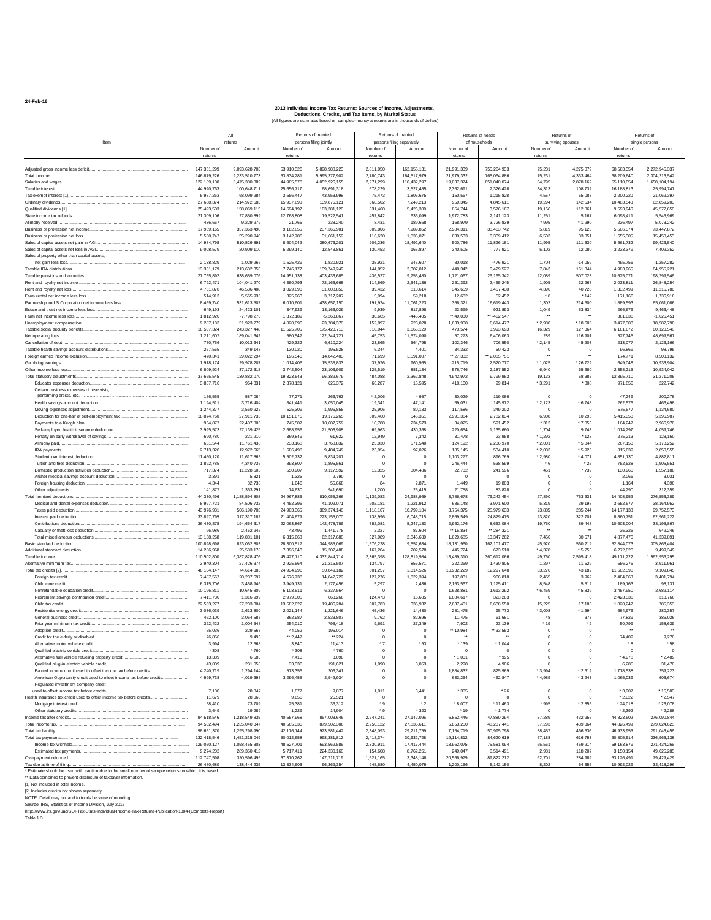24-Feb-16

# 2013 Individual Income Tax Returns: Sources of Income, Adjustments, Deductions, Credits, and Tax Items, by Marital Status

(All figures are estimates based on samples--money amounts are in thousands of dollars)

| Item | All returns | | Returns of married persons filing jointly | | Returns of married persons filing separately | | Returns of heads of households | | Returns of surviving spouses | | Returns of single persons | |
|---|---|---|---|---|---|---|---|---|---|---|---|---|
| | Number of returns | Amount | Number of returns | Amount | Number of returns | Amount | Number of returns | Amount | Number of returns | Amount | Number of returns | Amount |
| Adjusted gross income less deficit | 147,351,299 | 9,093,628,703 | 53,910,326 | 5,898,988,223 | 2,811,050 | 162,155,131 | 21,991,339 | 755,264,933 | 75,231 | 4,275,079 | 68,563,354 | 2,272,945,337 |
| Total income | 146,879,226 | 9,233,510,773 | 53,834,281 | 5,995,377,902 | 2,780,743 | 164,517,979 | 21,979,332 | 765,064,886 | 75,231 | 4,333,464 | 68,209,640 | 2,304,216,542 |
| Salaries and wages | 122,189,100 | 6,475,380,882 | 44,905,578 | 4,052,926,155 | 2,271,299 | 110,432,297 | 19,837,374 | 651,040,074 | 64,795 | 2,878,162 | 55,110,054 | 1,658,104,194 |
| Taxable interest | 44,920,763 | 100,648,711 | 25,656,717 | 68,691,318 | 678,229 | 3,527,485 | 2,362,691 | 2,326,428 | 34,313 | 108,732 | 16,188,813 | 25,994,747 |
| Tax-exempt interest [1] | 5,987,263 | 68,099,984 | 3,556,447 | 43,953,998 | 75,473 | 1,805,675 | 150,567 | 1,215,828 | 4,557 | 55,087 | 2,200,220 | 21,069,397 |
| Ordinary dividends | 27,688,374 | 214,972,683 | 15,937,690 | 139,876,121 | 368,502 | 7,249,213 | 959,345 | 4,845,611 | 19,294 | 142,534 | 10,403,543 | 62,859,203 |
| Qualified dividends [1] | 25,493,503 | 158,069,115 | 14,694,197 | 103,381,120 | 331,460 | 5,426,309 | 854,744 | 3,576,167 | 19,156 | 112,861 | 9,593,946 | 45,572,658 |
| State income tax refunds | 21,309,106 | 27,850,899 | 12,768,808 | 19,522,541 | 457,842 | 636,099 | 1,972,783 | 2,141,123 | 11,261 | 5,167 | 6,098,411 | 5,545,969 |
| Alimony received | 436,667 | 9,229,979 | 21,765 | 238,240 | 8,431 | 189,668 | 168,979 | 3,726,839 | * 995 | * 1,990 | 236,497 | 5,073,242 |
| Business or profession net income | 17,969,165 | 357,363,490 | 9,162,855 | 237,366,901 | 309,806 | 7,989,852 | 2,984,311 | 38,463,742 | 5,819 | 95,123 | 5,506,374 | 73,447,872 |
| Business or profession net loss | 5,560,747 | 55,290,946 | 3,142,786 | 31,661,159 | 116,620 | 1,836,071 | 639,533 | 6,309,412 | 6,503 | 33,851 | 1,655,305 | 15,450,453 |
| Sales of capital assets net gain in AGI | 14,984,798 | 510,529,891 | 8,604,049 | 380,673,201 | 206,236 | 18,492,640 | 500,786 | 11,826,181 | 11,995 | 111,330 | 5,661,732 | 99,426,540 |
| Sales of capital assets net loss in AGI | 9,008,579 | 20,909,110 | 5,299,140 | 12,543,861 | 130,453 | 165,897 | 340,505 | 777,921 | 5,102 | 12,080 | 3,233,379 | 7,409,352 |
| Sales of property other than capital assets, net gain less loss | 2,138,829 | 1,029,266 | 1,525,429 | 1,830,921 | 35,921 | 946,607 | 80,018 | -476,921 | 1,704 | -14,059 | 495,756 | -1,257,282 |
| Taxable IRA distributions | 13,331,179 | 213,602,353 | 7,746,177 | 139,749,249 | 144,852 | 2,307,012 | 448,342 | 6,429,527 | 7,843 | 161,344 | 4,983,965 | 64,955,221 |
| Taxable pensions and annuities | 27,755,892 | 638,659,076 | 14,951,138 | 403,433,685 | 436,527 | 9,753,480 | 1,721,067 | 26,165,342 | 22,089 | 507,023 | 10,625,071 | 198,799,546 |
| Rent and royalty net income | 6,792,471 | 104,041,270 | 4,380,793 | 72,163,668 | 114,569 | 2,541,136 | 261,392 | 2,455,245 | 1,905 | 32,967 | 2,033,811 | 26,848,254 |
| Rent and royalty net loss | 4,751,878 | 46,536,408 | 3,029,893 | 31,008,850 | 39,432 | 813,614 | 345,659 | 3,457,438 | 4,396 | 40,720 | 1,332,499 | 11,215,786 |
| Farm rental net income less loss | 514,913 | 5,565,936 | 325,963 | 3,717,207 | 5,094 | 59,218 | 12,682 | 52,452 | * 8 | * 142 | 171,166 | 1,736,916 |
| Partnership and S Corporation net income less loss | 8,459,740 | 531,613,502 | 6,010,601 | 438,657,150 | 191,924 | 11,061,223 | 366,321 | 16,619,443 | 1,302 | 214,600 | 1,889,593 | 65,061,086 |
| Estate and trust net income less loss | 649,193 | 24,423,101 | 347,929 | 13,163,029 | 9,939 | 817,898 | 23,599 | 921,893 | 1,049 | 53,834 | 266,676 | 9,466,448 |
| Farm net income less loss | 1,812,920 | -7,798,270 | 1,372,189 | -5,263,867 | 30,665 | -445,405 | ** 49,030 | ** -462,547 | ** | ** | 361,036 | -1,626,451 |
| Unemployment compensation | 9,287,183 | 51,923,279 | 4,020,096 | 23,784,378 | 152,897 | 923,028 | 1,633,908 | 8,614,477 | * 2,980 | * 18,606 | 3,477,303 | 18,582,790 |
| Taxable social security benefits | 18,507,324 | 243,327,448 | 11,525,705 | 175,420,713 | 310,044 | 3,665,129 | 473,574 | 3,993,693 | 16,329 | 127,364 | 6,181,672 | 60,120,548 |
| Net operating loss | 1,211,607 | 189,041,342 | 580,547 | 122,244,721 | 45,753 | 11,574,090 | 57,273 | 6,406,063 | 289 | 116,901 | 527,745 | 48,699,567 |
| Cancellation of debt | 770,756 | 10,013,641 | 429,322 | 6,610,224 | 23,865 | 564,795 | 102,346 | 706,550 | * 2,145 | * 5,907 | 213,077 | 2,126,166 |
| Taxable health savings account distributions | 267,565 | 349,147 | 130,020 | 195,528 | 6,344 | 4,401 | 34,332 | 50,423 | 0 | 0 | 96,869 | 98,795 |
| Foreign earned income exclusion | 470,341 | 29,022,294 | 196,540 | 14,842,403 | 71,699 | 3,591,007 | ** 27,332 | ** 2,085,751 | ** | ** | 174,771 | 8,503,132 |
| Gambling earnings | 1,918,174 | 29,978,207 | 1,014,406 | 15,535,833 | 37,976 | 960,965 | 215,719 | 2,520,777 | * 1,025 | * 26,729 | 649,048 | 10,933,904 |
| Other income less loss | 6,809,924 | 37,172,318 | 3,742,504 | 23,103,909 | 125,519 | 881,134 | 576,746 | 2,187,552 | 6,940 | 65,680 | 2,358,215 | 10,934,042 |
| Total statutory adjustments | 37,665,545 | 139,882,070 | 19,323,643 | 96,389,679 | 484,088 | 2,362,848 | 4,942,972 | 9,799,953 | 19,133 | 58,385 | 12,895,710 | 31,271,205 |
| Educator expenses deduction | 3,837,716 | 964,331 | 2,378,121 | 625,372 | 66,287 | 15,595 | 418,160 | 99,814 | * 3,291 | * 808 | 971,856 | 222,742 |
| Certain business expenses of reservists, performing artists, etc. | 156,555 | 587,084 | 77,271 | 266,763 | * 2,006 | * 957 | 30,029 | 119,086 | 0 | 0 | 47,249 | 200,278 |
| Health savings account deduction | 1,194,511 | 3,716,404 | 841,441 | 3,050,045 | 19,341 | 47,141 | 69,031 | 145,972 | * 2,123 | * 6,748 | 262,575 | 466,498 |
| Moving expenses adjustment | 1,244,377 | 3,560,922 | 525,309 | 1,996,858 | 25,906 | 80,183 | 117,586 | 349,202 | 0 | 0 | 575,577 | 1,134,680 |
| Deduction for one-half of self-employment tax | 18,874,760 | 27,911,733 | 10,151,675 | 19,176,265 | 309,460 | 545,351 | 2,991,364 | 2,782,834 | 6,908 | 10,295 | 5,415,353 | 5,396,987 |
| Payments to a Keogh plan | 954,877 | 22,407,806 | 745,507 | 18,607,759 | 10,788 | 234,573 | 34,025 | 591,452 | * 312 | * 7,053 | 164,247 | 2,966,970 |
| Self-employed health insurance deduction | 3,995,573 | 27,139,425 | 2,688,956 | 21,503,908 | 69,963 | 430,368 | 220,654 | 1,135,660 | 1,704 | 9,743 | 1,014,297 | 4,059,746 |
| Penalty on early withdrawal of savings | 690,780 | 221,210 | 369,849 | 61,622 | 12,949 | 7,342 | 31,478 | 23,958 | * 1,292 | * 128 | 275,213 | 128,160 |
| Alimony paid | 651,544 | 11,761,438 | 233,168 | 3,768,832 | 25,030 | 571,540 | 124,192 | 2,236,970 | * 2,001 | * 5,844 | 267,153 | 5,178,252 |
| IRA payments | 2,713,320 | 12,972,665 | 1,686,498 | 9,484,749 | 23,954 | 97,026 | 185,145 | 534,410 | * 2,083 | * 5,926 | 815,639 | 2,850,555 |
| Student loan interest deduction | 11,460,120 | 11,617,865 | 5,502,732 | 5,834,207 | 0 | 0 | 1,103,277 | 896,769 | * 2,980 | * 4,077 | 4,851,130 | 4,882,811 |
| Tuition and fees deduction | 1,892,785 | 4,340,736 | 893,807 | 1,895,561 | 0 | 0 | 246,444 | 538,599 | * 6 | * 25 | 752,528 | 1,906,551 |
| Domestic production activities deduction | 717,374 | 11,228,603 | 550,907 | 9,117,592 | 12,325 | 304,486 | 22,732 | 241,596 | 451 | 7,739 | 130,960 | 1,557,188 |
| Archer medical savings account deduction | 3,391 | 5,821 | 1,325 | 2,790 | 0 | 0 | 0 | 0 | 0 | 0 | 2,066 | 3,031 |
| Foreign housing deduction | 4,344 | 82,738 | 1,646 | 55,668 | 84 | 2,871 | 1,449 | 19,803 | 0 | 0 | 1,164 | 4,396 |
| Other adjustments | 141,877 | 1,363,291 | 74,630 | 941,690 | 1,200 | 25,415 | 21,758 | 83,828 | 0 | 0 | 44,290 | 312,359 |
| Total itemized deductions | 44,330,496 | 1,188,594,808 | 24,967,885 | 810,055,366 | 1,139,083 | 24,988,969 | 3,786,678 | 76,243,454 | 27,890 | 753,631 | 14,408,959 | 276,553,389 |
| Medical and dental expenses deduction | 8,997,721 | 84,506,732 | 4,452,396 | 41,109,071 | 202,181 | 1,221,912 | 685,148 | 3,971,600 | 5,319 | 39,198 | 3,652,677 | 38,164,952 |
| Taxes paid deduction | 43,976,931 | 506,190,703 | 24,903,365 | 369,374,148 | 1,118,167 | 10,799,104 | 3,754,375 | 25,979,633 | 23,885 | 285,244 | 14,177,138 | 99,752,573 |
| Interest paid deduction | 33,897,795 | 317,317,182 | 21,404,679 | 223,155,070 | 738,996 | 6,048,715 | 2,869,549 | 24,829,475 | 23,820 | 322,701 | 8,860,751 | 62,961,222 |
| Contributions deduction | 36,430,878 | 194,664,317 | 22,063,867 | 142,478,786 | 782,081 | 5,247,133 | 2,962,176 | 8,653,084 | 19,750 | 89,448 | 10,603,004 | 38,195,867 |
| Casualty or theft loss deduction | 96,986 | 2,462,945 | 43,499 | 1,441,775 | 2,327 | 87,604 | ** 15,834 | ** 284,321 | ** | ** | 35,326 | 649,246 |
| Total miscellaneous deductions | 13,158,268 | 119,881,101 | 6,315,668 | 62,317,688 | 327,989 | 2,845,689 | 1,629,685 | 13,347,262 | 7,456 | 30,571 | 4,877,470 | 41,339,891 |
| Basic standard deduction | 100,898,698 | 823,062,803 | 28,300,517 | 344,985,069 | 1,576,228 | 9,552,634 | 18,131,960 | 162,101,477 | 45,920 | 560,219 | 52,844,073 | 305,863,404 |
| Additional standard deduction | 14,286,968 | 25,583,178 | 7,396,843 | 15,202,488 | 167,204 | 202,578 | 445,724 | 673,510 | * 4,378 | * 5,253 | 6,272,820 | 9,499,349 |
| Taxable income | 110,502,800 | 6,387,828,476 | 45,427,110 | 4,332,844,714 | 2,365,398 | 128,819,984 | 13,489,310 | 360,612,066 | 49,760 | 2,595,418 | 49,171,222 | 1,562,956,295 |
| Alternative minimum tax | 3,940,304 | 27,426,374 | 2,925,564 | 21,215,507 | 134,797 | 856,571 | 322,369 | 1,430,805 | 1,297 | 11,529 | 556,276 | 3,911,961 |
| Total tax credits [2] | 48,104,147 | 74,614,383 | 24,934,996 | 50,849,182 | 601,257 | 2,314,526 | 10,932,229 | 12,297,648 | 33,276 | 43,182 | 11,602,390 | 9,109,845 |
| Foreign tax credit | 7,487,567 | 20,237,697 | 4,676,738 | 14,042,729 | 127,276 | 1,822,394 | 197,031 | 966,818 | 2,455 | 3,962 | 2,484,068 | 3,401,794 |
| Child care credit | 6,315,706 | 3,458,946 | 3,949,131 | 2,177,456 | 5,297 | 2,436 | 2,163,567 | 1,175,411 | 8,548 | 5,512 | 189,163 | 98,131 |
| Nonrefundable education credit | 10,196,811 | 10,645,809 | 5,103,511 | 6,337,564 | 0 | 0 | 1,628,881 | 1,613,292 | * 6,469 | * 5,839 | 3,457,950 | 2,689,114 |
| Retirement savings contribution credit | 7,411,730 | 1,316,999 | 2,979,305 | 663,266 | 124,473 | 16,685 | 1,884,617 | 323,283 | 0 | 0 | 2,423,336 | 313,766 |
| Child tax credit | 22,563,277 | 27,233,304 | 13,582,622 | 19,406,284 | 307,783 | 335,932 | 7,637,401 | 6,688,550 | 15,225 | 17,185 | 1,020,247 | 785,353 |
| Residential energy credit | 3,036,039 | 1,613,800 | 2,021,144 | 1,221,646 | 45,436 | 14,430 | 281,475 | 95,773 | * 3,008 | * 1,594 | 684,976 | 280,357 |
| General business credit | 462,100 | 3,064,587 | 362,987 | 2,533,807 | 9,762 | 82,696 | 11,475 | 61,681 | 48 | 377 | 77,829 | 386,026 |
| Prior year minimum tax credit | 322,422 | 1,004,548 | 254,010 | 795,418 | 9,691 | 27,349 | 7,902 | 23,139 | * 19 | * 2 | 50,799 | 158,639 |
| Adoption credit | 55,036 | 229,567 | 44,052 | 196,014 | 0 | 0 | ** 10,984 | ** 33,553 | 0 | 0 | ** | ** |
| Credit for the elderly or disabled | 76,856 | 9,493 | ** 2,447 | ** 224 | 0 | 0 | ** | ** | 0 | 0 | 74,409 | 9,270 |
| Alternative motor vehicle credit | 3,994 | 12,568 | 3,840 | 11,413 | * 7 | * 53 | * 139 | * 1,044 | 0 | 0 | * 8 | * 58 |
| Qualified electric vehicle credit | * 308 | * 760 | * 308 | * 760 | 0 | 0 | 0 | 0 | 0 | 0 | 0 | 0 |
| Alternative fuel vehicle refueling property credit | 13,389 | 6,583 | 7,410 | 3,098 | 0 | 0 | * 1,001 | * 995 | 0 | 0 | * 4,978 | * 2,489 |
| Qualified plug-in electric vehicle credit | 43,009 | 231,050 | 33,336 | 191,621 | 1,090 | 3,053 | 2,298 | 4,906 | 0 | 0 | 6,285 | 31,470 |
| Earned income credit used to offset income tax before credits | 4,240,719 | 1,294,144 | 573,355 | 206,341 | 0 | 0 | 1,884,832 | 825,969 | * 3,994 | * 2,612 | 1,778,538 | 259,223 |
| American Opportunity credit used to offset income tax before credits | 4,999,738 | 4,019,698 | 3,296,455 | 2,949,934 | 0 | 0 | 633,254 | 462,847 | * 4,989 | * 3,243 | 1,065,039 | 603,674 |
| Regulated investment company credit used to offset income tax before credits | 7,100 | 28,847 | 1,877 | 9,877 | 1,011 | 3,441 | * 305 | * 26 | 0 | 0 | * 3,907 | * 15,503 |
| Health insurance tax credit used to offset income tax before credits | 11,679 | 28,068 | 9,656 | 25,521 | 0 | 0 | 0 | 0 | 0 | 0 | * 2,022 | * 2,547 |
| Mortgage interest credit | 58,410 | 73,709 | 25,381 | 36,312 | * 9 | * 2 | * 8,007 | * 11,463 | * 995 | * 2,855 | * 24,018 | * 23,078 |
| Other statutory credits | 3,649 | 19,289 | 1,229 | 14,904 | * 9 | * 323 | * 19 | * 1,774 | 0 | 0 | * 2,392 | * 2,288 |
| Income tax after credits | 94,518,546 | 1,218,549,835 | 40,557,968 | 867,003,646 | 2,247,241 | 27,142,095 | 6,852,446 | 47,880,294 | 37,289 | 432,955 | 44,823,602 | 276,090,844 |
| Total income tax | 94,532,494 | 1,235,040,347 | 40,565,330 | 879,502,306 | 2,250,122 | 27,836,611 | 6,853,250 | 48,237,441 | 37,293 | 439,364 | 44,826,499 | 279,024,625 |
| Total tax liability | 98,651,370 | 1,295,298,990 | 42,176,144 | 923,581,442 | 2,348,093 | 29,211,759 | 7,154,719 | 50,995,798 | 38,457 | 466,536 | 46,933,956 | 291,043,456 |
| Total tax payments | 132,418,546 | 1,451,215,049 | 50,012,658 | 998,381,812 | 2,418,374 | 30,632,728 | 19,114,812 | 84,620,619 | 67,188 | 616,753 | 60,805,514 | 336,963,138 |
| Income tax withheld | 129,050,127 | 1,058,455,303 | 48,527,701 | 693,562,586 | 2,330,911 | 17,417,444 | 18,962,075 | 75,581,094 | 65,561 | 459,914 | 59,163,879 | 271,434,265 |
| Estimated tax payments | 9,274,202 | 289,350,412 | 5,717,411 | 224,330,168 | 154,608 | 8,762,261 | 249,047 | 6,514,491 | 2,981 | 118,207 | 3,150,154 | 49,625,285 |
| Overpayment refunded | 112,747,598 | 320,596,496 | 37,370,262 | 147,711,719 | 1,621,165 | 3,348,148 | 20,566,979 | 89,822,212 | 62,701 | 284,989 | 53,126,491 | 79,429,429 |
| Tax due at time of filing | 26,480,680 | 138,444,235 | 13,334,603 | 96,369,354 | 945,680 | 4,450,079 | 1,200,166 | 5,142,150 | 8,202 | 64,356 | 10,992,029 | 32,418,296 |

\* Estimate should be used with caution due to the small number of sample returns on which it is based.

** Data combined to prevent disclosure of taxpayer information.

[1] Not included in total income.

[2] Includes credits not shown separately.

NOTE: Detail may not add to totals because of rounding.

Source: IRS, Statistics of Income Division, July 2015

http://www.irs.gov/uac/SOI-Tax-Stats-Individual-Income-Tax-Returns-Publication-1304-(Complete-Report)

Table 1.3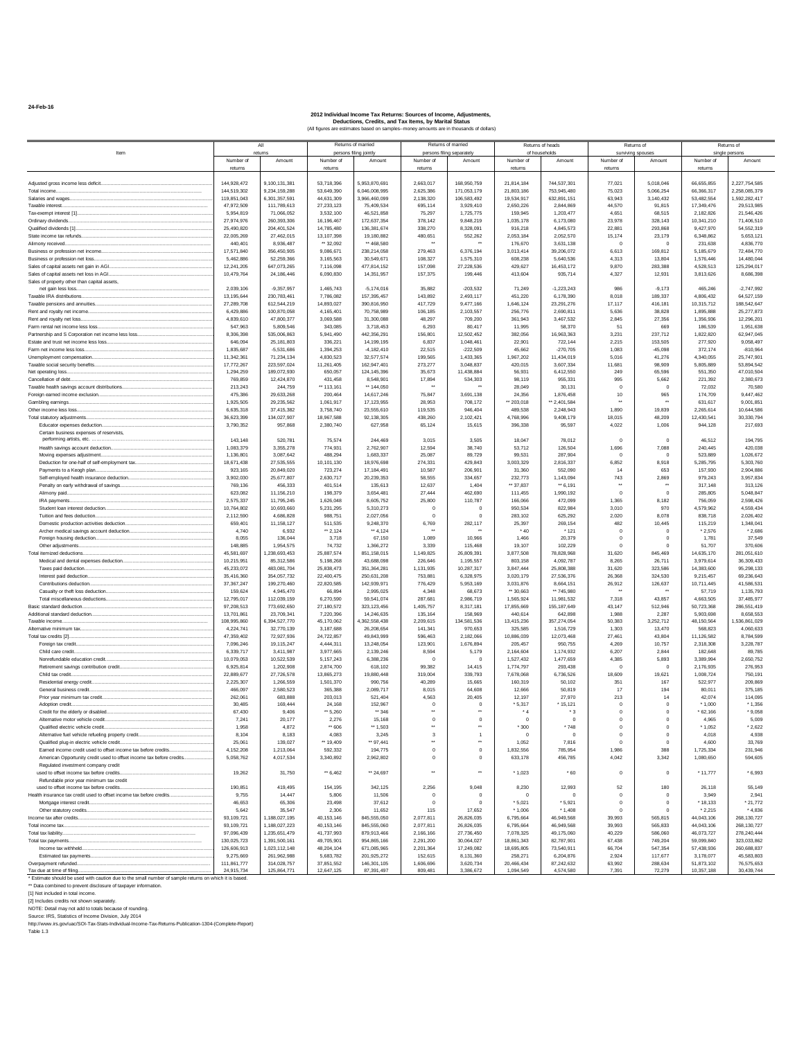24-Feb-16

# 2012 Individual Income Tax Returns: Sources of Income, Adjustments, Deductions, Credits, and Tax Items, by Marital Status

(All figures are estimates based on samples--money amounts are in thousands of dollars)

| Item | All returns | | Returns of married persons filing jointly | | Returns of married persons filing separately | | Returns of heads of households | | Returns of surviving spouses | | Returns of single persons | |
|---|---|---|---|---|---|---|---|---|---|---|---|---|
| | Number of returns | Amount | Number of returns | Amount | Number of returns | Amount | Number of returns | Amount | Number of returns | Amount | Number of returns | Amount |
| Adjusted gross income less deficit | 144,928,472 | 9,100,131,381 | 53,718,396 | 5,953,870,691 | 2,663,017 | 168,950,759 | 21,814,184 | 744,537,301 | 77,021 | 5,018,046 | 66,655,855 | 2,227,754,585 |
| Total income | 144,519,302 | 9,234,159,288 | 53,649,390 | 6,046,008,995 | 2,625,386 | 171,053,179 | 21,803,186 | 753,945,480 | 75,023 | 5,066,254 | 66,366,317 | 2,258,085,379 |
| Salaries and wages | 119,851,043 | 6,301,357,591 | 44,631,309 | 3,966,460,099 | 2,138,320 | 106,583,492 | 19,534,917 | 632,891,151 | 63,943 | 3,140,432 | 53,482,554 | 1,592,282,417 |
| Taxable interest | 47,972,509 | 111,789,613 | 27,233,123 | 75,409,534 | 695,114 | 3,929,410 | 2,650,226 | 2,844,869 | 44,570 | 91,815 | 17,349,476 | 29,513,985 |
| Tax-exempt interest [1] | 5,954,819 | 71,066,052 | 3,532,100 | 46,521,858 | 75,297 | 1,725,775 | 159,945 | 1,203,477 | 4,651 | 68,515 | 2,182,826 | 21,546,426 |
| Ordinary dividends | 27,974,976 | 260,393,306 | 16,196,467 | 172,637,354 | 378,142 | 9,848,219 | 1,035,178 | 6,173,080 | 23,978 | 328,143 | 10,341,210 | 71,406,510 |
| Qualified dividends [1] | 25,490,820 | 204,401,524 | 14,785,480 | 136,381,674 | 338,270 | 8,328,091 | 916,218 | 4,845,573 | 22,881 | 293,868 | 9,427,970 | 54,552,319 |
| State income tax refunds | 22,005,269 | 27,462,015 | 13,107,398 | 19,180,882 | 480,651 | 552,262 | 2,053,184 | 2,052,570 | 15,174 | 23,179 | 6,348,862 | 5,653,121 |
| Alimony received | 440,401 | 8,936,487 | ** 32,092 | ** 468,580 | ** | ** | 176,670 | 3,631,138 | 0 | 0 | 231,638 | 4,836,770 |
| Business or profession net income | 17,571,840 | 356,450,985 | 9,086,671 | 238,214,058 | 279,463 | 6,376,194 | 3,013,414 | 39,206,072 | 6,613 | 169,812 | 5,185,679 | 72,484,770 |
| Business or profession net loss | 5,462,886 | 52,259,366 | 3,165,563 | 30,549,671 | 108,327 | 1,575,310 | 608,238 | 5,640,536 | 4,313 | 13,804 | 1,576,446 | 14,480,044 |
| Sales of capital assets net gain in AGI | 12,241,205 | 647,073,265 | 7,116,098 | 477,814,152 | 157,098 | 27,228,536 | 429,627 | 16,453,172 | 9,870 | 283,388 | 4,528,513 | 125,294,017 |
| Sales of capital assets net loss in AGI | 10,479,764 | 24,186,446 | 6,090,830 | 14,351,957 | 157,375 | 199,446 | 413,604 | 935,714 | 4,327 | 12,931 | 3,813,626 | 8,686,398 |
| Sales of property other than capital assets, net gain less loss | 2,039,106 | -9,357,957 | 1,465,743 | -5,174,016 | 35,882 | -203,532 | 71,249 | -1,223,243 | 986 | -9,173 | 465,246 | -2,747,992 |
| Taxable IRA distributions | 13,195,644 | 230,783,461 | 7,786,082 | 157,395,457 | 143,892 | 2,493,117 | 451,220 | 6,178,390 | 8,018 | 189,337 | 4,806,432 | 64,527,159 |
| Taxable pensions and annuities | 27,289,708 | 612,544,219 | 14,893,027 | 390,816,950 | 417,729 | 9,477,166 | 1,646,124 | 23,291,276 | 17,117 | 416,181 | 10,315,712 | 188,542,647 |
| Rent and royalty net income | 6,429,886 | 100,870,058 | 4,165,401 | 70,758,989 | 106,185 | 2,103,557 | 256,776 | 2,690,811 | 5,636 | 38,828 | 1,895,888 | 25,277,873 |
| Rent and royalty net loss | 4,839,610 | 47,800,377 | 3,069,588 | 31,300,088 | 48,297 | 709,200 | 361,943 | 3,467,532 | 2,845 | 27,356 | 1,356,936 | 12,296,201 |
| Farm rental net income less loss | 547,963 | 5,809,546 | 343,085 | 3,718,453 | 6,293 | 80,417 | 11,995 | 58,370 | 51 | 669 | 186,539 | 1,951,638 |
| Partnership and S Corporation net income less loss | 8,306,398 | 535,006,863 | 5,941,490 | 442,356,291 | 156,801 | 12,502,452 | 382,056 | 16,963,363 | 3,231 | 237,712 | 1,822,820 | 62,947,045 |
| Estate and trust net income less loss | 646,094 | 25,181,803 | 336,221 | 14,199,195 | 6,837 | 1,048,461 | 22,901 | 722,144 | 2,215 | 153,505 | 277,920 | 9,058,497 |
| Farm net income less loss | 1,835,687 | -5,531,686 | 1,394,253 | -4,182,410 | 22,515 | -222,509 | 45,662 | -270,705 | 1,083 | -45,098 | 372,174 | -810,964 |
| Unemployment compensation | 11,342,361 | 71,234,134 | 4,830,523 | 32,577,574 | 199,565 | 1,433,365 | 1,967,202 | 11,434,019 | 5,016 | 41,276 | 4,340,055 | 25,747,901 |
| Taxable social security benefits | 17,772,267 | 223,597,024 | 11,261,405 | 162,947,401 | 273,277 | 3,048,837 | 420,015 | 3,607,334 | 11,681 | 98,909 | 5,805,889 | 53,894,542 |
| Net operating loss | 1,294,259 | 189,072,930 | 650,057 | 124,145,396 | 35,673 | 11,438,884 | 56,931 | 6,412,550 | 249 | 65,596 | 551,350 | 47,010,504 |
| Cancellation of debt | 769,859 | 12,424,870 | 431,458 | 8,548,901 | 17,894 | 534,303 | 98,119 | 955,331 | 995 | 5,662 | 221,392 | 2,380,673 |
| Taxable health savings account distributions | 213,243 | 244,759 | ** 113,161 | ** 144,050 | ** | ** | 28,049 | 30,131 | 0 | 0 | 72,032 | 70,580 |
| Foreign earned income exclusion | 475,386 | 29,633,268 | 200,464 | 14,617,246 | 75,847 | 3,691,138 | 24,356 | 1,876,458 | 10 | 965 | 174,709 | 9,447,462 |
| Gambling earnings | 1,925,505 | 29,235,562 | 1,061,917 | 17,123,955 | 28,953 | 708,172 | ** 203,018 | ** 2,401,584 | ** | ** | 631,617 | 9,001,851 |
| Other income less loss | 6,635,318 | 37,415,382 | 3,758,740 | 23,555,610 | 119,535 | 946,404 | 489,538 | 2,248,943 | 1,890 | 19,839 | 2,265,614 | 10,644,586 |
| Total statutory adjustments | 36,623,399 | 134,027,907 | 18,967,588 | 92,138,305 | 438,260 | 2,102,421 | 4,768,996 | 9,408,179 | 18,015 | 48,209 | 12,430,541 | 30,330,794 |
| Educator expenses deduction | 3,790,352 | 957,868 | 2,380,740 | 627,958 | 65,124 | 15,615 | 396,338 | 95,597 | 4,022 | 1,006 | 944,128 | 217,693 |
| Certain business expenses of reservists, performing artists, etc. | 143,148 | 520,781 | 75,574 | 244,469 | 3,015 | 3,505 | 18,047 | 78,012 | 0 | 0 | 46,512 | 194,795 |
| Health savings account deduction | 1,083,379 | 3,355,278 | 774,931 | 2,762,907 | 12,594 | 38,740 | 53,712 | 126,504 | 1,696 | 7,088 | 240,445 | 420,038 |
| Moving expenses adjustment | 1,136,801 | 3,087,642 | 488,294 | 1,683,337 | 25,087 | 89,729 | 99,531 | 287,904 | 0 | 0 | 523,889 | 1,026,672 |
| Deduction for one-half of self-employment tax | 18,671,438 | 27,535,555 | 10,101,130 | 18,976,698 | 274,331 | 429,843 | 3,003,329 | 2,816,337 | 6,852 | 8,918 | 5,285,795 | 5,303,760 |
| Payments to a Keogh plan | 923,165 | 20,849,020 | 723,274 | 17,184,491 | 10,587 | 206,901 | 31,360 | 552,090 | 14 | 653 | 157,930 | 2,904,886 |
| Self-employed health insurance deduction | 3,902,030 | 25,677,807 | 2,630,717 | 20,239,353 | 58,555 | 334,657 | 232,773 | 1,143,094 | 743 | 2,869 | 979,243 | 3,957,834 |
| Penalty on early withdrawal of savings | 769,136 | 456,333 | 401,514 | 135,613 | 12,637 | 1,404 | ** 37,837 | ** 6,191 | ** | ** | 317,148 | 313,126 |
| Alimony paid | 623,082 | 11,156,210 | 198,379 | 3,654,481 | 27,444 | 462,690 | 111,455 | 1,990,192 | 0 | 0 | 285,805 | 5,048,847 |
| IRA payments | 2,575,337 | 11,795,245 | 1,626,048 | 8,605,752 | 25,800 | 110,787 | 166,066 | 472,099 | 1,365 | 8,182 | 756,059 | 2,598,426 |
| Student loan interest deduction | 10,764,802 | 10,693,660 | 5,231,295 | 5,310,273 | 0 | 0 | 950,534 | 822,984 | 3,010 | 970 | 4,579,962 | 4,559,434 |
| Tuition and fees deduction | 2,112,590 | 4,686,828 | 988,751 | 2,027,056 | 0 | 0 | 283,102 | 625,292 | 2,020 | 8,078 | 838,718 | 2,026,402 |
| Domestic production activities deduction | 659,401 | 11,158,127 | 511,535 | 9,248,370 | 6,769 | 282,117 | 25,397 | 269,154 | 482 | 10,445 | 115,219 | 1,348,041 |
| Archer medical savings account deduction | 4,740 | 6,932 | ** 2,124 | ** 4,124 | ** | ** | * 40 | * 121 | 0 | 0 | * 2,576 | * 2,686 |
| Foreign housing deduction | 8,055 | 136,044 | 3,718 | 67,150 | 1,089 | 10,966 | 1,466 | 20,379 | 0 | 0 | 1,781 | 37,549 |
| Other adjustments | 148,885 | 1,954,575 | 74,732 | 1,366,272 | 3,339 | 115,468 | 19,107 | 102,229 | 0 | 0 | 51,707 | 370,606 |
| Total itemized deductions | 45,581,697 | 1,238,693,453 | 25,887,574 | 851,158,015 | 1,149,825 | 26,809,391 | 3,877,508 | 78,828,968 | 31,620 | 845,469 | 14,635,170 | 281,051,610 |
| Medical and dental expenses deduction | 10,215,951 | 85,312,586 | 5,198,268 | 43,688,098 | 226,646 | 1,195,557 | 803,158 | 4,092,787 | 8,265 | 26,711 | 3,979,614 | 36,309,433 |
| Taxes paid deduction | 45,233,072 | 483,081,704 | 25,838,473 | 351,364,281 | 1,131,935 | 10,287,317 | 3,847,444 | 25,808,388 | 31,620 | 323,586 | 14,383,600 | 95,298,133 |
| Interest paid deduction | 35,416,360 | 354,057,732 | 22,400,475 | 250,631,208 | 753,881 | 6,328,975 | 3,020,179 | 27,536,376 | 26,368 | 324,530 | 9,215,457 | 69,236,643 |
| Contributions deduction | 37,367,247 | 199,270,460 | 22,820,585 | 142,939,971 | 776,429 | 5,953,169 | 3,031,876 | 8,664,151 | 26,912 | 126,637 | 10,711,445 | 41,586,531 |
| Casualty or theft loss deduction | 159,624 | 4,945,470 | 66,894 | 2,995,025 | 4,348 | 68,673 | ** 30,663 | ** 745,980 | ** | ** | 57,719 | 1,135,793 |
| Total miscellaneous deductions | 12,795,017 | 112,039,159 | 6,270,590 | 59,541,074 | 287,681 | 2,986,719 | 1,565,924 | 11,981,532 | 7,318 | 43,857 | 4,663,505 | 37,485,977 |
| Basic standard deduction | 97,208,513 | 773,692,650 | 27,180,572 | 323,123,456 | 1,405,757 | 8,317,181 | 17,855,669 | 155,187,649 | 43,147 | 512,946 | 50,723,368 | 286,551,419 |
| Additional standard deduction | 13,701,861 | 23,709,341 | 7,220,396 | 14,246,635 | 135,164 | 158,969 | 440,614 | 642,898 | 1,988 | 2,287 | 5,903,698 | 8,658,553 |
| Taxable income | 108,995,860 | 6,394,527,770 | 45,170,062 | 4,362,558,438 | 2,209,615 | 134,581,536 | 13,415,236 | 357,274,054 | 50,383 | 3,252,712 | 48,150,564 | 1,536,861,029 |
| Alternative minimum tax | 4,224,741 | 32,770,139 | 3,187,688 | 26,208,654 | 141,341 | 970,653 | 325,585 | 1,516,729 | 1,303 | 13,470 | 568,823 | 4,060,633 |
| Total tax credits [2] | 47,359,402 | 72,927,936 | 24,722,857 | 49,843,999 | 596,463 | 2,182,066 | 10,886,039 | 12,073,468 | 27,461 | 43,804 | 11,126,582 | 8,784,599 |
| Foreign tax credit | 7,096,246 | 19,115,247 | 4,444,311 | 13,248,054 | 123,901 | 1,676,894 | 205,457 | 950,755 | 4,269 | 10,757 | 2,318,308 | 3,228,787 |
| Child care credit | 6,339,717 | 3,411,987 | 3,977,665 | 2,139,246 | 8,594 | 5,179 | 2,164,604 | 1,174,932 | 6,207 | 2,844 | 182,648 | 89,785 |
| Nonrefundable education credit | 10,079,053 | 10,522,539 | 5,157,243 | 6,388,236 | 0 | 0 | 1,527,432 | 1,477,659 | 4,385 | 5,893 | 3,389,994 | 2,650,752 |
| Retirement savings contribution credit | 6,925,814 | 1,202,908 | 2,874,700 | 618,102 | 99,382 | 14,415 | 1,774,797 | 293,438 | 0 | 0 | 2,176,935 | 276,953 |
| Child tax credit | 22,889,677 | 27,726,578 | 13,865,273 | 19,880,448 | 319,004 | 339,793 | 7,678,068 | 6,736,526 | 18,609 | 19,621 | 1,008,724 | 750,191 |
| Residential energy credit | 2,225,307 | 1,266,559 | 1,501,370 | 990,756 | 40,289 | 15,665 | 160,319 | 50,102 | 351 | 167 | 522,977 | 209,869 |
| General business credit | 466,097 | 2,580,523 | 365,388 | 2,089,717 | 8,015 | 64,608 | 12,666 | 50,819 | 17 | 194 | 80,011 | 375,185 |
| Prior year minimum tax credit | 262,061 | 683,888 | 203,013 | 521,404 | 4,563 | 20,405 | 12,197 | 27,970 | 213 | 14 | 42,074 | 114,095 |
| Adoption credit | 30,485 | 169,444 | 24,168 | 152,967 | 0 | 0 | * 5,317 | * 15,121 | 0 | 0 | * 1,000 | * 1,356 |
| Credit for the elderly or disabled | 67,430 | 9,406 | ** 5,260 | ** 346 | ** | ** | * 4 | * 3 | 0 | 0 | * 62,166 | * 9,058 |
| Alternative motor vehicle credit | 7,241 | 20,177 | 2,276 | 15,168 | 0 | 0 | 0 | 0 | 0 | 0 | 4,965 | 5,009 |
| Qualified electric vehicle credit | 1,958 | 4,872 | ** 606 | ** 1,503 | ** | ** | * 300 | * 748 | 0 | 0 | * 1,052 | * 2,622 |
| Alternative fuel vehicle refueling property credit | 8,104 | 8,183 | 4,083 | 3,245 | 3 | 1 | 0 | 0 | 0 | 0 | 4,018 | 4,938 |
| Qualified plug-in electric vehicle credit | 25,061 | 139,027 | ** 19,409 | ** 97,441 | ** | ** | 1,052 | 7,816 | 0 | 0 | 4,600 | 33,769 |
| Earned income credit used to offset income tax before credits | 4,152,208 | 1,213,064 | 592,332 | 194,775 | 0 | 0 | 1,832,556 | 785,954 | 1,986 | 388 | 1,725,334 | 231,946 |
| American Opportunity credit used to offset income tax before credits | 5,058,762 | 4,017,534 | 3,340,892 | 2,962,802 | 0 | 0 | 633,178 | 456,785 | 4,042 | 3,342 | 1,080,650 | 594,605 |
| Regulated investment company credit used to offset income tax before credits | 19,262 | 31,750 | ** 6,462 | ** 24,697 | ** | ** | * 1,023 | * 60 | 0 | 0 | * 11,777 | * 6,993 |
| Refundable prior year minimum tax credit used to offset income tax before credits | 190,851 | 419,495 | 154,195 | 342,125 | 2,256 | 9,048 | 8,230 | 12,993 | 52 | 180 | 26,118 | 55,149 |
| Health insurance tax credit used to offset income tax before credits | 9,755 | 14,447 | 5,806 | 11,506 | 0 | 0 | 0 | 0 | 0 | 0 | 3,949 | 2,941 |
| Mortgage interest credit | 46,653 | 65,306 | 23,498 | 37,612 | 0 | 0 | * 5,021 | * 5,921 | 0 | 0 | * 18,133 | * 21,772 |
| Other statutory credits | 5,642 | 35,547 | 2,306 | 11,652 | 115 | 17,652 | * 1,006 | * 1,408 | 0 | 0 | * 2,215 | * 4,836 |
| Income tax after credits | 93,109,721 | 1,188,027,195 | 40,153,146 | 845,555,050 | 2,077,811 | 26,826,035 | 6,795,664 | 46,949,568 | 39,993 | 565,815 | 44,043,106 | 268,130,727 |
| Total income tax | 93,109,721 | 1,188,027,223 | 40,153,146 | 845,555,060 | 2,077,811 | 26,826,035 | 6,795,664 | 46,949,568 | 39,993 | 565,833 | 44,043,106 | 268,130,727 |
| Total tax liability | 97,096,439 | 1,235,651,479 | 41,737,993 | 879,913,466 | 2,166,166 | 27,736,450 | 7,078,325 | 49,175,060 | 40,229 | 586,060 | 46,073,727 | 278,240,444 |
| Total tax payments | 130,025,723 | 1,391,500,161 | 49,705,901 | 954,865,166 | 2,291,200 | 30,064,027 | 18,861,343 | 82,787,901 | 67,438 | 749,204 | 59,099,840 | 323,033,862 |
| Income tax withheld | 126,606,913 | 1,023,112,148 | 48,204,104 | 671,085,965 | 2,201,364 | 17,249,082 | 18,695,805 | 73,540,911 | 66,704 | 547,354 | 57,438,936 | 260,688,837 |
| Estimated tax payments | 9,275,669 | 261,962,988 | 5,683,782 | 201,925,272 | 152,615 | 8,131,360 | 258,271 | 6,204,876 | 2,924 | 117,677 | 3,178,077 | 45,583,803 |
| Overpayment refunded | 111,861,777 | 314,028,757 | 37,851,552 | 146,301,105 | 1,606,696 | 3,620,734 | 20,466,434 | 87,242,632 | 63,992 | 288,634 | 51,873,102 | 76,575,653 |
| Tax due at time of filing | 24,915,734 | 125,864,771 | 12,647,125 | 87,391,497 | 809,481 | 3,386,672 | 1,094,549 | 4,574,580 | 7,391 | 72,279 | 10,357,188 | 30,439,744 |

\* Estimate should be used with caution due to the small number of sample returns on which it is based.

** Data combined to prevent disclosure of taxpayer information.

[1] Not included in total income.

[2] Includes credits not shown separately.

NOTE: Detail may not add to totals because of rounding.

Source: IRS, Statistics of Income Division, July 2014

http://www.irs.gov/uac/SOI-Tax-Stats-Individual-Income-Tax-Returns-Publication-1304-(Complete-Report)

Table 1.3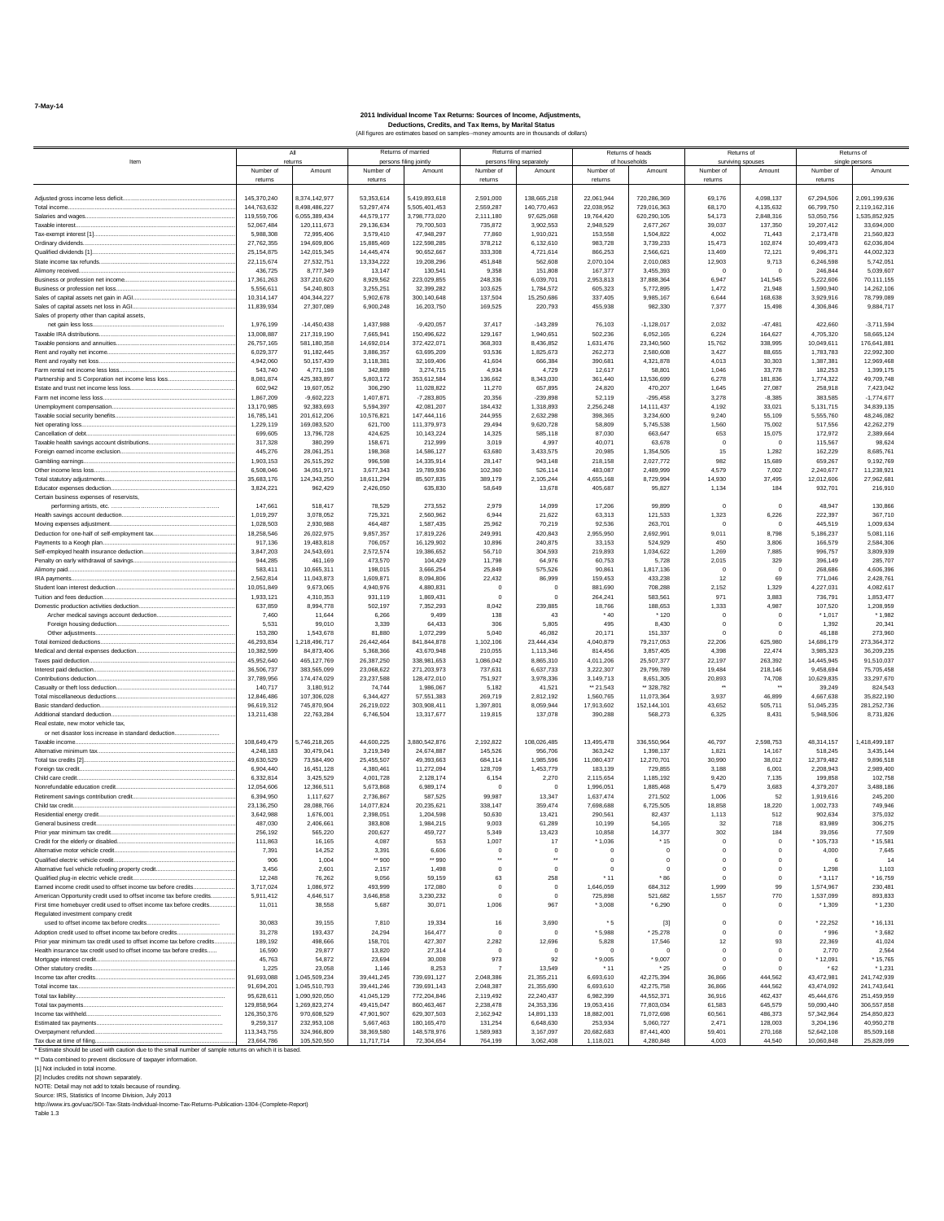7-May-14

# 2011 Individual Income Tax Returns: Sources of Income, Adjustments, Deductions, Credits, and Tax Items, by Marital Status

(All figures are estimates based on samples--money amounts are in thousands of dollars)

| Item | All returns | | Returns of married persons filing jointly | | Returns of married persons filing separately | | Returns of heads of households | | Returns of surviving spouses | | Returns of single persons | |
|---|---|---|---|---|---|---|---|---|---|---|---|---|
| | Number of returns | Amount | Number of returns | Amount | Number of returns | Amount | Number of returns | Amount | Number of returns | Amount | Number of returns | Amount |
| Adjusted gross income less deficit | 145,370,240 | 8,374,142,977 | 53,353,614 | 5,419,893,618 | 2,591,000 | 138,665,218 | 22,061,944 | 720,286,369 | 69,176 | 4,098,137 | 67,294,506 | 2,091,199,636 |
| Total income | 144,763,632 | 8,498,486,227 | 53,297,474 | 5,505,401,453 | 2,559,287 | 140,770,463 | 22,038,952 | 729,016,363 | 68,170 | 4,135,632 | 66,799,750 | 2,119,162,316 |
| Salaries and wages | 119,559,706 | 6,055,389,434 | 44,579,177 | 3,798,773,020 | 2,111,180 | 97,625,068 | 19,764,420 | 620,290,105 | 54,173 | 2,848,316 | 53,050,756 | 1,535,852,925 |
| Taxable interest | 52,067,484 | 120,111,673 | 29,136,634 | 79,700,503 | 735,872 | 3,902,553 | 2,948,529 | 2,677,267 | 39,037 | 137,350 | 19,207,412 | 33,694,000 |
| Tax-exempt interest [1] | 5,988,308 | 72,995,406 | 3,579,410 | 47,948,297 | 77,860 | 1,910,021 | 153,558 | 1,504,822 | 4,002 | 71,443 | 2,173,478 | 21,560,823 |
| Ordinary dividends | 27,762,355 | 194,609,806 | 15,885,469 | 122,598,285 | 378,212 | 6,132,610 | 983,728 | 3,739,233 | 15,473 | 102,874 | 10,499,473 | 62,036,804 |
| Qualified dividends [1] | 25,154,875 | 142,015,345 | 14,445,474 | 90,652,667 | 333,308 | 4,721,614 | 866,253 | 2,566,621 | 13,469 | 72,121 | 9,496,371 | 44,002,323 |
| State income tax refunds | 22,115,674 | 27,532,751 | 13,334,222 | 19,208,296 | 451,848 | 562,608 | 2,070,104 | 2,010,083 | 12,903 | 9,713 | 6,246,598 | 5,742,051 |
| Alimony received | 436,725 | 8,777,349 | 13,147 | 130,541 | 9,358 | 151,808 | 167,377 | 3,455,393 | 0 | 0 | 246,844 | 5,039,607 |
| Business or profession net income | 17,361,263 | 337,210,620 | 8,929,562 | 223,029,855 | 248,336 | 6,039,701 | 2,953,813 | 37,888,364 | 6,947 | 141,545 | 5,222,606 | 70,111,155 |
| Business or profession net loss | 5,556,611 | 54,240,803 | 3,255,251 | 32,399,282 | 103,625 | 1,784,572 | 605,323 | 5,772,895 | 1,472 | 21,948 | 1,590,940 | 14,262,106 |
| Sales of capital assets net gain in AGI | 10,314,147 | 404,344,227 | 5,902,678 | 300,140,648 | 137,504 | 15,250,686 | 337,405 | 9,985,167 | 6,644 | 168,638 | 3,929,916 | 78,799,089 |
| Sales of capital assets net loss in AGI | 11,839,934 | 27,307,089 | 6,900,248 | 16,203,750 | 169,525 | 220,793 | 455,938 | 982,330 | 7,377 | 15,498 | 4,306,846 | 9,884,717 |
| Sales of property other than capital assets, net gain less loss | 1,976,199 | -14,450,438 | 1,437,988 | -9,420,057 | 37,417 | -143,289 | 76,103 | -1,128,017 | 2,032 | -47,481 | 422,660 | -3,711,594 |
| Taxable IRA distributions | 13,008,887 | 217,319,190 | 7,665,941 | 150,496,622 | 129,167 | 1,940,651 | 502,236 | 6,052,165 | 6,224 | 164,627 | 4,705,320 | 58,665,124 |
| Taxable pensions and annuities | 26,757,165 | 581,180,358 | 14,692,014 | 372,422,071 | 368,303 | 8,436,852 | 1,631,476 | 23,340,560 | 15,762 | 338,995 | 10,049,611 | 176,641,881 |
| Rent and royalty net income | 6,029,377 | 91,182,445 | 3,886,357 | 63,695,209 | 93,536 | 1,825,673 | 262,273 | 2,580,608 | 3,427 | 88,655 | 1,783,783 | 22,992,300 |
| Rent and royalty net loss | 4,942,060 | 50,157,439 | 3,118,381 | 32,169,406 | 41,604 | 666,384 | 390,681 | 4,321,878 | 4,013 | 30,303 | 1,387,381 | 12,969,468 |
| Farm rental net income less loss | 543,740 | 4,771,198 | 342,889 | 3,274,715 | 4,934 | 4,729 | 12,617 | 58,801 | 1,046 | 33,778 | 182,253 | 1,399,175 |
| Partnership and S Corporation net income less loss | 8,081,874 | 425,383,897 | 5,803,172 | 353,612,584 | 136,662 | 8,343,030 | 361,440 | 13,536,699 | 6,278 | 181,836 | 1,774,322 | 49,709,748 |
| Estate and trust net income less loss | 602,942 | 19,607,052 | 306,290 | 11,028,822 | 11,270 | 657,895 | 24,820 | 470,207 | 1,645 | 27,087 | 258,918 | 7,423,042 |
| Farm net income less loss | 1,867,209 | -9,602,223 | 1,407,871 | -7,283,805 | 20,356 | -239,898 | 52,119 | -295,458 | 3,278 | -8,385 | 383,585 | -1,774,677 |
| Unemployment compensation | 13,170,985 | 92,383,693 | 5,594,397 | 42,081,207 | 184,432 | 1,318,893 | 2,256,248 | 14,111,437 | 4,192 | 33,021 | 5,131,715 | 34,839,135 |
| Taxable social security benefits | 16,785,141 | 201,612,206 | 10,576,821 | 147,444,116 | 244,955 | 2,632,298 | 398,365 | 3,234,600 | 9,240 | 55,109 | 5,555,760 | 48,246,082 |
| Net operating loss | 1,229,119 | 169,083,520 | 621,700 | 111,379,973 | 29,494 | 9,620,728 | 58,809 | 5,745,538 | 1,560 | 75,002 | 517,556 | 42,262,279 |
| Cancellation of debt | 699,605 | 13,796,728 | 424,625 | 10,143,224 | 14,325 | 585,118 | 87,030 | 663,647 | 653 | 15,075 | 172,972 | 2,389,664 |
| Taxable health savings account distributions | 317,328 | 380,299 | 158,671 | 212,999 | 3,019 | 4,997 | 40,071 | 63,678 | 0 | 0 | 115,567 | 98,624 |
| Foreign earned income exclusion | 445,276 | 28,061,251 | 198,368 | 14,586,127 | 63,680 | 3,433,575 | 20,985 | 1,354,505 | 15 | 1,282 | 162,229 | 8,685,761 |
| Gambling earnings | 1,903,153 | 26,515,292 | 996,598 | 14,335,914 | 28,147 | 943,148 | 218,158 | 2,027,772 | 982 | 15,689 | 659,267 | 9,192,769 |
| Other income less loss | 6,508,046 | 34,051,971 | 3,677,343 | 19,789,936 | 102,360 | 526,114 | 483,087 | 2,489,999 | 4,579 | 7,002 | 2,240,677 | 11,238,921 |
| Total statutory adjustments | 35,683,176 | 124,343,250 | 18,611,294 | 85,507,835 | 389,179 | 2,105,244 | 4,655,168 | 8,729,994 | 14,930 | 37,495 | 12,012,606 | 27,962,681 |
| Educator expenses deduction | 3,824,221 | 962,429 | 2,426,050 | 635,830 | 58,649 | 13,678 | 405,687 | 95,827 | 1,134 | 184 | 932,701 | 216,910 |
| Certain business expenses of reservists, performing artists, etc. | 147,661 | 518,417 | 78,529 | 273,552 | 2,979 | 14,099 | 17,206 | 99,899 | 0 | 0 | 48,947 | 130,866 |
| Health savings account deduction | 1,019,297 | 3,078,052 | 725,321 | 2,560,962 | 6,944 | 21,622 | 63,313 | 121,533 | 1,323 | 6,226 | 222,397 | 367,710 |
| Moving expenses adjustment | 1,028,503 | 2,930,988 | 464,487 | 1,587,435 | 25,962 | 70,219 | 92,536 | 263,701 | 0 | 0 | 445,519 | 1,009,634 |
| Deduction for one-half of self-employment tax | 18,258,546 | 26,022,975 | 9,857,357 | 17,819,226 | 249,991 | 420,843 | 2,955,950 | 2,692,991 | 9,011 | 8,798 | 5,186,237 | 5,081,116 |
| Payments to a Keogh plan | 917,136 | 19,483,818 | 706,057 | 16,129,902 | 10,896 | 240,875 | 33,153 | 524,929 | 450 | 3,806 | 166,579 | 2,584,306 |
| Self-employed health insurance deduction | 3,847,203 | 24,543,691 | 2,572,574 | 19,386,652 | 56,710 | 304,593 | 219,893 | 1,034,622 | 1,269 | 7,885 | 996,757 | 3,809,939 |
| Penalty on early withdrawal of savings | 944,285 | 461,169 | 473,570 | 104,429 | 11,798 | 64,976 | 60,753 | 5,728 | 2,015 | 329 | 396,149 | 285,707 |
| Alimony paid | 583,411 | 10,665,311 | 198,015 | 3,666,254 | 25,849 | 575,526 | 90,861 | 1,817,136 | 0 | 0 | 268,686 | 4,606,396 |
| IRA payments | 2,562,814 | 11,043,873 | 1,609,871 | 8,094,806 | 22,432 | 86,999 | 159,453 | 433,238 | 12 | 69 | 771,046 | 2,428,761 |
| Student loan interest deduction | 10,051,849 | 9,673,065 | 4,940,976 | 4,880,831 | 0 | 0 | 881,690 | 708,288 | 2,152 | 1,329 | 4,227,031 | 4,082,617 |
| Tuition and fees deduction | 1,933,121 | 4,310,353 | 931,119 | 1,869,431 | 0 | 0 | 264,241 | 583,561 | 971 | 3,883 | 736,791 | 1,853,477 |
| Domestic production activities deduction | 637,859 | 8,994,778 | 502,197 | 7,352,293 | 8,042 | 239,885 | 18,766 | 188,653 | 1,333 | 4,987 | 107,520 | 1,208,959 |
| Archer medical savings account deduction | 7,460 | 11,644 | 6,266 | 9,499 | 138 | 43 | * 40 | * 120 | 0 | 0 | * 1,017 | * 1,982 |
| Foreign housing deduction | 5,531 | 99,010 | 3,339 | 64,433 | 306 | 5,805 | 495 | 8,430 | 0 | 0 | 1,392 | 20,341 |
| Other adjustments | 153,280 | 1,543,678 | 81,880 | 1,072,299 | 5,040 | 46,082 | 20,171 | 151,337 | 0 | 0 | 46,188 | 273,960 |
| Total itemized deductions | 46,293,834 | 1,218,496,717 | 26,442,464 | 841,844,878 | 1,102,106 | 23,444,434 | 4,040,879 | 79,217,053 | 22,206 | 625,980 | 14,686,179 | 273,364,372 |
| Medical and dental expenses deduction | 10,382,599 | 84,873,406 | 5,368,366 | 43,670,948 | 210,055 | 1,113,346 | 814,456 | 3,857,405 | 4,398 | 22,474 | 3,985,323 | 36,209,235 |
| Taxes paid deduction | 45,952,640 | 465,127,769 | 26,387,250 | 338,981,653 | 1,086,042 | 8,865,310 | 4,011,206 | 25,507,377 | 22,197 | 263,392 | 14,445,945 | 91,510,037 |
| Interest paid deduction | 36,506,737 | 383,565,099 | 23,068,622 | 271,203,973 | 737,631 | 6,637,733 | 3,222,307 | 29,799,789 | 19,484 | 218,146 | 9,458,694 | 75,705,458 |
| Contributions deduction | 37,789,956 | 174,474,029 | 23,237,588 | 128,472,010 | 751,927 | 3,978,336 | 3,149,713 | 8,651,305 | 20,893 | 74,708 | 10,629,835 | 33,297,670 |
| Casualty or theft loss deduction | 140,717 | 3,180,912 | 74,744 | 1,986,067 | 5,182 | 41,521 | ** 21,543 | ** 328,782 | ** | ** | 39,249 | 824,543 |
| Total miscellaneous deductions | 12,846,486 | 107,306,028 | 6,344,427 | 57,551,383 | 269,719 | 2,812,192 | 1,560,765 | 11,073,364 | 3,937 | 46,899 | 4,667,638 | 35,822,190 |
| Basic standard deduction | 96,619,312 | 745,870,904 | 26,219,022 | 303,908,411 | 1,397,801 | 8,059,944 | 17,913,602 | 152,144,101 | 43,652 | 505,711 | 51,045,235 | 281,252,736 |
| Additional standard deduction | 13,211,438 | 22,763,284 | 6,746,504 | 13,317,677 | 119,815 | 137,078 | 390,288 | 568,273 | 6,325 | 8,431 | 5,948,506 | 8,731,826 |
| Real estate, new motor vehicle tax, or net disaster loss increase in standard deduction | | | | | | | | | | | | |
| Taxable income | 108,649,479 | 5,746,218,265 | 44,600,225 | 3,880,542,876 | 2,192,822 | 108,026,485 | 13,495,478 | 336,550,964 | 46,797 | 2,598,753 | 48,314,157 | 1,418,499,187 |
| Alternative minimum tax | 4,248,183 | 30,479,041 | 3,219,349 | 24,674,887 | 145,526 | 956,706 | 363,242 | 1,398,137 | 1,821 | 14,167 | 518,245 | 3,435,144 |
| Total tax credits [2] | 49,630,529 | 73,584,490 | 25,455,507 | 49,393,663 | 684,114 | 1,985,596 | 11,080,437 | 12,270,701 | 30,990 | 38,012 | 12,379,482 | 9,896,518 |
| Foreign tax credit | 6,904,440 | 16,451,128 | 4,380,461 | 11,272,094 | 128,709 | 1,453,779 | 183,139 | 729,855 | 3,188 | 6,001 | 2,208,943 | 2,989,400 |
| Child care credit | 6,332,814 | 3,425,529 | 4,001,728 | 2,128,174 | 6,154 | 2,270 | 2,115,654 | 1,185,192 | 9,420 | 7,135 | 199,858 | 102,758 |
| Nonrefundable education credit | 12,054,606 | 12,366,511 | 5,673,868 | 6,989,174 | 0 | 0 | 1,996,051 | 1,885,468 | 5,479 | 3,683 | 4,379,207 | 3,488,186 |
| Retirement savings contribution credit | 6,394,950 | 1,117,627 | 2,736,867 | 587,525 | 99,987 | 13,347 | 1,637,474 | 271,502 | 1,006 | 52 | 1,919,616 | 245,200 |
| Child tax credit | 23,136,250 | 28,088,766 | 14,077,824 | 20,235,621 | 338,147 | 359,474 | 7,698,688 | 6,725,505 | 18,858 | 18,220 | 1,002,733 | 749,946 |
| Residential energy credit | 3,642,988 | 1,676,001 | 2,398,051 | 1,204,598 | 50,630 | 13,421 | 290,561 | 82,437 | 1,113 | 512 | 902,634 | 375,032 |
| General business credit | 487,030 | 2,406,661 | 383,808 | 1,984,215 | 9,003 | 61,289 | 10,199 | 54,165 | 32 | 718 | 83,989 | 306,275 |
| Prior year minimum tax credit | 256,192 | 565,220 | 200,627 | 459,727 | 5,349 | 13,423 | 10,858 | 14,377 | 302 | 184 | 39,056 | 77,509 |
| Credit for the elderly or disabled | 111,863 | 16,165 | 4,087 | 553 | 1,007 | 17 | * 1,036 | * 15 | 0 | 0 | * 105,733 | * 15,581 |
| Alternative motor vehicle credit | 7,391 | 14,252 | 3,391 | 6,606 | 0 | 0 | 0 | 0 | 0 | 0 | 4,000 | 7,645 |
| Qualified electric vehicle credit | 906 | 1,004 | ** 900 | ** 990 | ** | ** | 0 | 0 | 0 | 0 | 6 | 14 |
| Alternative fuel vehicle refueling property credit | 3,456 | 2,601 | 2,157 | 1,498 | 0 | 0 | 0 | 0 | 0 | 0 | 1,298 | 1,103 |
| Qualified plug-in electric vehicle credit | 12,248 | 76,262 | 9,056 | 59,159 | 63 | 258 | * 11 | * 86 | 0 | 0 | * 3,117 | * 16,759 |
| Earned income credit used to offset income tax before credits | 3,717,024 | 1,086,972 | 493,999 | 172,080 | 0 | 0 | 1,646,059 | 684,312 | 1,999 | 99 | 1,574,967 | 230,481 |
| American Opportunity credit used to offset income tax before credits | 5,911,412 | 4,646,517 | 3,646,858 | 3,230,232 | 0 | 0 | 725,898 | 521,682 | 1,557 | 770 | 1,537,099 | 893,833 |
| First time homebuyer credit used to offset income tax before credits | 11,011 | 38,558 | 5,687 | 30,071 | 1,006 | 967 | * 3,008 | * 6,290 | 0 | 0 | * 1,309 | * 1,230 |
| Regulated investment company credit used to offset income tax before credits | 30,083 | 39,155 | 7,810 | 19,334 | 16 | 3,690 | * 5 | [3] | 0 | 0 | * 22,252 | * 16,131 |
| Adoption credit used to offset income tax before credits | 31,278 | 193,437 | 24,294 | 164,477 | 0 | 0 | * 5,988 | * 25,278 | 0 | 0 | * 996 | * 3,682 |
| Prior year minimum tax credit used to offset income tax before credits | 189,192 | 498,666 | 158,701 | 427,307 | 2,282 | 12,696 | 5,828 | 17,546 | 12 | 93 | 22,369 | 41,024 |
| Health insurance tax credit used to offset income tax before credits | 16,590 | 29,877 | 13,820 | 27,314 | 0 | 0 | 0 | 0 | 0 | 0 | 2,770 | 2,564 |
| Mortgage interest credit | 45,763 | 54,872 | 23,694 | 30,008 | 973 | 92 | * 9,005 | * 9,007 | 0 | 0 | * 12,091 | * 15,765 |
| Other statutory credits | 1,225 | 23,058 | 1,146 | 8,253 | 7 | 13,549 | * 11 | * 25 | 0 | 0 | * 62 | * 1,231 |
| Income tax after credits | 91,693,088 | 1,045,509,234 | 39,441,245 | 739,691,127 | 2,048,386 | 21,355,211 | 6,693,610 | 42,275,394 | 36,866 | 444,562 | 43,472,981 | 241,742,939 |
| Total income tax | 91,694,201 | 1,045,510,793 | 39,441,245 | 739,691,143 | 2,048,387 | 21,355,690 | 6,693,610 | 42,275,758 | 36,866 | 444,562 | 43,474,092 | 241,743,641 |
| Total tax liability | 95,628,611 | 1,090,920,050 | 41,045,129 | 772,204,846 | 2,119,492 | 22,240,437 | 6,982,399 | 44,552,371 | 36,916 | 462,437 | 45,444,676 | 251,459,959 |
| Total tax payments | 129,858,964 | 1,269,823,274 | 49,415,047 | 860,463,467 | 2,238,478 | 24,353,336 | 19,053,416 | 77,803,034 | 61,583 | 645,579 | 59,090,440 | 306,557,858 |
| Income tax withheld | 126,350,376 | 970,608,529 | 47,901,907 | 629,307,503 | 2,162,942 | 14,891,133 | 18,882,001 | 71,072,698 | 60,561 | 486,373 | 57,342,964 | 254,850,823 |
| Estimated tax payments | 9,259,317 | 232,953,108 | 5,667,463 | 180,165,470 | 131,254 | 6,648,630 | 253,934 | 5,060,727 | 2,471 | 128,003 | 3,204,196 | 40,950,278 |
| Overpayment refunded | 113,343,755 | 324,966,809 | 38,369,580 | 148,578,976 | 1,589,983 | 3,167,097 | 20,682,683 | 87,441,400 | 59,401 | 270,168 | 52,642,108 | 85,509,168 |
| Tax due at time of filing | 23,664,786 | 105,520,550 | 11,717,714 | 72,304,654 | 764,199 | 3,062,408 | 1,118,021 | 4,280,848 | 4,003 | 44,540 | 10,060,848 | 25,828,099 |

\* Estimate should be used with caution due to the small number of sample returns on which it is based.

\** Data combined to prevent disclosure of taxpayer information.

[1] Not included in total income.

[2] Includes credits not shown separately.

NOTE: Detail may not add to totals because of rounding.

Source: IRS, Statistics of Income Division, July 2013

http://www.irs.gov/uac/SOI-Tax-Stats-Individual-Income-Tax-Returns-Publication-1304-(Complete-Report)

Table 1.3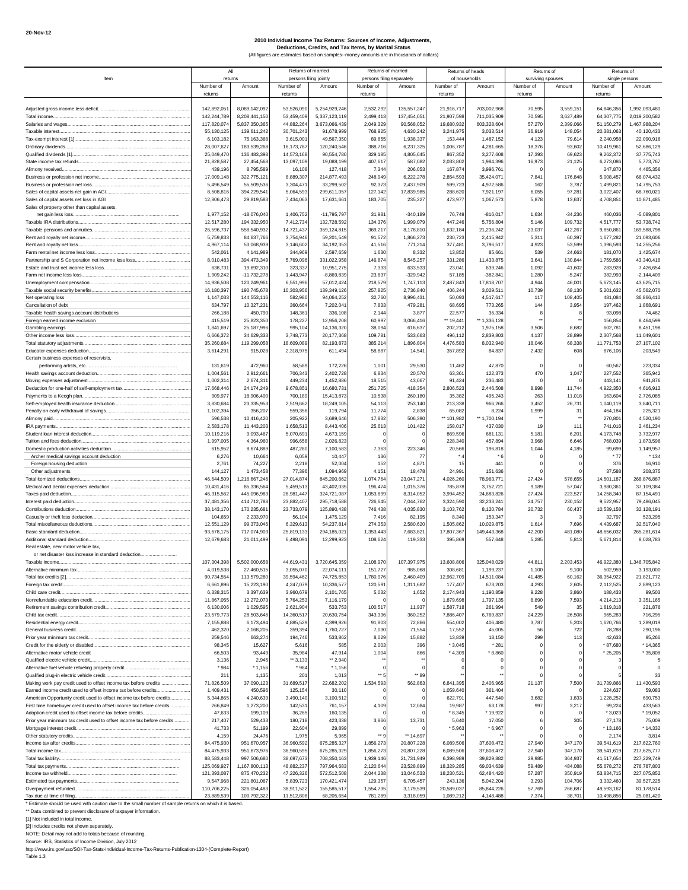20-Nov-12

## 2010 Individual Income Tax Returns: Sources of Income, Adjustments, Deductions, Credits, and Tax Items, by Marital Status

(All figures are estimates based on samples--money amounts are in thousands of dollars)

| Item | All returns | | Returns of married persons filing jointly | | Returns of married persons filing separately | | Returns of heads of households | | Returns of surviving spouses | | Returns of single persons | |
|---|---|---|---|---|---|---|---|---|---|---|---|---|
| | Number of returns | Amount | Number of returns | Amount | Number of returns | Amount | Number of returns | Amount | Number of returns | Amount | Number of returns | Amount |
| Adjusted gross income less deficit | 142,892,051 | 8,089,142,092 | 53,526,090 | 5,254,929,246 | 2,532,292 | 135,557,247 | 21,916,717 | 703,062,968 | 70,595 | 3,559,151 | 64,846,356 | 1,992,093,480 |
| Total income | 142,244,789 | 8,208,441,150 | 53,459,409 | 5,337,123,119 | 2,499,413 | 137,454,051 | 21,907,598 | 711,035,909 | 70,595 | 3,627,489 | 64,307,775 | 2,019,200,582 |
| Salaries and wages | 117,820,074 | 5,837,350,365 | 44,882,264 | 3,673,066,439 | 2,049,329 | 90,568,052 | 19,680,932 | 603,328,604 | 57,270 | 2,399,066 | 51,150,279 | 1,467,988,204 |
| Taxable interest | 55,130,125 | 139,611,242 | 30,701,243 | 91,678,999 | 768,925 | 4,630,242 | 3,241,975 | 3,033,514 | 36,919 | 148,054 | 20,381,063 | 40,120,433 |
| Tax-exempt interest [1] | 6,103,182 | 75,163,368 | 3,615,001 | 49,567,350 | 89,655 | 1,938,337 | 153,444 | 1,487,152 | 4,123 | 79,614 | 2,240,958 | 22,090,916 |
| Ordinary dividends | 28,007,627 | 183,539,268 | 16,173,787 | 120,240,546 | 388,716 | 6,237,325 | 1,006,787 | 4,281,665 | 18,376 | 93,602 | 10,419,961 | 52,686,129 |
| Qualified dividends [1] | 25,049,470 | 136,483,398 | 14,573,168 | 90,554,780 | 329,185 | 4,805,645 | 867,352 | 3,277,608 | 17,393 | 69,623 | 9,262,372 | 37,775,743 |
| State income tax refunds | 21,828,587 | 27,454,568 | 13,097,109 | 19,088,199 | 407,617 | 587,082 | 2,033,802 | 1,984,396 | 16,973 | 21,125 | 6,273,086 | 5,773,767 |
| Alimony received | 439,196 | 8,795,589 | 16,108 | 127,418 | 7,344 | 206,053 | 167,874 | 3,996,761 | 0 | 0 | 247,870 | 4,465,356 |
| Business or profession net income | 17,009,148 | 322,775,121 | 8,889,307 | 214,877,493 | 248,949 | 6,222,278 | 2,854,593 | 35,424,071 | 7,841 | 176,848 | 5,008,457 | 66,074,432 |
| Business or profession net loss | 5,496,549 | 55,509,536 | 3,304,471 | 33,299,502 | 92,373 | 2,437,909 | 599,723 | 4,972,586 | 162 | 3,787 | 1,499,821 | 14,795,753 |
| Sales of capital assets net gain in AGI | 8,508,816 | 394,229,541 | 5,064,593 | 299,611,057 | 127,142 | 17,839,985 | 288,620 | 7,921,197 | 6,055 | 97,281 | 3,022,407 | 68,760,021 |
| Sales of capital assets net loss in AGI | 12,806,473 | 29,819,583 | 7,434,063 | 17,631,661 | 183,705 | 235,227 | 473,977 | 1,067,573 | 5,878 | 13,637 | 4,708,851 | 10,871,485 |
| Sales of property other than capital assets, net gain less loss | 1,977,152 | -18,076,040 | 1,406,752 | -11,795,797 | 31,981 | -340,189 | 76,749 | -816,017 | 1,634 | -34,236 | 460,036 | -5,089,801 |
| Taxable IRA distributions | 12,517,280 | 194,332,950 | 7,412,734 | 132,728,592 | 134,376 | 1,999,079 | 447,246 | 5,756,804 | 5,146 | 109,732 | 4,517,777 | 53,738,742 |
| Taxable pensions and annuities | 26,596,737 | 558,540,932 | 14,721,437 | 359,124,815 | 369,217 | 8,178,810 | 1,632,184 | 21,236,242 | 23,037 | 412,267 | 9,850,861 | 169,588,798 |
| Rent and royalty net income | 5,759,833 | 84,637,766 | 3,754,946 | 59,201,549 | 91,572 | 1,866,273 | 230,723 | 2,415,942 | 5,311 | 60,397 | 1,677,282 | 21,093,606 |
| Rent and royalty net loss | 4,967,114 | 53,068,939 | 3,146,602 | 34,192,353 | 41,516 | 771,214 | 377,481 | 3,796,517 | 4,923 | 53,599 | 1,396,593 | 14,255,256 |
| Farm rental net income less loss | 542,061 | 4,141,989 | 344,969 | 2,597,659 | 1,630 | 8,332 | 13,852 | 85,661 | 539 | 24,663 | 181,070 | 1,425,674 |
| Partnership and S Corporation net income less loss | 8,010,483 | 394,473,349 | 5,769,096 | 331,022,958 | 146,874 | 8,545,257 | 331,286 | 11,433,875 | 3,641 | 130,844 | 1,759,586 | 43,340,416 |
| Estate and trust net income less loss | 638,731 | 19,692,310 | 323,337 | 10,951,275 | 7,333 | 633,533 | 23,041 | 639,246 | 1,092 | 41,602 | 283,928 | 7,426,654 |
| Farm net income less loss | 1,909,242 | -11,732,278 | 1,443,947 | -8,869,839 | 23,837 | -329,942 | 57,185 | -382,841 | 1,280 | -5,247 | 382,993 | -2,144,409 |
| Unemployment compensation | 14,936,508 | 120,249,961 | 6,551,996 | 57,012,424 | 218,579 | 1,747,113 | 2,487,843 | 17,818,707 | 4,944 | 46,001 | 5,673,145 | 43,625,715 |
| Taxable social security benefits | 16,180,397 | 190,745,678 | 10,303,956 | 139,349,126 | 257,825 | 2,736,840 | 406,244 | 3,029,511 | 10,739 | 68,130 | 5,201,632 | 45,562,070 |
| Net operating loss | 1,147,033 | 144,553,116 | 582,980 | 94,064,252 | 32,760 | 8,996,431 | 50,093 | 4,517,617 | 117 | 108,405 | 481,084 | 36,866,410 |
| Cancellation of debt | 634,797 | 10,327,231 | 360,664 | 7,202,041 | 7,833 | 479,281 | 68,695 | 773,265 | 144 | 3,954 | 197,462 | 1,868,691 |
| Taxable health savings account distributions | 266,188 | 450,790 | 148,361 | 336,108 | 2,144 | 3,877 | 22,577 | 36,334 | 8 | 8 | 93,098 | 74,462 |
| Foreign earned income exclusion | 415,519 | 25,823,350 | 178,227 | 12,956,208 | 60,997 | 3,066,416 | ** 19,441 | ** 1,336,128 | ** | ** | 156,854 | 8,464,599 |
| Gambling earnings | 1,841,697 | 25,187,996 | 995,104 | 14,136,320 | 38,094 | 616,637 | 202,212 | 1,975,158 | 3,506 | 8,682 | 602,781 | 8,451,198 |
| Other income less loss | 6,666,372 | 34,629,333 | 3,748,773 | 20,177,368 | 109,781 | 533,663 | 496,112 | 2,839,803 | 4,137 | 28,899 | 2,307,568 | 11,049,601 |
| Total statutory adjustments | 35,260,684 | 119,299,058 | 18,609,089 | 82,193,873 | 385,214 | 1,896,804 | 4,476,583 | 8,032,940 | 18,046 | 68,338 | 11,771,753 | 27,107,102 |
| Educator expenses deduction | 3,614,291 | 915,028 | 2,318,975 | 611,494 | 58,887 | 14,541 | 357,892 | 84,837 | 2,432 | 608 | 876,106 | 203,549 |
| Certain business expenses of reservists, performing artists, etc. | 131,619 | 472,960 | 58,589 | 172,226 | 1,001 | 29,530 | 11,462 | 47,870 | 0 | 0 | 60,567 | 223,334 |
| Health savings account deduction | 1,004,561 | 2,912,661 | 706,343 | 2,402,728 | 6,834 | 20,570 | 63,361 | 122,373 | 470 | 1,047 | 227,552 | 365,942 |
| Moving expenses adjustment | 1,002,314 | 2,674,311 | 449,234 | 1,452,886 | 18,515 | 43,067 | 91,424 | 236,483 | 0 | 0 | 443,141 | 941,876 |
| Deduction for one-half of self-employment tax | 17,668,446 | 24,174,249 | 9,678,851 | 16,680,731 | 251,725 | 418,354 | 2,806,523 | 2,446,508 | 8,998 | 11,744 | 4,922,350 | 4,616,912 |
| Payments to a Keogh plan | 909,977 | 18,906,400 | 700,189 | 15,413,873 | 10,538 | 260,180 | 35,382 | 495,243 | 263 | 11,018 | 163,604 | 2,726,085 |
| Self-employed health insurance deduction | 3,830,684 | 23,335,953 | 2,519,662 | 18,249,105 | 54,113 | 253,140 | 213,338 | 966,266 | 3,452 | 26,731 | 1,040,119 | 3,840,711 |
| Penalty on early withdrawal of savings | 1,102,394 | 356,207 | 559,356 | 119,794 | 11,774 | 2,838 | 65,082 | 8,224 | 1,999 | 31 | 464,184 | 225,321 |
| Alimony paid | 596,538 | 10,416,420 | 205,922 | 3,689,646 | 17,832 | 506,390 | ** 101,982 | ** 1,700,194 | ** | ** | 270,801 | 4,520,190 |
| IRA payments | 2,583,178 | 11,443,203 | 1,658,513 | 8,443,406 | 25,613 | 101,422 | 158,017 | 437,030 | 19 | 111 | 741,016 | 2,461,234 |
| Student loan interest deduction | 10,119,216 | 9,093,467 | 5,070,691 | 4,673,159 | 0 | 0 | 869,596 | 681,131 | 5,181 | 6,201 | 4,173,748 | 3,732,977 |
| Tuition and fees deduction | 1,997,005 | 4,364,960 | 996,658 | 2,026,823 | 0 | 0 | 228,340 | 457,894 | 3,968 | 6,646 | 768,039 | 1,873,596 |
| Domestic production activities deduction | 615,952 | 8,674,889 | 487,280 | 7,100,583 | 7,363 | 223,346 | 20,566 | 196,818 | 1,044 | 4,185 | 99,699 | 1,149,957 |
| Archer medical savings account deduction | 6,276 | 10,664 | 6,059 | 10,447 | 136 | 77 | * 4 | * 6 | 0 | 0 | * 77 | * 134 |
| Foreign housing deduction | 2,761 | 74,227 | 2,218 | 52,004 | 152 | 4,871 | 15 | 441 | 0 | 0 | 376 | 16,910 |
| Other adjustments | 144,127 | 1,473,458 | 77,396 | 1,094,969 | 4,151 | 18,478 | 24,991 | 151,636 | 0 | 0 | 37,588 | 208,375 |
| Total itemized deductions | 46,644,509 | 1,216,667,246 | 27,014,874 | 845,200,662 | 1,074,764 | 23,047,271 | 4,026,260 | 78,963,771 | 27,424 | 578,655 | 14,501,187 | 268,876,887 |
| Medical and dental expenses deduction | 10,431,416 | 85,336,564 | 5,459,513 | 43,402,035 | 196,474 | 1,015,376 | 785,878 | 3,752,721 | 9,189 | 57,047 | 3,980,361 | 37,109,384 |
| Taxes paid deduction | 46,315,562 | 445,096,983 | 26,981,447 | 324,721,087 | 1,053,899 | 8,314,052 | 3,994,452 | 24,683,826 | 27,424 | 223,527 | 14,258,340 | 87,154,491 |
| Interest paid deduction | 37,481,356 | 414,712,788 | 23,882,407 | 295,718,588 | 726,645 | 7,044,762 | 3,324,590 | 32,233,241 | 24,757 | 230,152 | 9,522,957 | 79,486,045 |
| Contributions deduction | 38,143,170 | 170,235,681 | 23,733,079 | 125,890,438 | 746,438 | 4,035,830 | 3,103,762 | 8,120,784 | 20,732 | 60,437 | 10,539,158 | 32,128,191 |
| Casualty or theft loss deduction | 104,659 | 2,233,970 | 56,104 | 1,475,129 | 7,416 | 82,195 | 8,340 | 153,347 | 3 | 3 | 32,797 | 523,295 |
| Total miscellaneous deductions | 12,551,129 | 99,373,046 | 6,329,613 | 54,237,814 | 274,353 | 2,580,620 | 1,505,862 | 10,029,875 | 1,614 | 7,696 | 4,439,687 | 32,517,040 |
| Basic standard deduction | 93,678,175 | 717,074,903 | 25,819,133 | 294,185,021 | 1,353,443 | 7,683,821 | 17,807,367 | 149,443,368 | 42,200 | 481,080 | 48,656,032 | 265,281,614 |
| Additional standard deduction | 12,679,683 | 21,011,499 | 6,498,091 | 12,299,923 | 108,624 | 119,333 | 395,869 | 557,648 | 5,285 | 5,813 | 5,671,814 | 8,028,783 |
| Real estate, new motor vehicle tax, or net disaster loss increase in standard deduction | | | | | | | | | | | | |
| Taxable income | 107,304,398 | 5,502,000,658 | 44,619,431 | 3,720,645,359 | 2,108,970 | 107,397,975 | 13,608,806 | 325,048,029 | 44,811 | 2,203,453 | 46,922,380 | 1,346,705,842 |
| Alternative minimum tax | 4,019,538 | 27,460,515 | 3,055,070 | 22,074,111 | 151,727 | 985,068 | 308,681 | 1,199,237 | 1,100 | 9,100 | 502,959 | 3,193,000 |
| Total tax credits [2] | 90,734,554 | 113,579,280 | 39,594,462 | 74,725,853 | 1,780,976 | 2,460,409 | 12,962,709 | 14,511,084 | 41,485 | 60,162 | 36,354,922 | 21,821,772 |
| Foreign tax credit | 6,661,896 | 15,223,190 | 4,247,079 | 10,336,577 | 120,591 | 1,311,682 | 177,407 | 673,203 | 4,293 | 2,605 | 2,112,525 | 2,899,123 |
| Child care credit | 6,338,315 | 3,397,639 | 3,960,679 | 2,101,765 | 5,032 | 1,652 | 2,174,943 | 1,190,859 | 9,228 | 3,860 | 188,433 | 99,503 |
| Nonrefundable education credit | 11,867,055 | 12,272,073 | 5,764,253 | 7,116,179 | 0 | 0 | 1,879,698 | 1,797,135 | 8,890 | 7,593 | 4,214,213 | 3,351,165 |
| Retirement savings contribution credit | 6,130,006 | 1,029,595 | 2,621,904 | 533,753 | 100,517 | 11,937 | 1,587,718 | 261,994 | 549 | 35 | 1,819,318 | 221,876 |
| Child tax credit | 23,579,773 | 28,503,646 | 14,360,517 | 20,630,754 | 343,336 | 360,252 | 7,886,407 | 6,769,837 | 24,229 | 26,508 | 965,283 | 716,295 |
| Residential energy credit | 7,155,888 | 6,173,494 | 4,885,529 | 4,399,926 | 91,803 | 72,866 | 554,002 | 406,480 | 3,787 | 5,203 | 1,620,766 | 1,289,019 |
| General business credit | 462,320 | 2,168,205 | 359,394 | 1,760,727 | 7,030 | 71,554 | 17,552 | 45,005 | 56 | 722 | 78,288 | 290,196 |
| Prior year minimum tax credit | 259,546 | 663,274 | 194,746 | 533,862 | 8,029 | 15,882 | 13,839 | 18,150 | 299 | 113 | 42,633 | 95,266 |
| Credit for the elderly or disabled | 98,345 | 15,627 | 5,616 | 585 | 2,003 | 396 | * 3,045 | * 281 | 0 | 0 | * 87,680 | * 14,365 |
| Alternative motor vehicle credit | 66,503 | 93,449 | 35,984 | 47,914 | 1,004 | 866 | * 4,309 | * 8,860 | 0 | 0 | * 25,205 | * 35,808 |
| Qualified electric vehicle credit | 3,136 | 2,945 | ** 3,133 | ** 2,940 | ** | ** | 0 | 0 | 0 | 0 | 3 | 5 |
| Alternative fuel vehicle refueling property credit | * 984 | * 1,156 | * 984 | * 1,156 | 0 | 0 | 0 | 0 | 0 | 0 | 0 | 0 |
| Qualified plug-in electric vehicle credit | 211 | 1,135 | 201 | 1,013 | ** 5 | ** 89 | ** | ** | 0 | 0 | 5 | 33 |
| Making work pay credit used to offset income tax before credits | 71,826,509 | 37,090,123 | 31,689,517 | 22,682,202 | 1,534,593 | 562,863 | 6,841,395 | 2,406,965 | 21,137 | 7,500 | 31,739,866 | 11,430,593 |
| Earned income credit used to offset income tax before credits | 1,409,431 | 450,596 | 125,154 | 30,110 | 0 | 0 | 1,059,640 | 361,404 | 0 | 0 | 224,637 | 59,083 |
| American Opportunity credit used to offset income tax before credits | 5,344,865 | 4,240,639 | 3,490,140 | 3,100,512 | 0 | 0 | 622,791 | 447,540 | 3,682 | 1,833 | 1,228,252 | 690,753 |
| First time homebuyer credit used to offset income tax before credits | 266,849 | 1,273,200 | 142,531 | 761,157 | 4,109 | 12,084 | 19,987 | 63,178 | 997 | 3,217 | 99,224 | 433,563 |
| Adoption credit used to offset income tax before credits | 47,633 | 199,109 | 36,265 | 160,135 | 0 | 0 | * 8,345 | * 19,922 | 0 | 0 | * 3,023 | * 19,052 |
| Prior year minimum tax credit used to offset income tax before credits | 217,407 | 529,433 | 180,718 | 423,338 | 3,866 | 13,731 | 5,640 | 17,050 | 6 | 305 | 27,178 | 75,009 |
| Mortgage interest credit | 41,733 | 51,199 | 22,604 | 29,899 | 0 | 0 | * 5,963 | * 6,967 | 0 | 0 | * 13,166 | * 14,332 |
| Other statutory credits | 4,159 | 24,476 | 1,975 | 5,965 | ** 9 | ** 14,697 | ** | ** | 0 | 0 | 2,174 | 3,814 |
| Income tax after credits | 84,475,930 | 951,670,957 | 36,960,592 | 675,285,327 | 1,856,273 | 20,807,228 | 6,089,506 | 37,608,472 | 27,940 | 347,170 | 39,541,619 | 217,622,760 |
| Total income tax | 84,475,933 | 951,673,976 | 36,960,595 | 675,285,329 | 1,856,273 | 20,807,228 | 6,089,506 | 37,608,472 | 27,940 | 347,170 | 39,541,619 | 217,625,777 |
| Total tax liability | 88,583,448 | 997,506,680 | 38,697,673 | 708,350,163 | 1,939,146 | 21,731,949 | 6,398,989 | 39,829,882 | 29,985 | 364,937 | 41,517,654 | 227,229,749 |
| Total tax payments | 125,069,927 | 1,167,800,113 | 48,882,237 | 797,964,683 | 2,120,644 | 23,528,899 | 18,329,285 | 69,034,639 | 59,489 | 484,088 | 55,678,272 | 276,787,803 |
| Income tax withheld | 121,393,087 | 875,470,232 | 47,226,326 | 572,512,508 | 2,044,238 | 13,046,533 | 18,230,521 | 62,484,420 | 57,287 | 350,919 | 53,834,715 | 227,075,852 |
| Estimated tax payments | 9,547,968 | 221,801,067 | 5,839,723 | 170,421,474 | 129,357 | 6,705,457 | 243,136 | 5,042,204 | 3,293 | 104,706 | 3,332,460 | 39,527,225 |
| Overpayment refunded | 110,706,225 | 326,054,483 | 38,911,522 | 155,585,517 | 1,554,735 | 3,179,539 | 20,589,037 | 85,844,226 | 57,769 | 266,687 | 49,593,162 | 81,178,514 |
| Tax due at time of filing | 23,889,539 | 100,792,322 | 11,512,808 | 68,205,654 | 781,289 | 3,318,059 | 1,089,212 | 4,148,488 | 7,374 | 38,701 | 10,498,856 | 25,081,420 |

\* Estimate should be used with caution due to the small number of sample returns on which it is based.

** Data combined to prevent disclosure of taxpayer information.

[1] Not included in total income.

[2] Includes credits not shown separately.

NOTE: Detail may not add to totals because of rounding.

Source: IRS, Statistics of Income Division, July 2012

http://www.irs.gov/uac/SOI-Tax-Stats-Individual-Income-Tax-Returns-Publication-1304-(Complete-Report)

Table 1.3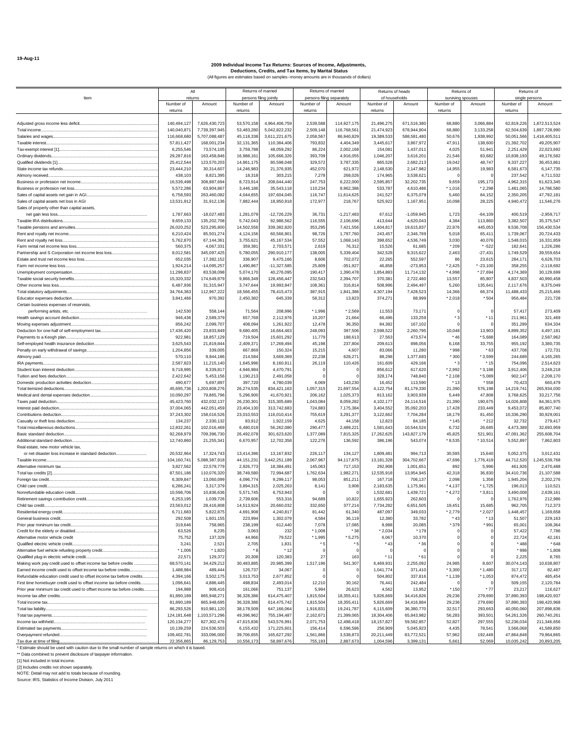19-Aug-11

# 2009 Individual Income Tax Returns: Sources of Income, Adjustments, Deductions, Credits, and Tax Items, by Marital Status

(All figures are estimates based on samples--money amounts are in thousands of dollars)

| Item | All returns | | Returns of married persons filing jointly | | Returns of married persons filing separately | | Returns of heads of households | | Returns of surviving spouses | | Returns of single persons | |
|---|---|---|---|---|---|---|---|---|---|---|---|---|
| | Number of returns | Amount | Number of returns | Amount | Number of returns | Amount | Number of returns | Amount | Number of returns | Amount | Number of returns | Amount |
| Adjusted gross income less deficit | 140,494,127 | 7,626,430,723 | 53,570,158 | 4,964,406,759 | 2,539,588 | 114,927,175 | 21,496,275 | 671,516,380 | 68,880 | 3,066,884 | 62,819,226 | 1,872,513,524 |
| Total income | 140,040,871 | 7,739,397,945 | 53,483,280 | 5,042,822,232 | 2,509,148 | 116,768,561 | 21,474,923 | 678,944,904 | 68,880 | 3,133,258 | 62,504,639 | 1,897,728,990 |
| Salaries and wages | 116,668,680 | 5,707,088,487 | 45,118,338 | 3,611,221,675 | 2,058,567 | 86,940,829 | 19,389,533 | 588,581,480 | 50,676 | 1,938,992 | 50,051,566 | 1,418,405,511 |
| Taxable interest | 57,811,427 | 168,001,234 | 32,131,365 | 110,384,406 | 793,832 | 4,404,349 | 3,445,617 | 3,867,972 | 47,911 | 138,600 | 21,392,702 | 49,205,907 |
| Tax-exempt interest [1] | 6,255,546 | 73,574,105 | 3,759,788 | 48,059,292 | 86,224 | 2,002,168 | 154,081 | 1,437,011 | 4,025 | 51,941 | 2,251,429 | 22,023,692 |
| Ordinary dividends | 29,287,816 | 163,458,846 | 16,988,161 | 105,666,326 | 393,709 | 4,916,055 | 1,046,207 | 3,616,201 | 21,546 | 83,682 | 10,838,193 | 49,176,582 |
| Qualified dividends [1] | 25,412,544 | 123,570,203 | 14,861,175 | 80,598,048 | 329,572 | 3,787,335 | 865,528 | 2,682,213 | 19,042 | 48,747 | 9,337,227 | 36,453,861 |
| State income tax refunds | 23,444,210 | 30,314,607 | 14,246,983 | 21,376,935 | 452,070 | 621,972 | 2,148,530 | 2,147,982 | 14,955 | 19,983 | 6,581,673 | 6,147,735 |
| Alimony received | 438,103 | 8,821,395 | 18,318 | 303,215 | 7,278 | 268,026 | 174,965 | 3,538,621 | 0 | 0 | 237,542 | 4,711,532 |
| Business or profession net income | 16,539,498 | 308,887,694 | 8,723,914 | 208,644,440 | 247,753 | 6,222,000 | 2,595,857 | 32,202,735 | 9,659 | 195,173 | 4,962,315 | 61,623,345 |
| Business or profession net loss | 5,572,286 | 63,904,867 | 3,446,186 | 35,543,118 | 110,234 | 8,962,386 | 533,787 | 4,610,486 | * 1,016 | * 2,298 | 1,481,065 | 14,786,580 |
| Sales of capital assets net gain in AGI | 6,758,593 | 263,460,082 | 4,044,655 | 197,604,045 | 116,747 | 11,614,625 | 241,527 | 6,375,079 | 5,460 | 84,152 | 2,350,205 | 47,782,181 |
| Sales of capital assets net loss in AGI | 13,531,912 | 31,912,136 | 7,882,444 | 18,950,918 | 172,977 | 218,767 | 525,922 | 1,167,951 | 10,098 | 28,225 | 4,940,472 | 11,546,276 |
| Sales of property other than capital assets, net gain less loss | 1,787,663 | -18,027,483 | 1,281,079 | -12,726,229 | 36,731 | -1,217,483 | 67,612 | -1,059,945 | 1,723 | -64,109 | 400,519 | -2,959,717 |
| Taxable IRA distributions | 9,659,133 | 135,202,708 | 5,742,043 | 92,986,562 | 116,555 | 2,106,696 | 413,644 | 4,620,043 | 4,384 | 113,860 | 3,382,507 | 35,375,547 |
| Taxable pensions and annuities | 26,020,252 | 523,295,800 | 14,502,556 | 339,382,820 | 353,295 | 7,421,556 | 1,604,817 | 19,615,837 | 22,876 | 445,053 | 9,536,708 | 156,430,534 |
| Rent and royalty net income | 6,210,424 | 85,501,274 | 4,124,156 | 60,566,901 | 98,726 | 1,797,760 | 243,457 | 2,346,769 | 5,018 | 65,411 | 1,739,067 | 20,724,433 |
| Rent and royalty net loss | 5,762,870 | 67,144,361 | 3,755,621 | 45,167,534 | 57,552 | 1,068,143 | 398,652 | 4,536,749 | 3,030 | 40,076 | 1,548,015 | 16,331,859 |
| Farm rental net income less loss | 560,375 | 4,067,331 | 359,381 | 2,703,571 | 2,619 | 76,312 | 15,526 | 61,685 | * 209 | * -522 | 182,641 | 1,226,286 |
| Partnership and S Corporation net income less loss | 8,012,581 | 345,097,425 | 5,780,055 | 290,910,177 | 138,005 | 5,339,404 | 342,528 | 9,315,622 | 2,463 | -27,431 | 1,749,529 | 39,559,654 |
| Estate and trust net income less loss | 652,035 | 17,382,152 | 336,907 | 9,475,166 | 8,606 | 702,072 | 22,265 | 552,597 | 86 | 23,615 | 284,171 | 6,628,703 |
| Farm net income less loss | 1,924,214 | -14,095,257 | 1,490,867 | -11,327,585 | 25,809 | -351,927 | 46,858 | -273,953 | * 2,425 | * -23,100 | 358,255 | -2,118,692 |
| Unemployment compensation | 11,298,817 | 83,538,098 | 5,074,170 | 40,276,095 | 190,417 | 1,390,478 | 1,854,883 | 11,714,132 | * 4,998 | * 27,694 | 4,174,369 | 30,129,699 |
| Taxable social security benefits | 15,320,332 | 174,649,879 | 9,866,349 | 128,456,447 | 232,543 | 2,394,707 | 370,381 | 2,722,460 | 13,557 | 85,807 | 4,837,503 | 40,990,458 |
| Other income less loss | 6,487,936 | 31,315,947 | 3,747,644 | 19,993,947 | 108,361 | 316,814 | 508,996 | 2,494,497 | 5,260 | 135,641 | 2,117,676 | 8,375,049 |
| Total statutory adjustments | 34,764,363 | 112,967,222 | 18,566,455 | 78,415,473 | 387,915 | 1,841,386 | 4,307,194 | 7,428,523 | 14,366 | 66,374 | 11,488,433 | 25,215,466 |
| Educator expenses deduction | 3,841,466 | 970,392 | 2,450,382 | 645,339 | 58,312 | 13,823 | 374,271 | 88,999 | * 2,018 | * 504 | 956,484 | 221,728 |
| Certain business expenses of reservists, performing artists, etc. | 142,530 | 558,144 | 71,564 | 208,996 | * 1,996 | * 2,569 | 11,553 | 73,171 | 0 | 0 | 57,417 | 273,409 |
| Health savings account deduction | 946,436 | 2,589,379 | 657,769 | 2,112,976 | 10,207 | 21,664 | 66,496 | 133,259 | * 3 | * 11 | 211,961 | 321,469 |
| Moving expenses adjustment | 856,242 | 2,099,707 | 408,094 | 1,261,922 | 12,478 | 36,350 | 84,382 | 167,102 | 0 | 0 | 351,289 | 634,334 |
| Deduction for one-half of self-employment tax | 17,436,420 | 23,833,849 | 9,680,405 | 16,664,463 | 248,093 | 397,506 | 2,598,522 | 2,260,795 | 10,048 | 13,903 | 4,899,352 | 4,497,181 |
| Payments to a Keogh plan | 922,981 | 18,857,129 | 719,504 | 15,601,292 | 11,779 | 188,613 | 27,563 | 473,574 | * 46 | * 5,688 | 164,089 | 2,587,962 |
| Self-employed health insurance deduction | 3,625,543 | 21,819,844 | 2,409,371 | 17,269,494 | 45,198 | 237,804 | 209,613 | 898,056 | 6,168 | 33,755 | 955,192 | 3,380,735 |
| Penalty on early withdrawal of savings | 1,204,856 | 339,005 | 667,869 | 150,324 | 15,215 | 4,607 | 83,066 | 11,280 | * 998 | * 63 | 437,708 | 172,731 |
| Alimony paid | 570,110 | 9,844,186 | 214,584 | 3,669,369 | 22,238 | 628,271 | 88,298 | 1,377,683 | * 300 | * 3,599 | 244,689 | 4,165,265 |
| IRA payments | 2,587,823 | 11,215,140 | 1,645,996 | 8,160,911 | 26,119 | 110,426 | 161,609 | 429,166 | * 3 | * 15 | 754,096 | 2,514,623 |
| Student loan interest deduction | 9,718,995 | 8,339,817 | 4,946,984 | 4,470,791 | 0 | 0 | 856,612 | 617,620 | * 2,992 | * 3,188 | 3,912,406 | 3,248,218 |
| Tuition and fees deduction | 2,422,642 | 5,453,156 | 1,190,213 | 2,491,058 | 0 | 0 | 328,174 | 748,840 | * 2,108 | * 5,089 | 902,147 | 2,208,170 |
| Domestic production activities deduction | 490,677 | 5,697,897 | 397,720 | 4,780,039 | 6,069 | 143,230 | 16,452 | 113,590 | * 13 | * 558 | 70,423 | 660,479 |
| Total itemized deductions | 45,695,736 | 1,203,808,276 | 26,274,535 | 834,421,163 | 1,057,315 | 21,697,554 | 4,122,754 | 81,179,330 | 21,390 | 576,198 | 14,219,741 | 265,934,030 |
| Medical and dental expenses deduction | 10,090,297 | 79,865,796 | 5,296,900 | 41,670,921 | 206,162 | 1,025,373 | 813,162 | 3,903,939 | 5,449 | 47,808 | 3,768,625 | 33,217,756 |
| Taxes paid deduction | 45,423,760 | 432,032,137 | 26,230,301 | 315,305,689 | 1,043,084 | 8,059,282 | 4,102,177 | 24,114,516 | 21,390 | 190,675 | 14,026,808 | 84,361,975 |
| Interest paid deduction | 37,004,065 | 442,051,459 | 23,404,130 | 313,742,683 | 724,883 | 7,175,384 | 3,404,552 | 35,092,203 | 17,428 | 233,449 | 9,453,072 | 85,807,740 |
| Contributions deduction | 37,243,302 | 158,016,526 | 23,010,553 | 116,010,414 | 755,619 | 3,291,377 | 3,122,662 | 7,704,284 | 18,179 | 81,450 | 10,336,290 | 30,929,001 |
| Casualty or theft loss deduction | 134,237 | 2,330,132 | 83,912 | 1,922,159 | 4,625 | 44,158 | 12,823 | 84,185 | * 145 | * 212 | 32,732 | 279,417 |
| Total miscellaneous deductions | 12,832,261 | 102,016,469 | 6,480,019 | 56,262,080 | 290,477 | 2,489,221 | 1,581,643 | 10,544,524 | 6,732 | 26,685 | 4,473,389 | 32,693,959 |
| Basic standard deduction | 92,268,979 | 709,396,730 | 26,492,078 | 301,623,620 | 1,377,089 | 7,815,325 | 17,262,625 | 143,827,179 | 45,825 | 521,901 | 47,091,362 | 255,608,704 |
| Additional standard deduction | 12,740,860 | 21,255,341 | 6,670,957 | 12,702,358 | 122,276 | 136,592 | 386,196 | 543,074 | * 8,535 | * 10,514 | 5,552,897 | 7,862,803 |
| Real estate, new motor vehicle tax, or net disaster loss increase in standard deduction | 20,532,964 | 17,324,743 | 13,414,396 | 13,167,832 | 226,117 | 134,127 | 1,809,481 | 994,713 | 30,595 | 15,640 | 5,052,375 | 3,012,431 |
| Taxable income | 104,160,741 | 5,088,387,918 | 44,151,231 | 3,442,251,189 | 2,067,967 | 94,117,875 | 13,181,328 | 304,702,667 | 47,696 | 1,776,419 | 44,712,520 | 1,245,539,768 |
| Alternative minimum tax | 3,827,562 | 22,579,779 | 2,926,773 | 18,384,491 | 145,063 | 717,153 | 292,908 | 1,001,651 | 892 | 5,996 | 461,926 | 2,470,488 |
| Total tax credits [2] | 87,501,186 | 110,076,320 | 38,749,580 | 72,994,687 | 1,762,634 | 1,982,271 | 12,535,918 | 13,954,945 | 42,318 | 36,830 | 34,410,736 | 21,107,588 |
| Foreign tax credit | 6,309,847 | 13,060,099 | 4,096,774 | 9,299,117 | 98,053 | 851,211 | 167,718 | 706,137 | 2,098 | 1,358 | 1,945,204 | 2,202,276 |
| Child care credit | 6,286,241 | 3,317,379 | 3,894,315 | 2,025,263 | 8,141 | 3,908 | 2,183,635 | 1,175,961 | * 4,137 | * 1,725 | 196,013 | 110,521 |
| Nonrefundable education credit | 10,598,706 | 10,836,636 | 5,571,745 | 6,753,943 | 0 | 0 | 1,532,681 | 1,439,721 | * 4,272 | * 3,811 | 3,490,008 | 2,639,161 |
| Retirement savings contribution credit | 6,253,195 | 1,039,726 | 2,739,606 | 553,316 | 94,689 | 10,822 | 1,655,923 | 262,603 | 0 | 0 | 1,762,976 | 212,986 |
| Child tax credit | 23,563,012 | 28,416,808 | 14,513,924 | 20,660,032 | 332,650 | 377,214 | 7,734,282 | 6,651,505 | 19,451 | 15,685 | 962,705 | 712,373 |
| Residential energy credit | 6,711,683 | 5,822,875 | 4,691,908 | 4,240,817 | 81,442 | 61,340 | 487,097 | 349,033 | * 2,779 | * 2,027 | 1,448,457 | 1,169,658 |
| General business credit | 292,508 | 1,601,155 | 223,994 | 1,302,079 | 4,584 | 36,119 | 12,380 | 33,782 | * 43 | * 13 | 51,507 | 229,163 |
| Prior year minimum tax credit | 319,646 | 758,965 | 238,199 | 612,440 | 7,078 | 17,085 | 8,988 | 20,085 | * 379 | * 991 | 65,001 | 108,364 |
| Credit for the elderly or disabled | 63,526 | 8,235 | 3,063 | 232 | * 1,008 | * 38 | * 2,034 | * 179 | 0 | 0 | 57,422 | 7,786 |
| Alternative motor vehicle credit | 75,752 | 137,329 | 44,966 | 79,522 | * 1,995 | * 5,275 | 6,067 | 10,370 | 0 | 0 | 22,724 | 42,161 |
| Qualified electric vehicle credit | 3,241 | 2,521 | 2,705 | 1,831 | * 5 | * 5 | * 43 | * 36 | 0 | 0 | * 488 | * 648 |
| Alternative fuel vehicle refueling property credit | * 1,006 | * 1,820 | * 8 | * 12 | 0 | 0 | 0 | 0 | 0 | 0 | * 998 | * 1,808 |
| Qualified plug-in electric vehicle credit | 22,571 | 129,372 | 20,308 | 120,383 | 27 | 163 | * 11 | * 61 | 0 | 0 | 2,225 | 8,765 |
| Making work pay credit used to offset income tax before credits | 68,570,141 | 34,429,212 | 30,483,885 | 20,985,399 | 1,517,196 | 541,307 | 6,469,931 | 2,255,092 | 24,985 | 8,607 | 30,074,143 | 10,638,807 |
| Earned income credit used to offset income tax before credits | 1,488,984 | 489,444 | 126,737 | 34,067 | 0 | 0 | 1,041,774 | 371,410 | * 3,300 | * 1,480 | 317,172 | 82,487 |
| Refundable education credit used to offset income tax before credits | 4,394,166 | 3,502,175 | 3,013,753 | 2,677,852 | 0 | 0 | 504,802 | 337,816 | * 1,139 | * 1,053 | 874,472 | 485,454 |
| First time homebuyer credit used to offset income tax before credits | 1,096,641 | 4,886,445 | 498,834 | 2,493,014 | 12,210 | 30,162 | 76,441 | 242,484 | 0 | 0 | 509,155 | 2,120,784 |
| Prior year minimum tax credit used to offset income tax before credits | 194,988 | 908,416 | 161,066 | 751,137 | 5,994 | 26,623 | 4,562 | 13,952 | * 150 | * 77 | 23,217 | 116,627 |
| Income tax after credits | 81,890,189 | 865,948,271 | 36,328,386 | 614,475,407 | 1,815,504 | 18,355,411 | 5,826,669 | 34,416,826 | 29,236 | 279,690 | 37,890,393 | 198,420,937 |
| Total income tax | 81,890,189 | 865,948,695 | 36,328,386 | 614,475,742 | 1,815,504 | 18,355,411 | 5,826,669 | 34,416,884 | 29,236 | 279,690 | 37,890,393 | 198,420,968 |
| Total tax liability | 86,293,526 | 910,981,120 | 38,178,509 | 647,166,064 | 1,916,831 | 19,241,787 | 6,115,609 | 36,380,770 | 32,517 | 293,663 | 40,050,060 | 207,898,836 |
| Total tax payments | 124,181,648 | 1,103,571,296 | 49,396,962 | 755,194,487 | 2,162,671 | 21,399,065 | 18,304,406 | 65,843,982 | 56,283 | 393,501 | 54,261,326 | 260,740,261 |
| Income tax withheld | 120,134,277 | 827,302,476 | 47,615,836 | 543,576,991 | 2,071,753 | 12,498,418 | 18,157,827 | 59,582,857 | 52,827 | 297,555 | 52,236,034 | 211,346,656 |
| Estimated tax payments | 10,139,259 | 224,536,503 | 6,155,432 | 171,225,601 | 156,414 | 6,596,586 | 256,909 | 5,045,923 | 4,435 | 78,541 | 3,566,068 | 41,589,850 |
| Overpayment refunded | 109,402,781 | 333,096,000 | 39,706,655 | 165,627,292 | 1,561,866 | 3,538,873 | 20,211,449 | 83,772,521 | 57,962 | 192,449 | 47,864,848 | 79,964,865 |
| Tax due at time of filing | 22,356,865 | 86,129,753 | 10,556,173 | 58,897,676 | 755,193 | 2,887,673 | 1,004,596 | 3,399,131 | 5,661 | 52,069 | 10,035,242 | 20,893,205 |

\* Estimate should be used with caution due to the small number of sample returns on which it is based.

\** Data combined to prevent disclosure of taxpayer information.

[1] Not included in total income.

[2] Includes credits not shown separately.

NOTE: Detail may not add to totals because of rounding.

Source: IRS, Statistics of Income Division, July 2011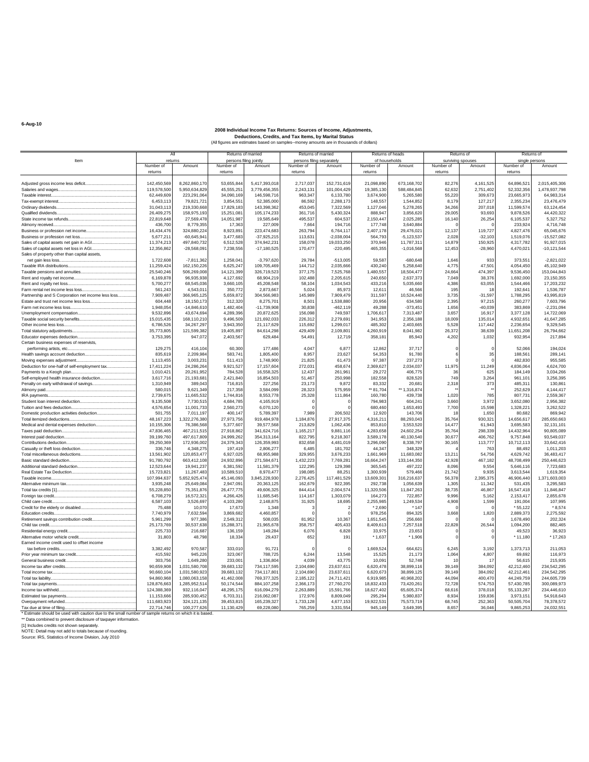6-Aug-10

# 2008 Individual Income Tax Returns: Sources of Income, Adjustments, Deductions, Credits, and Tax Items, by Marital Status

(All figures are estimates based on samples--money amounts are in thousands of dollars)

| Item | All returns | | Returns of married persons filing jointly | | Returns of married persons filing separately | | Returns of heads of households | | Returns of surviving spouses | | Returns of single persons | |
|---|---|---|---|---|---|---|---|---|---|---|---|---|
| | Number of returns | Amount | Number of returns | Amount | Number of returns | Amount | Number of returns | Amount | Number of returns | Amount | Number of returns | Amount |
| Adjusted gross income less deficit | 142,450,569 | 8,262,860,170 | 53,655,844 | 5,417,393,018 | 2,717,037 | 152,731,619 | 21,098,890 | 673,168,702 | 82,276 | 4,161,525 | 64,896,521 | 2,015,405,306 |
| Salaries and wages | 119,578,500 | 5,950,634,829 | 45,555,251 | 3,779,456,355 | 2,243,131 | 101,004,429 | 19,385,130 | 588,484,845 | 62,632 | 2,751,402 | 52,332,356 | 1,478,937,798 |
| Taxable interest | 62,449,609 | 223,291,064 | 34,090,169 | 146,598,716 | 963,347 | 6,133,780 | 3,674,900 | 5,265,580 | 55,220 | 309,673 | 23,665,973 | 64,983,314 |
| Tax-exempt interest | 6,453,113 | 79,821,721 | 3,854,551 | 52,385,000 | 86,592 | 2,288,173 | 148,557 | 1,544,852 | 8,179 | 127,217 | 2,355,234 | 23,476,479 |
| Ordinary dividends | 31,043,113 | 219,330,668 | 17,829,183 | 143,398,362 | 453,045 | 7,322,569 | 1,127,046 | 5,278,265 | 34,266 | 207,018 | 11,599,574 | 63,124,454 |
| Qualified dividends | 26,409,275 | 158,975,193 | 15,251,081 | 105,174,233 | 361,716 | 5,430,324 | 888,947 | 3,856,620 | 29,005 | 93,693 | 9,878,526 | 44,420,322 |
| State income tax refunds | 22,819,648 | 27,569,478 | 14,051,987 | 19,585,649 | 495,537 | 604,537 | 2,150,447 | 2,025,285 | 16,140 | 26,254 | 6,105,537 | 5,327,752 |
| Alimony received | 436,700 | 8,779,355 | 17,363 | 227,009 | 7,664 | 194,716 | 177,748 | 3,640,884 | 0 | 0 | 233,924 | 4,716,748 |
| Business or profession net income | 16,434,476 | 324,880,224 | 8,923,891 | 223,474,683 | 263,794 | 6,764,117 | 2,407,178 | 29,476,021 | 12,137 | 119,727 | 4,827,476 | 65,045,676 |
| Business or profession net loss | 5,677,211 | -60,645,941 | 3,477,683 | -37,925,215 | 113,631 | -2,038,004 | 564,793 | -5,123,537 | 2,028 | -32,103 | 1,519,076 | -15,527,082 |
| Sales of capital assets net gain in AGI | 11,374,213 | 497,840,732 | 6,512,528 | 374,942,231 | 158,078 | 19,033,250 | 370,946 | 11,787,311 | 14,879 | 150,925 | 4,317,782 | 91,927,015 |
| Sales of capital assets net loss in AGI | 12,356,862 | -28,568,091 | 7,238,556 | -17,180,525 | 170,477 | -220,495 | 465,355 | -1,016,568 | 12,453 | -28,960 | 4,470,021 | -10,121,544 |
| Sales of property other than capital assets, net gain less loss | 1,722,608 | -7,811,362 | 1,258,041 | -3,797,620 | 29,784 | -513,005 | 59,587 | -680,648 | 1,646 | 933 | 373,551 | -2,821,022 |
| Taxable IRA distributions | 11,259,424 | 162,150,226 | 6,625,247 | 109,705,469 | 144,712 | 2,035,666 | 430,240 | 5,258,640 | 4,775 | 47,501 | 4,054,450 | 45,102,949 |
| Taxable pensions and annuities | 25,540,246 | 506,269,008 | 14,121,399 | 326,719,523 | 377,175 | 7,525,768 | 1,480,557 | 18,504,477 | 24,664 | 474,397 | 9,536,450 | 153,044,843 |
| Rent and royalty net income | 6,169,878 | 96,935,938 | 4,127,692 | 68,904,219 | 102,488 | 2,205,615 | 240,650 | 2,637,373 | 7,049 | 38,376 | 1,692,000 | 23,150,355 |
| Rent and royalty net loss | 5,700,277 | 68,545,036 | 3,660,105 | 45,208,548 | 58,104 | 1,034,543 | 433,216 | 5,035,660 | 4,386 | 63,055 | 1,544,466 | 17,203,232 |
| Farm rental net income less loss | 561,243 | 4,543,011 | 350,772 | 2,873,667 | 5,024 | 85,973 | 12,611 | 46,566 | 195 | 18 | 192,641 | 1,536,787 |
| Partnership and S Corporation net income less loss | 7,909,487 | 366,965,125 | 5,659,872 | 304,566,983 | 145,989 | 7,909,479 | 311,597 | 10,524,440 | 3,735 | -31,597 | 1,788,295 | 43,995,819 |
| Estate and trust net income less loss | 604,448 | 18,150,173 | 312,320 | 8,275,701 | 8,501 | 1,538,880 | 20,956 | 634,580 | 2,395 | 97,215 | 260,277 | 7,603,796 |
| Farm net income less loss | 1,948,054 | -14,846,610 | 1,482,404 | -11,739,908 | 30,838 | -462,119 | 49,288 | -373,451 | 1,656 | -40,039 | 383,869 | -2,231,094 |
| Unemployment compensation | 9,532,896 | 43,674,694 | 4,289,396 | 20,872,625 | 156,098 | 749,597 | 1,706,617 | 7,313,487 | 3,657 | 16,917 | 3,377,128 | 14,722,069 |
| Taxable social security benefits | 15,015,435 | 168,110,210 | 9,496,509 | 121,692,033 | 226,312 | 2,279,691 | 341,953 | 2,356,188 | 18,009 | 135,014 | 4,932,651 | 41,647,285 |
| Other income less loss | 6,786,526 | 34,267,297 | 3,943,350 | 21,117,629 | 115,692 | 1,299,017 | 485,302 | 2,403,665 | 5,528 | 117,442 | 2,236,654 | 9,329,545 |
| Total statutory adjustments | 35,773,805 | 121,599,382 | 19,405,897 | 84,614,298 | 429,409 | 2,109,801 | 4,260,919 | 8,041,982 | 26,372 | 38,639 | 11,651,208 | 26,794,662 |
| Educator expenses deduction | 3,753,395 | 947,072 | 2,403,567 | 629,484 | 54,491 | 12,719 | 358,181 | 85,943 | 4,202 | 1,032 | 932,954 | 217,894 |
| Certain business expenses of reservists, performing artists, etc. | 129,275 | 416,104 | 60,300 | 177,486 | 4,047 | 6,877 | 12,862 | 37,717 | 0 | 0 | 52,066 | 194,024 |
| Health savings account deduction | 835,619 | 2,209,984 | 583,741 | 1,805,400 | 8,957 | 23,627 | 54,353 | 91,780 | 6 | 35 | 188,561 | 289,141 |
| Moving expenses adjustment | 1,113,455 | 3,003,231 | 511,413 | 1,748,900 | 21,825 | 61,473 | 97,387 | 237,273 | 0 | 0 | 482,830 | 955,585 |
| Deduction for one-half of self-employment tax | 17,411,224 | 24,286,264 | 9,921,527 | 17,157,604 | 272,031 | 458,674 | 2,369,627 | 2,034,037 | 11,975 | 11,249 | 4,836,064 | 4,624,700 |
| Payments to a Keogh plan | 1,010,421 | 20,261,952 | 784,528 | 16,558,325 | 12,437 | 261,961 | 29,272 | 406,775 | 36 | 625 | 184,149 | 3,034,266 |
| Self-employed health insurance deduction | 3,617,716 | 21,193,681 | 2,421,840 | 16,854,503 | 51,467 | 250,998 | 182,558 | 828,520 | 749 | 3,264 | 961,101 | 3,256,395 |
| Penalty on early withdrawal of savings | 1,310,949 | 389,043 | 716,815 | 227,256 | 23,173 | 9,872 | 83,332 | 20,681 | 2,318 | 373 | 485,311 | 130,861 |
| Alimony paid | 580,015 | 9,621,349 | 217,358 | 3,584,099 | 28,323 | 575,959 | ** 81,704 | ** 1,316,874 | ** | ** | 252,629 | 4,144,417 |
| IRA payments | 2,739,675 | 11,665,532 | 1,744,816 | 8,553,778 | 25,328 | 111,864 | 160,780 | 439,738 | 1,020 | 785 | 807,731 | 2,559,367 |
| Student loan interest deduction | 9,135,508 | 7,730,515 | 4,684,785 | 4,165,919 | 0 | 0 | 794,983 | 604,241 | 3,660 | 3,972 | 3,652,080 | 2,956,382 |
| Tuition and fees deduction | 4,576,654 | 11,001,733 | 2,560,273 | 6,070,120 | 0 | 0 | 680,460 | 1,653,493 | 7,700 | 15,598 | 1,328,221 | 3,262,522 |
| Domestic production activities deduction | 501,755 | 7,011,197 | 400,147 | 5,789,397 | 7,989 | 206,502 | 12,920 | 143,706 | 18 | 1,650 | 80,682 | 869,942 |
| Total itemized deductions | 48,167,223 | 1,322,276,380 | 27,973,756 | 919,484,978 | 1,184,876 | 27,917,375 | 4,316,211 | 88,293,043 | 35,764 | 930,321 | 14,656,617 | 285,650,663 |
| Medical and dental expenses deduction | 10,155,306 | 76,386,568 | 5,377,607 | 39,577,568 | 213,829 | 1,062,436 | 853,810 | 3,553,520 | 14,477 | 61,943 | 3,695,583 | 32,131,101 |
| Taxes paid deduction | 47,836,465 | 467,211,515 | 27,918,862 | 341,624,716 | 1,165,217 | 9,881,116 | 4,283,658 | 24,602,254 | 35,764 | 298,339 | 14,432,964 | 90,805,089 |
| Interest paid deduction | 39,199,760 | 497,617,809 | 24,999,262 | 354,313,164 | 822,795 | 9,218,307 | 3,589,178 | 40,130,540 | 30,677 | 406,762 | 9,757,848 | 93,549,037 |
| Contributions deduction | 39,250,369 | 172,936,002 | 24,379,343 | 126,359,993 | 832,658 | 4,481,019 | 3,296,090 | 8,338,797 | 30,165 | 113,777 | 10,712,113 | 33,642,416 |
| Casualty or theft loss deduction | 336,746 | 4,348,275 | 197,419 | 2,806,277 | 6,485 | 181,702 | 44,347 | 348,329 | 4 | 763 | 88,492 | 1,011,203 |
| Total miscellaneous deductions | 13,561,902 | 120,853,477 | 6,927,025 | 68,955,988 | 329,955 | 3,676,233 | 1,661,969 | 11,683,082 | 13,211 | 54,756 | 4,629,742 | 36,483,417 |
| Basic standard deduction | 91,780,792 | 663,412,108 | 24,932,896 | 271,584,671 | 1,432,223 | 7,769,281 | 16,664,247 | 133,144,350 | 42,928 | 467,182 | 48,708,499 | 250,446,623 |
| Additional standard deduction | 12,523,644 | 19,941,237 | 6,381,592 | 11,581,379 | 122,295 | 129,398 | 365,545 | 497,222 | 8,096 | 9,554 | 5,646,116 | 7,723,683 |
| Real Estate Tax Deduction | 15,723,821 | 11,267,483 | 10,589,510 | 8,970,477 | 198,085 | 88,251 | 1,300,939 | 579,466 | 21,742 | 9,935 | 3,613,544 | 1,619,354 |
| Taxable income | 107,994,637 | 5,652,925,474 | 45,146,093 | 3,845,228,930 | 2,276,425 | 117,481,529 | 13,609,301 | 316,216,637 | 56,378 | 2,395,375 | 46,906,440 | 1,371,603,003 |
| Alternative minimum tax | 3,935,248 | 25,649,084 | 2,947,091 | 20,363,125 | 162,679 | 922,395 | 292,738 | 1,056,639 | 1,305 | 11,342 | 531,435 | 3,295,583 |
| Total tax credits [1] | 55,228,850 | 75,351,876 | 26,477,775 | 49,606,325 | 844,414 | 2,004,574 | 11,320,506 | 11,847,263 | 38,735 | 46,867 | 16,547,418 | 11,846,847 |
| Foreign tax credit | 6,708,279 | 16,572,321 | 4,266,426 | 11,685,545 | 114,167 | 1,303,079 | 164,273 | 722,857 | 9,996 | 5,162 | 2,153,417 | 2,855,678 |
| Child care credit | 6,587,103 | 3,526,697 | 4,103,280 | 2,148,875 | 31,925 | 18,695 | 2,255,985 | 1,249,534 | 4,908 | 1,599 | 191,004 | 107,995 |
| Credit for the elderly or disabled | 75,488 | 10,070 | 17,673 | 1,348 | 3 | 2 | * 2,690 | * 147 | 0 | 0 | * 55,122 | * 8,574 |
| Education credits | 7,740,979 | 7,632,594 | 3,869,682 | 4,460,857 | 0 | 0 | 978,256 | 894,325 | 3,668 | 1,820 | 2,889,373 | 2,275,592 |
| Retirement savings contribution credit | 5,961,299 | 977,386 | 2,549,312 | 508,035 | 81,952 | 10,367 | 1,651,545 | 256,660 | 0 | 0 | 1,678,490 | 202,324 |
| Child tax credit | 25,173,769 | 30,537,638 | 15,288,371 | 21,965,678 | 358,757 | 405,433 | 8,409,613 | 7,257,518 | 22,828 | 26,544 | 1,094,200 | 882,465 |
| Residential energy credit | 225,733 | 216,687 | 136,159 | 149,284 | 6,076 | 6,828 | 33,975 | 23,653 | 0 | 0 | 49,523 | 36,923 |
| Alternative motor vehicle credit | 31,803 | 48,798 | 18,334 | 29,437 | 652 | 191 | * 1,637 | * 1,906 | 0 | 0 | * 11,180 | * 17,263 |
| Earned income credit used to offset income tax before credits | 3,382,492 | 970,587 | 333,010 | 91,721 | 0 | 0 | 1,669,524 | 664,621 | 6,245 | 3,192 | 1,373,713 | 211,053 |
| Prior year minimum tax credit | 415,592 | 945,226 | 323,067 | 788,725 | 6,244 | 13,548 | 15,525 | 21,173 | 1,064 | 4,807 | 69,692 | 116,973 |
| General business credit | 303,756 | 1,649,280 | 233,001 | 1,336,804 | 4,039 | 43,775 | 10,091 | 52,749 | 10 | 17 | 56,615 | 215,935 |
| Income tax after credits | 90,659,908 | 1,031,580,708 | 39,683,132 | 734,117,595 | 2,104,690 | 23,637,611 | 6,620,478 | 38,899,116 | 39,149 | 384,092 | 42,212,460 | 234,542,295 |
| Total income tax | 90,660,104 | 1,031,580,923 | 39,683,132 | 734,117,801 | 2,104,690 | 23,637,611 | 6,620,673 | 38,899,125 | 39,149 | 384,092 | 42,212,461 | 234,542,295 |
| Total tax liability | 94,860,968 | 1,080,063,158 | 41,462,008 | 769,377,325 | 2,185,122 | 24,711,421 | 6,919,985 | 40,968,202 | 44,094 | 400,470 | 44,249,759 | 244,605,739 |
| Total tax payments | 128,876,663 | 1,285,952,514 | 50,174,544 | 884,107,258 | 2,366,173 | 27,760,270 | 18,832,433 | 73,420,261 | 72,728 | 574,753 | 57,430,785 | 300,089,973 |
| Income tax withheld | 124,388,369 | 932,116,047 | 48,295,175 | 616,094,279 | 2,263,889 | 15,591,766 | 18,627,402 | 65,605,374 | 68,616 | 378,018 | 55,133,287 | 234,446,610 |
| Estimated tax payments | 11,153,666 | 285,930,452 | 6,703,311 | 216,062,087 | 172,976 | 8,809,049 | 295,294 | 5,980,837 | 8,934 | 159,836 | 3,973,151 | 54,918,643 |
| Overpayment refunded | 111,683,923 | 324,121,135 | 39,453,815 | 165,239,327 | 1,733,128 | 4,677,153 | 19,922,531 | 75,573,719 | 68,745 | 252,363 | 50,505,704 | 78,378,572 |
| Tax due at time of filing | 22,714,746 | 100,277,626 | 11,130,429 | 69,228,080 | 765,259 | 3,331,554 | 945,149 | 3,649,395 | 8,657 | 36,046 | 9,865,253 | 24,032,551 |

\* Estimate should be used with caution due to the small number of sample returns on which it is based.

** Data combined to prevent disclosure of taxpayer information.

[1] Includes credits not shown separately.

NOTE: Detail may not add to totals because of rounding.

Source: IRS, Statistics of Income Division, July 2010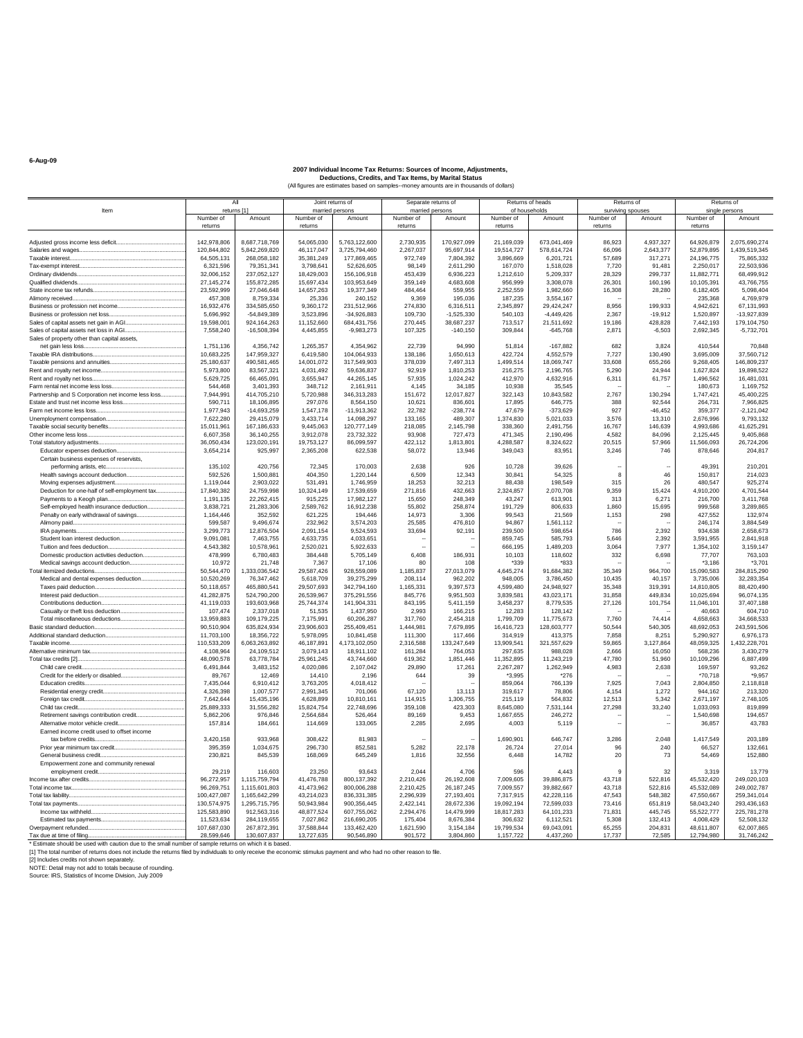6-Aug-09

## 2007 Individual Income Tax Returns: Sources of Income, Adjustments, Deductions, Credits, and Tax Items, by Marital Status

(All figures are estimates based on samples--money amounts are in thousands of dollars)

| Item | All returns [1] | | Joint returns of married persons | | Separate returns of married persons | | Returns of heads of households | | Returns of surviving spouses | | Returns of single persons | |
|---|---|---|---|---|---|---|---|---|---|---|---|---|
| | Number of returns | Amount | Number of returns | Amount | Number of returns | Amount | Number of returns | Amount | Number of returns | Amount | Number of returns | Amount |
| Adjusted gross income less deficit | 142,978,806 | 8,687,718,769 | 54,065,030 | 5,763,122,600 | 2,730,935 | 170,927,099 | 21,169,039 | 673,041,469 | 86,923 | 4,937,327 | 64,926,879 | 2,075,690,274 |
| Salaries and wages | 120,844,802 | 5,842,269,820 | 46,117,047 | 3,725,794,460 | 2,267,037 | 95,697,914 | 19,514,727 | 578,614,724 | 66,096 | 2,643,377 | 52,879,895 | 1,439,519,345 |
| Taxable interest | 64,505,131 | 268,058,182 | 35,381,249 | 177,869,465 | 972,749 | 7,804,392 | 3,896,669 | 6,201,721 | 57,689 | 317,271 | 24,196,775 | 75,865,332 |
| Tax-exempt interest | 6,321,596 | 79,351,341 | 3,798,641 | 52,626,605 | 98,149 | 2,611,290 | 167,070 | 1,518,028 | 7,720 | 91,481 | 2,250,017 | 22,503,936 |
| Ordinary dividends | 32,006,152 | 237,052,127 | 18,429,003 | 156,106,918 | 453,439 | 6,936,223 | 1,212,610 | 5,209,337 | 28,329 | 299,737 | 11,882,771 | 68,499,912 |
| Qualified dividends | 27,145,274 | 155,872,285 | 15,697,434 | 103,953,649 | 359,149 | 4,683,608 | 956,999 | 3,308,078 | 26,301 | 160,196 | 10,105,391 | 43,766,755 |
| State income tax refunds | 23,592,999 | 27,046,648 | 14,657,263 | 19,377,349 | 484,464 | 559,955 | 2,252,559 | 1,982,660 | 16,308 | 28,280 | 6,182,405 | 5,098,404 |
| Alimony received | 457,308 | 8,759,334 | 25,336 | 240,152 | 9,369 | 195,036 | 187,235 | 3,554,167 | -- | -- | 235,368 | 4,769,979 |
| Business or profession net income | 16,932,476 | 334,585,650 | 9,360,172 | 231,512,966 | 274,830 | 6,316,511 | 2,345,897 | 29,424,247 | 8,956 | 199,933 | 4,942,621 | 67,131,993 |
| Business or profession net loss | 5,696,992 | -54,849,389 | 3,523,896 | -34,926,883 | 109,730 | -1,525,330 | 540,103 | -4,449,426 | 2,367 | -19,912 | 1,520,897 | -13,927,839 |
| Sales of capital assets net gain in AGI | 19,598,001 | 924,164,263 | 11,152,660 | 684,431,756 | 270,445 | 38,687,237 | 713,517 | 21,511,692 | 19,186 | 428,828 | 7,442,193 | 179,104,750 |
| Sales of capital assets net loss in AGI | 7,558,240 | -16,508,394 | 4,445,855 | -9,983,273 | 107,325 | -140,150 | 309,844 | -645,768 | 2,871 | -6,503 | 2,692,345 | -5,732,701 |
| Sales of property other than capital assets, net gain less loss | 1,751,136 | 4,356,742 | 1,265,357 | 4,354,962 | 22,739 | 94,990 | 51,814 | -167,882 | 682 | 3,824 | 410,544 | 70,848 |
| Taxable IRA distributions | 10,683,225 | 147,959,327 | 6,419,580 | 104,064,933 | 138,186 | 1,650,613 | 422,724 | 4,552,579 | 7,727 | 130,490 | 3,695,009 | 37,560,712 |
| Taxable pensions and annuities | 25,180,637 | 490,581,465 | 14,001,072 | 317,549,903 | 378,039 | 7,497,313 | 1,499,514 | 18,069,747 | 33,608 | 655,266 | 9,268,405 | 146,809,237 |
| Rent and royalty net income | 5,973,800 | 83,567,321 | 4,031,492 | 59,636,837 | 92,919 | 1,810,253 | 216,275 | 2,196,765 | 5,290 | 24,944 | 1,627,824 | 19,898,522 |
| Rent and royalty net loss | 5,629,725 | 66,465,091 | 3,655,947 | 44,265,145 | 57,935 | 1,024,242 | 412,970 | 4,632,916 | 6,311 | 61,757 | 1,496,562 | 16,481,031 |
| Farm rental net income less loss | 544,468 | 3,401,393 | 348,712 | 2,161,911 | 4,145 | 34,185 | 10,938 | 35,545 | -- | -- | 180,673 | 1,169,752 |
| Partnership and S Corporation net income less loss | 7,944,991 | 414,705,210 | 5,720,988 | 346,313,283 | 151,672 | 12,017,827 | 322,143 | 10,843,582 | 2,767 | 130,294 | 1,747,421 | 45,400,225 |
| Estate and trust net income less loss | 590,711 | 18,106,895 | 297,076 | 8,564,150 | 10,621 | 836,601 | 17,895 | 646,775 | 388 | 92,544 | 264,731 | 7,966,825 |
| Farm net income less loss | 1,977,943 | -14,693,259 | 1,547,178 | -11,913,362 | 22,782 | -238,774 | 47,679 | -373,629 | 927 | -46,452 | 359,377 | -2,121,042 |
| Unemployment compensation | 7,622,280 | 29,415,079 | 3,433,714 | 14,098,297 | 133,165 | 489,307 | 1,374,830 | 5,021,033 | 3,576 | 13,310 | 2,676,996 | 9,793,132 |
| Taxable social security benefits | 15,011,961 | 167,186,633 | 9,445,063 | 120,777,149 | 218,085 | 2,145,798 | 338,360 | 2,491,756 | 16,767 | 146,639 | 4,993,686 | 41,625,291 |
| Other income less loss | 6,607,358 | 36,140,255 | 3,912,078 | 23,732,322 | 93,908 | 727,473 | 471,345 | 2,190,496 | 4,582 | 84,096 | 2,125,445 | 9,405,868 |
| Total statutory adjustments | 36,050,434 | 123,020,191 | 19,753,127 | 86,099,597 | 422,112 | 1,813,801 | 4,288,587 | 8,324,622 | 20,515 | 57,966 | 11,566,093 | 26,724,206 |
| Educator expenses deduction | 3,654,214 | 925,997 | 2,365,208 | 622,538 | 58,072 | 13,946 | 349,043 | 83,951 | 3,246 | 746 | 878,646 | 204,817 |
| Certain business expenses of reservists, performing artists, etc. | 135,102 | 420,756 | 72,345 | 170,003 | 2,638 | 926 | 10,728 | 39,626 | -- | -- | 49,391 | 210,201 |
| Health savings account deduction | 592,526 | 1,500,881 | 404,350 | 1,220,144 | 6,509 | 12,343 | 30,841 | 54,325 | 8 | 46 | 150,817 | 214,023 |
| Moving expenses adjustment | 1,119,044 | 2,903,022 | 531,491 | 1,746,959 | 18,253 | 32,213 | 88,438 | 198,549 | 315 | 26 | 480,547 | 925,274 |
| Deduction for one-half of self-employment tax | 17,840,382 | 24,759,998 | 10,324,149 | 17,539,659 | 271,816 | 432,663 | 2,324,857 | 2,070,708 | 9,359 | 15,424 | 4,910,200 | 4,701,544 |
| Payments to a Keogh plan | 1,191,135 | 22,262,415 | 915,225 | 17,982,127 | 15,650 | 248,349 | 43,247 | 613,901 | 313 | 6,271 | 216,700 | 3,411,768 |
| Self-employed health insurance deduction | 3,838,721 | 21,283,306 | 2,589,762 | 16,912,238 | 55,802 | 258,874 | 191,729 | 806,633 | 1,860 | 15,695 | 999,568 | 3,289,865 |
| Penalty on early withdrawal of savings | 1,164,446 | 352,592 | 621,225 | 194,446 | 14,973 | 3,306 | 99,543 | 21,569 | 1,153 | 298 | 427,552 | 132,974 |
| Alimony paid | 599,587 | 9,496,674 | 232,962 | 3,574,203 | 25,585 | 476,810 | 94,867 | 1,561,112 | -- | -- | 246,174 | 3,884,549 |
| IRA payments | 3,299,773 | 12,876,504 | 2,091,154 | 9,524,593 | 33,694 | 92,191 | 239,500 | 598,654 | 786 | 2,392 | 934,638 | 2,658,673 |
| Student loan interest deduction | 9,091,081 | 7,463,755 | 4,633,735 | 4,033,651 | -- | -- | 859,745 | 585,793 | 5,646 | 2,392 | 3,591,955 | 2,841,918 |
| Tuition and fees deduction | 4,543,382 | 10,578,961 | 2,520,021 | 5,922,633 | -- | -- | 666,195 | 1,489,203 | 3,064 | 7,977 | 1,354,102 | 3,159,147 |
| Domestic production activities deduction | 478,999 | 6,780,483 | 384,448 | 5,705,149 | 6,408 | 186,931 | 10,103 | 118,602 | 332 | 6,698 | 77,707 | 763,103 |
| Medical savings account deduction | 10,972 | 21,748 | 7,367 | 17,106 | 80 | 108 | *339 | *833 | -- | -- | *3,186 | *3,701 |
| Total itemized deductions | 50,544,470 | 1,333,036,542 | 29,587,426 | 928,559,089 | 1,185,837 | 27,013,079 | 4,645,274 | 91,684,382 | 35,349 | 964,700 | 15,090,583 | 284,815,290 |
| Medical and dental expenses deduction | 10,520,269 | 76,347,462 | 5,618,709 | 39,275,299 | 208,114 | 962,202 | 948,005 | 3,786,450 | 10,435 | 40,157 | 3,735,006 | 32,283,354 |
| Taxes paid deduction | 50,118,657 | 465,880,541 | 29,507,693 | 342,794,160 | 1,165,331 | 9,397,573 | 4,599,480 | 24,948,927 | 35,348 | 319,391 | 14,810,805 | 88,420,490 |
| Interest paid deduction | 41,282,875 | 524,790,200 | 26,539,967 | 375,291,556 | 845,776 | 9,951,503 | 3,839,581 | 43,023,171 | 31,858 | 449,834 | 10,025,694 | 96,074,135 |
| Contributions deduction | 41,119,033 | 193,603,968 | 25,744,374 | 141,904,331 | 843,195 | 5,411,159 | 3,458,237 | 8,779,535 | 27,126 | 101,754 | 11,046,101 | 37,407,188 |
| Casualty or theft loss deduction | 107,474 | 2,337,018 | 51,535 | 1,437,950 | 2,993 | 166,215 | 12,283 | 128,142 | -- | -- | 40,663 | 604,710 |
| Total miscellaneous deductions | 13,959,883 | 109,179,225 | 7,175,991 | 60,206,287 | 317,760 | 2,454,318 | 1,799,709 | 11,775,673 | 7,760 | 74,414 | 4,658,663 | 34,668,533 |
| Basic standard deduction | 90,510,904 | 635,824,934 | 23,906,603 | 255,409,451 | 1,444,981 | 7,679,895 | 16,416,723 | 128,603,977 | 50,544 | 540,305 | 48,692,053 | 243,591,506 |
| Additional standard deduction | 11,703,100 | 18,356,722 | 5,978,095 | 10,841,458 | 111,300 | 117,466 | 314,919 | 413,375 | 7,858 | 8,251 | 5,290,927 | 6,976,173 |
| Taxable income | 110,533,209 | 6,063,263,892 | 46,187,891 | 4,173,102,050 | 2,316,588 | 133,247,649 | 13,909,541 | 321,557,629 | 59,865 | 3,127,864 | 48,059,325 | 1,432,228,701 |
| Alternative minimum tax | 4,108,964 | 24,109,512 | 3,079,143 | 18,911,102 | 161,284 | 764,053 | 297,635 | 988,028 | 2,666 | 16,050 | 568,236 | 3,430,279 |
| Total tax credits [2] | 48,090,578 | 63,778,784 | 25,961,245 | 43,744,660 | 619,362 | 1,851,446 | 11,352,895 | 11,243,219 | 47,780 | 51,960 | 10,109,296 | 6,887,499 |
| Child care credit | 6,491,844 | 3,483,152 | 4,020,086 | 2,107,042 | 29,890 | 17,261 | 2,267,287 | 1,262,949 | 4,983 | 2,638 | 169,597 | 93,262 |
| Credit for the elderly or disabled | 89,767 | 12,469 | 14,410 | 2,196 | 644 | 39 | *3,995 | *276 | -- | -- | *70,718 | *9,957 |
| Education credits | 7,435,044 | 6,910,412 | 3,763,205 | 4,018,412 | -- | -- | 859,064 | 766,139 | 7,925 | 7,043 | 2,804,850 | 2,118,818 |
| Residential energy credit | 4,326,398 | 1,007,577 | 2,991,345 | 701,066 | 67,120 | 13,113 | 319,617 | 78,806 | 4,154 | 1,272 | 944,162 | 213,320 |
| Foreign tax credit | 7,642,644 | 15,435,196 | 4,628,899 | 10,810,161 | 114,915 | 1,306,755 | 215,119 | 564,832 | 12,513 | 5,342 | 2,671,197 | 2,748,105 |
| Child tax credit | 25,889,333 | 31,556,282 | 15,824,754 | 22,748,696 | 359,108 | 423,303 | 8,645,080 | 7,531,144 | 27,298 | 33,240 | 1,033,093 | 819,899 |
| Retirement savings contribution credit | 5,862,206 | 976,846 | 2,564,684 | 526,464 | 89,169 | 9,453 | 1,667,655 | 246,272 | -- | -- | 1,540,698 | 194,657 |
| Alternative motor vehicle credit | 157,814 | 184,661 | 114,669 | 133,065 | 2,285 | 2,695 | 4,003 | 5,119 | -- | -- | 36,857 | 43,783 |
| Earned income credit used to offset income tax before credits | 3,420,158 | 933,968 | 308,422 | 81,983 | -- | -- | 1,690,901 | 646,747 | 3,286 | 2,048 | 1,417,549 | 203,189 |
| Prior year minimum tax credit | 395,359 | 1,034,675 | 296,730 | 852,581 | 5,282 | 22,178 | 26,724 | 27,014 | 96 | 240 | 66,527 | 132,661 |
| General business credit | 230,821 | 845,539 | 168,069 | 645,249 | 1,816 | 32,556 | 6,448 | 14,782 | 20 | 73 | 54,469 | 152,880 |
| Empowerment zone and community renewal employment credit | 29,219 | 116,603 | 23,250 | 93,643 | 2,044 | 4,706 | 596 | 4,443 | 9 | 32 | 3,319 | 13,779 |
| Income tax after credits | 96,272,957 | 1,115,759,794 | 41,476,788 | 800,137,392 | 2,210,426 | 26,192,608 | 7,009,605 | 39,886,875 | 43,718 | 522,816 | 45,532,420 | 249,020,103 |
| Total income tax | 96,269,751 | 1,115,601,803 | 41,473,962 | 800,006,288 | 2,210,425 | 26,187,245 | 7,009,557 | 39,882,667 | 43,718 | 522,816 | 45,532,089 | 249,002,787 |
| Total tax liability | 100,427,087 | 1,165,642,299 | 43,214,023 | 836,331,385 | 2,296,939 | 27,193,401 | 7,317,915 | 42,228,116 | 47,543 | 548,382 | 47,550,667 | 259,341,014 |
| Total tax payments | 130,574,975 | 1,295,715,795 | 50,943,984 | 900,356,445 | 2,422,141 | 28,672,336 | 19,092,194 | 72,599,033 | 73,416 | 651,819 | 58,043,240 | 293,436,163 |
| Income tax withheld | 125,583,890 | 912,563,316 | 48,877,524 | 607,755,062 | 2,294,476 | 14,479,999 | 18,817,283 | 64,101,233 | 71,831 | 445,745 | 55,522,777 | 225,781,278 |
| Estimated tax payments | 11,523,634 | 284,119,655 | 7,027,862 | 216,690,205 | 175,404 | 8,676,384 | 306,632 | 6,112,521 | 5,308 | 132,413 | 4,008,429 | 52,508,132 |
| Overpayment refunded | 107,687,030 | 267,872,391 | 37,588,844 | 133,462,420 | 1,621,590 | 3,154,184 | 19,799,534 | 69,043,091 | 65,255 | 204,831 | 48,611,807 | 62,007,865 |
| Tax due at time of filing | 28,599,646 | 130,607,837 | 13,727,635 | 90,546,890 | 901,572 | 3,804,860 | 1,157,722 | 4,437,260 | 17,737 | 72,585 | 12,794,980 | 31,746,242 |

\* Estimate should be used with caution due to the small number of sample returns on which it is based.

[1] The total number of returns does not include the returns filed by individuals to only receive the economic stimulus payment and who had no other reason to file.

[2] Includes credits not shown separately.

NOTE: Detail may not add to totals because of rounding.

Source: IRS, Statistics of Income Division, July 2009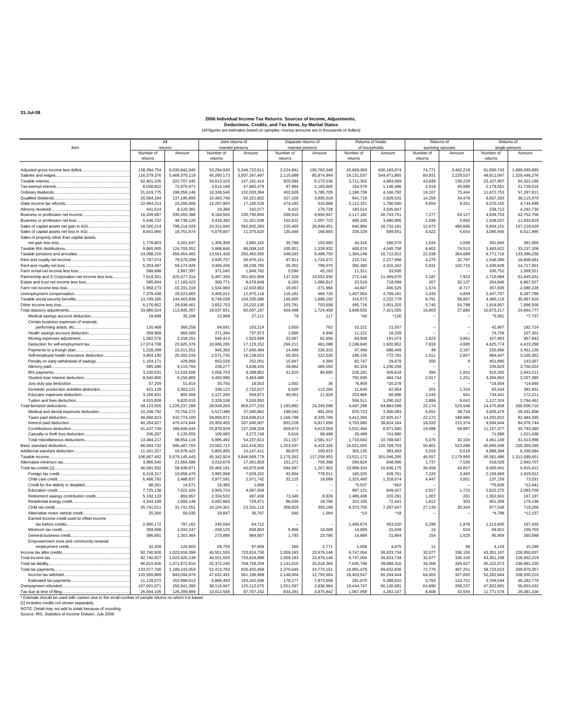31-Jul-08

# 2006 Individual Income Tax Returns: Sources of Income, Adjustments, Deductions, Credits, and Tax Items, by Marital Status

(All figures are estimates based on samples--money amounts are in thousands of dollars)

| Item | All returns | | Joint returns of married persons | | Separate returns of married persons | | Returns of heads of households | | Returns of surviving spouses | | Returns of single persons | |
|---|---|---|---|---|---|---|---|---|---|---|---|---|
| | Number of returns | Amount | Number of returns | Amount | Number of returns | Amount | Number of returns | Amount | Number of returns | Amount | Number of returns | Amount |
| Adjusted gross income less deficit | 138,394,754 | 8,030,842,945 | 53,294,930 | 5,346,722,611 | 2,524,941 | 150,783,348 | 20,669,369 | 630,183,874 | 74,771 | 3,462,218 | 61,830,743 | 1,899,690,895 |
| Salaries and wages | 116,379,376 | 5,469,370,119 | 45,260,173 | 3,507,347,497 | 2,115,689 | 85,874,944 | 19,131,537 | 544,471,865 | 60,931 | 2,229,537 | 49,811,047 | 1,329,446,276 |
| Taxable interest | 62,401,235 | 222,707,445 | 34,613,103 | 147,191,414 | 925,084 | 6,170,536 | 3,711,302 | 4,884,069 | 43,839 | 139,229 | 23,107,907 | 64,322,196 |
| Tax-exempt interest | 6,038,822 | 72,970,971 | 3,614,189 | 47,865,479 | 87,984 | 2,183,605 | 154,579 | 1,146,486 | 2,519 | 45,886 | 2,179,551 | 21,729,516 |
| Ordinary dividends | 31,619,775 | 199,359,146 | 18,338,546 | 132,033,394 | 402,629 | 5,785,705 | 1,186,739 | 4,166,792 | 19,107 | 75,444 | 11,672,753 | 57,297,811 |
| Qualified dividends | 26,584,184 | 137,195,800 | 15,463,746 | 92,321,802 | 327,156 | 3,895,018 | 941,719 | 2,828,531 | 14,259 | 34,478 | 9,837,303 | 38,115,970 |
| State income tax refunds | 22,964,214 | 24,206,006 | 14,297,903 | 17,160,528 | 474,182 | 510,868 | 2,112,321 | 1,780,580 | 9,654 | 9,331 | 6,070,155 | 4,744,699 |
| Alimony received | 441,514 | 8,120,381 | 19,366 | 242,077 | 9,422 | 179,728 | 183,014 | 3,505,847 | -- | -- | 229,712 | 4,192,730 |
| Business or profession net income | 16,209,687 | 330,265,386 | 9,184,565 | 230,790,856 | 260,910 | 9,894,947 | 2,117,182 | 26,743,751 | 7,277 | 83,127 | 4,639,753 | 62,752,706 |
| Business or profession net loss | 5,446,722 | 48,738,126 | 3,418,382 | 31,321,639 | 102,622 | 1,597,723 | 485,245 | 3,980,995 | 1,936 | 3,950 | 1,438,537 | 11,833,819 |
| Sales of capital assets net gain in AGI | 18,026,214 | 798,214,029 | 10,312,940 | 592,832,283 | 225,465 | 28,949,451 | 640,984 | 18,732,181 | 12,673 | 480,686 | 6,834,151 | 157,219,429 |
| Sales of capital assets net loss in AGI | 8,641,990 | 18,751,674 | 5,079,847 | 11,375,620 | 135,448 | 168,855 | 326,329 | 689,551 | 4,422 | 5,654 | 3,095,945 | 6,511,995 |
| Sales of property other than capital assets, net gain less loss | 1,778,803 | 4,201,647 | 1,305,308 | 3,892,162 | 35,789 | 103,992 | 44,316 | -186,570 | 1,544 | 1,008 | 391,846 | 391,055 |
| Taxable IRA distributions | 9,965,065 | 124,705,552 | 5,968,846 | 86,008,142 | 105,921 | 1,339,932 | 400,074 | 4,045,758 | 6,602 | 74,513 | 3,483,622 | 33,237,208 |
| Taxable pensions and annuities | 24,098,220 | 450,454,465 | 13,561,426 | 293,482,565 | 348,593 | 6,498,750 | 1,394,148 | 16,712,822 | 22,338 | 364,089 | 8,771,716 | 133,396,239 |
| Rent and royalty net income | 5,787,074 | 79,570,209 | 3,935,757 | 56,976,161 | 87,911 | 1,724,572 | 210,741 | 2,227,998 | 4,275 | 32,797 | 1,548,390 | 18,608,681 |
| Rent and royalty net loss | 5,353,497 | 59,174,928 | 3,469,206 | 39,239,795 | 55,352 | 799,075 | 392,280 | 4,316,342 | 5,831 | 102,715 | 1,430,828 | 14,717,001 |
| Farm rental net income less loss | 588,698 | 2,997,397 | 371,045 | 1,848,782 | 5,590 | 45,163 | 11,311 | 33,930 | -- | -- | 200,752 | 1,069,521 |
| Partnership and S Corporation net income less loss | 7,619,301 | 425,477,314 | 5,497,356 | 351,601,958 | 137,528 | 10,552,930 | 272,146 | 11,469,070 | 2,187 | 7,923 | 1,710,084 | 51,845,431 |
| Estate and trust net income less loss | 595,604 | 17,183,423 | 300,771 | 8,478,848 | 6,260 | 1,086,812 | 23,519 | 718,099 | 207 | 32,137 | 264,846 | 6,867,527 |
| Farm net income less loss | 1,958,273 | -15,331,319 | 1,534,960 | -12,633,882 | 19,057 | -271,966 | 44,847 | -336,525 | 1,574 | -8,717 | 357,835 | -2,080,228 |
| Unemployment compensation | 7,378,438 | 26,523,665 | 3,405,011 | 12,975,118 | 116,182 | 466,720 | 1,407,054 | 4,789,181 | 2,433 | 4,859 | 2,447,757 | 8,287,786 |
| Taxable social security benefits | 13,749,185 | 144,403,839 | 8,748,038 | 104,335,086 | 195,665 | 1,889,192 | 316,573 | 2,222,778 | 8,791 | 58,867 | 4,480,118 | 35,897,916 |
| Other income less loss | 6,176,952 | 29,938,461 | 3,652,753 | 20,232,130 | 103,781 | 703,658 | 495,716 | 1,051,320 | 5,745 | 54,798 | 1,918,957 | 7,896,556 |
| Total statutory adjustments | 33,980,524 | 113,845,357 | 19,037,651 | 80,007,187 | 404,498 | 1,724,458 | 3,848,555 | 7,421,055 | 16,603 | 27,880 | 10,673,217 | 24,664,777 |
| Medical savings account deduction | 18,668 | 35,106 | 12,968 | 27,121 | 79 | 117 | *40 | *130 | -- | -- | *5,581 | *7,737 |
| Certain business expenses of reservist, performing artists, etc. | 120,468 | 368,258 | 64,691 | 163,214 | 2,650 | 762 | 10,221 | 21,557 | -- | -- | 42,907 | 182,724 |
| Health savings account deduction | 358,968 | 868,560 | 271,394 | 737,973 | 1,695 | 4,946 | 11,121 | 18,339 | -- | -- | 74,758 | 107,301 |
| Moving expenses adjustment | 1,082,576 | 3,159,251 | 546,414 | 1,923,668 | 23,067 | 82,806 | 83,508 | 191,074 | 1,623 | 3,861 | 427,963 | 957,842 |
| Deduction for self-employment tax | 17,074,708 | 23,925,376 | 10,066,265 | 17,115,152 | 266,211 | 461,088 | 2,108,640 | 1,920,952 | 7,818 | 4,885 | 4,625,774 | 4,423,298 |
| Payments to a Keogh plan | 1,228,299 | 22,011,551 | 945,356 | 17,645,484 | 14,499 | 226,315 | 47,499 | 686,449 | 49 | 2,167 | 220,896 | 3,451,136 |
| Self-employed health insurance deduction | 3,804,190 | 20,302,533 | 2,571,735 | 16,139,023 | 50,353 | 222,520 | 196,145 | 772,781 | 1,511 | 2,847 | 984,447 | 3,165,362 |
| Penalty on early withdrawal of savings | 1,164,171 | 429,850 | 663,026 | 252,001 | 15,847 | 4,394 | 82,747 | 29,878 | 556 | 9 | 401,995 | 143,567 |
| Alimony paid | 585,286 | 9,115,764 | 238,277 | 3,638,433 | 28,862 | 485,050 | 82,324 | 1,236,258 | -- | -- | 235,823 | 3,756,022 |
| IRA payments | 3,230,531 | 12,533,506 | 2,056,753 | 9,289,852 | 31,910 | 88,895 | 226,181 | 509,618 | 394 | 1,931 | 915,292 | 2,643,211 |
| Student loan interest deduction | 8,540,900 | 6,156,865 | 4,450,990 | 3,463,486 | -- | -- | 792,930 | 484,744 | 2,017 | 1,251 | 3,294,963 | 2,207,385 |
| Jury duty pay deduction | 57,259 | 51,814 | 30,793 | 16,553 | 1,002 | 36 | *6,959 | *20,378 | -- | -- | *18,504 | *14,846 |
| Domestic production activities deduction | 421,128 | 3,303,121 | 339,122 | 2,732,627 | 6,620 | 113,284 | 11,640 | 62,954 | 201 | 1,324 | 63,544 | 392,931 |
| Educator expenses deduction | 3,166,931 | 805,568 | 2,127,200 | 559,872 | 49,061 | 11,929 | 253,986 | 60,996 | 2,243 | 561 | 734,441 | 172,211 |
| Tuition and fees deduction | 4,015,828 | 9,620,615 | 2,329,108 | 5,526,950 | -- | -- | 556,511 | 1,290,162 | 2,886 | 9,042 | 1,127,324 | 2,794,461 |
| Total itemized deductions | 49,123,555 | 1,229,237,288 | 28,934,283 | 859,077,233 | 1,193,892 | 24,245,099 | 4,497,298 | 84,884,598 | 22,174 | 523,648 | 14,475,908 | 260,506,710 |
| Medical and dental expenses deduction | 10,208,792 | 70,704,272 | 5,527,496 | 37,045,862 | 198,542 | 881,003 | 870,723 | 3,306,083 | 6,552 | 39,718 | 3,605,479 | 29,431,606 |
| Taxes paid deduction | 48,660,923 | 432,774,100 | 28,856,871 | 318,838,613 | 1,166,798 | 8,335,769 | 4,412,260 | 22,925,417 | 22,172 | 189,966 | 14,202,822 | 82,484,335 |
| Interest paid deduction | 40,284,927 | 470,474,844 | 25,955,455 | 337,640,907 | 853,228 | 8,817,656 | 3,763,080 | 38,824,164 | 18,520 | 215,374 | 9,694,644 | 84,976,744 |
| Contributions deduction | 41,437,749 | 186,646,644 | 25,878,929 | 137,208,329 | 859,873 | 4,613,504 | 3,522,484 | 8,971,560 | 19,086 | 59,887 | 11,157,377 | 35,793,365 |
| Casualty or theft loss deduction | 206,287 | 5,135,555 | 100,983 | 3,272,748 | 6,816 | 99,488 | 26,499 | 741,880 | -- | -- | 71,989 | 1,021,438 |
| Total miscellaneous deductions | 13,484,217 | 98,654,116 | 6,995,492 | 54,237,813 | 311,157 | 2,581,517 | 1,710,043 | 10,788,687 | 6,375 | 32,104 | 4,461,149 | 31,013,996 |
| Basic standard deduction | 86,583,732 | 590,487,763 | 23,562,712 | 242,416,352 | 1,253,567 | 6,419,326 | 16,021,055 | 120,769,703 | 50,801 | 523,098 | 45,695,598 | 220,359,285 |
| Additional standard deduction | 11,261,327 | 16,976,422 | 5,855,905 | 10,147,411 | 98,875 | 100,915 | 302,135 | 383,493 | 5,019 | 5,019 | 4,999,394 | 6,339,584 |
| Taxable income | 106,667,402 | 5,579,145,443 | 45,342,924 | 3,846,569,779 | 2,175,262 | 117,259,953 | 13,521,172 | 301,046,295 | 46,557 | 2,179,965 | 45,581,486 | 1,312,089,451 |
| Alternative minimum tax | 3,966,540 | 21,564,586 | 3,010,678 | 17,061,859 | 151,271 | 706,398 | 284,824 | 848,096 | 1,737 | 7,526 | 518,029 | 2,940,707 |
| Total tax credits [1] | 46,091,502 | 58,938,971 | 25,465,181 | 40,975,646 | 584,597 | 1,267,902 | 10,999,324 | 10,836,175 | 36,458 | 43,837 | 9,005,941 | 5,815,412 |
| Foreign tax credit | 6,418,317 | 10,958,470 | 3,992,998 | 7,829,202 | 92,904 | 778,011 | 165,325 | 428,761 | 7,220 | 3,483 | 2,159,869 | 1,919,012 |
| Child care credit | 6,466,792 | 3,486,637 | 3,977,591 | 2,071,742 | 32,115 | 19,689 | 2,315,480 | 1,318,674 | 4,447 | 3,001 | 137,159 | 73,531 |
| Credit for the elderly or disabled | 98,261 | 14,571 | 16,385 | 1,668 | -- | -- | *5,037 | *462 | -- | -- | *76,839 | *12,441 |
| Education credit | 7,725,138 | 7,022,420 | 3,903,724 | 4,087,569 | -- | -- | 997,121 | 849,427 | 2,017 | 1,723 | 2,822,275 | 2,083,700 |
| Retirement savings contribution credit | 5,192,133 | 893,957 | 2,334,532 | 497,438 | 73,346 | 8,829 | 1,480,408 | 220,291 | 1,007 | 201 | 1,302,841 | 167,197 |
| Residential energy credit | 4,344,189 | 1,000,149 | 3,082,883 | 729,471 | 86,030 | 18,796 | 322,105 | 72,441 | 1,812 | 303 | 851,359 | 179,138 |
| Child tax credit | 25,741,511 | 31,741,551 | 16,104,301 | 23,331,116 | 358,829 | 393,189 | 8,373,700 | 7,267,647 | 27,133 | 30,344 | 877,548 | 719,256 |
| Alternative motor vehicle credit | 25,300 | 50,035 | 19,847 | 36,767 | 646 | 1,094 | *10 | *18 | -- | -- | *4,798 | *12,157 |
| Earned income credit used to offset income tax before credits | 2,960,172 | 797,162 | 245,594 | 64,712 | -- | -- | 1,495,674 | 563,020 | 5,299 | 1,976 | 1,213,605 | 167,455 |
| Minimum tax credit | 359,098 | 1,032,247 | 269,125 | 838,863 | 5,966 | 18,008 | 14,069 | 15,049 | 16 | 624 | 69,921 | 159,703 |
| General business credit | 386,681 | 1,302,464 | 273,886 | 984,607 | 1,793 | 23,780 | 14,889 | 31,864 | 154 | 1,625 | 95,959 | 260,588 |
| Empowerment zone and community renewal employment credit | 32,209 | 120,603 | 26,750 | 97,609 | 265 | 2,771 | 1,058 | 4,875 | 11 | 58 | 4,124 | 15,290 |
| Income tax after credits | 92,740,926 | 1,023,916,399 | 40,551,555 | 733,816,730 | 2,059,183 | 23,979,148 | 6,747,004 | 36,833,734 | 32,077 | 336,150 | 43,351,107 | 228,950,637 |
| Total income tax | 92,740,927 | 1,023,920,139 | 40,551,555 | 733,818,888 | 2,059,183 | 23,979,148 | 6,747,004 | 36,833,734 | 32,077 | 336,150 | 43,351,108 | 228,952,219 |
| Total tax liability | 96,815,936 | 1,071,872,816 | 42,372,240 | 768,729,259 | 2,141,016 | 25,018,384 | 7,045,799 | 39,088,316 | 34,308 | 345,627 | 45,222,573 | 238,691,230 |
| Total tax payments | 133,577,700 | 1,189,243,053 | 52,413,783 | 825,402,458 | 2,376,640 | 24,770,151 | 19,991,478 | 68,632,836 | 72,776 | 467,251 | 58,723,023 | 269,970,357 |
| Income tax withheld | 120,500,880 | 843,094,979 | 47,622,491 | 561,196,968 | 2,148,004 | 12,755,664 | 18,403,547 | 60,264,444 | 64,003 | 327,693 | 52,262,844 | 208,550,210 |
| Estimated tax payments | 11,128,072 | 252,998,613 | 6,885,493 | 193,342,696 | 178,177 | 7,873,608 | 291,075 | 5,388,810 | 3,783 | 110,721 | 3,769,544 | 46,282,779 |
| Overpayment refunded | 107,001,071 | 250,941,390 | 38,116,947 | 125,112,075 | 1,551,597 | 2,838,964 | 19,444,747 | 66,130,681 | 64,890 | 206,237 | 47,822,891 | 56,653,432 |
| Tax due at time of filing | 26,694,105 | 126,289,889 | 13,012,568 | 87,707,242 | 834,291 | 4,875,842 | 1,067,059 | 4,282,147 | 8,608 | 43,559 | 11,771,578 | 29,381,100 |

\* Estimate should be used with caution due to the small number of sample returns on which it is based.

[1] Includes credits not shown separately.

NOTE: Detail may not add to totals because of rounding.

Source: IRS, Statistics of Income Division, July 2008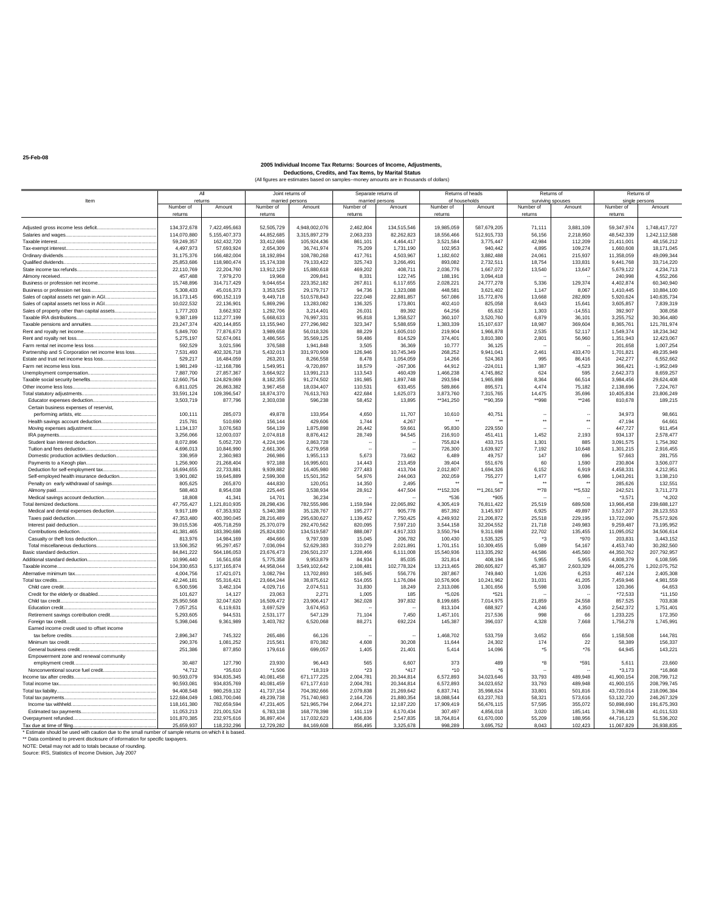25-Feb-08

## 2005 Individual Income Tax Returns: Sources of Income, Adjustments, Deductions, Credits, and Tax Items, by Marital Status

(All figures are estimates based on samples--money amounts are in thousands of dollars)

| Item | All returns | | Joint returns of married persons | | Separate returns of married persons | | Returns of heads of households | | Returns of surviving spouses | | Returns of single persons | |
|---|---|---|---|---|---|---|---|---|---|---|---|---|
| | Number of returns | Amount | Number of returns | Amount | Number of returns | Amount | Number of returns | Amount | Number of returns | Amount | Number of returns | Amount |
| Adjusted gross income less deficit | 134,372,678 | 7,422,495,663 | 52,505,729 | 4,948,002,076 | 2,462,804 | 134,515,546 | 19,985,059 | 587,679,205 | 71,111 | 3,881,109 | 59,347,974 | 1,748,417,727 |
| Salaries and wages | 114,070,880 | 5,155,407,373 | 44,852,685 | 3,315,897,279 | 2,063,233 | 82,262,823 | 18,556,466 | 512,915,733 | 56,156 | 2,218,950 | 48,542,339 | 1,242,112,588 |
| Taxable interest | 59,249,357 | 162,432,720 | 33,412,686 | 105,924,436 | 861,101 | 4,464,417 | 3,521,584 | 3,775,447 | 42,984 | 112,209 | 21,411,001 | 48,156,212 |
| Tax-exempt interest | 4,497,973 | 57,693,924 | 2,654,309 | 36,741,974 | 75,209 | 1,731,190 | 102,953 | 940,442 | 4,895 | 109,274 | 1,660,608 | 18,171,045 |
| Ordinary dividends | 31,175,376 | 166,482,004 | 18,192,894 | 108,780,268 | 417,761 | 4,503,967 | 1,182,602 | 3,882,488 | 24,061 | 215,937 | 11,358,059 | 49,099,344 |
| Qualified dividends | 25,853,686 | 118,980,474 | 15,174,338 | 79,133,422 | 325,743 | 3,266,491 | 893,082 | 2,732,511 | 18,754 | 133,831 | 9,441,768 | 33,714,220 |
| State income tax refunds | 22,110,769 | 22,204,760 | 13,912,129 | 15,880,618 | 469,202 | 408,711 | 2,036,776 | 1,667,072 | 13,540 | 13,647 | 5,679,122 | 4,234,713 |
| Alimony received | 457,488 | 7,979,270 | 19,968 | 209,841 | 8,331 | 122,745 | 188,191 | 3,094,418 | -- | -- | 240,998 | 4,552,266 |
| Business or profession net income | 15,748,896 | 314,717,429 | 9,044,654 | 223,352,182 | 267,811 | 6,117,655 | 2,028,221 | 24,777,278 | 5,336 | 129,374 | 4,402,874 | 60,340,940 |
| Business or profession net loss | 5,308,433 | 45,016,373 | 3,353,525 | 29,179,717 | 94,736 | 1,323,088 | 448,581 | 3,621,402 | 1,147 | 8,067 | 1,410,445 | 10,884,100 |
| Sales of capital assets net gain in AGI | 16,173,145 | 690,152,119 | 9,449,718 | 510,578,843 | 222,048 | 22,881,857 | 567,086 | 15,772,876 | 13,668 | 282,809 | 5,920,624 | 140,635,734 |
| Sales of capital assets net loss in AGI | 10,022,532 | 22,136,901 | 5,869,296 | 13,283,082 | 136,325 | 173,801 | 402,410 | 825,058 | 8,643 | 15,641 | 3,605,857 | 7,839,319 |
| Sales of property other than capital assets | 1,777,203 | 3,662,932 | 1,292,706 | 3,214,401 | 26,031 | 89,392 | 64,256 | 65,632 | 1,303 | -14,551 | 392,907 | 308,058 |
| Taxable IRA distributions | 9,387,189 | 112,277,199 | 5,668,633 | 76,997,331 | 95,818 | 1,358,527 | 360,107 | 3,520,760 | 6,879 | 36,101 | 3,255,752 | 30,364,480 |
| Taxable pensions and annuities | 23,247,374 | 420,144,855 | 13,155,940 | 277,296,982 | 323,347 | 5,588,659 | 1,383,339 | 15,107,637 | 18,987 | 369,604 | 8,365,761 | 121,781,974 |
| Rent and royalty net income | 5,849,700 | 77,876,673 | 3,989,658 | 56,018,326 | 88,229 | 1,605,010 | 219,904 | 1,966,878 | 2,535 | 52,117 | 1,549,374 | 18,234,342 |
| Rent and royalty net loss | 5,275,197 | 52,674,061 | 3,486,565 | 35,569,125 | 59,486 | 814,529 | 374,401 | 3,810,380 | 2,801 | 56,960 | 1,351,943 | 12,423,067 |
| Farm rental net income less loss | 592,529 | 3,021,596 | 376,588 | 1,941,848 | 3,505 | 36,369 | 10,777 | 36,125 | -- | -- | 201,658 | 1,007,254 |
| Partnership and S Corporation net income less loss | 7,531,493 | 402,326,718 | 5,432,013 | 331,970,909 | 126,946 | 10,745,349 | 268,252 | 9,941,041 | 2,461 | 433,470 | 1,701,821 | 49,235,949 |
| Estate and trust net income less loss | 529,217 | 16,484,059 | 263,201 | 8,266,558 | 8,478 | 1,054,059 | 14,266 | 524,363 | 995 | 86,416 | 242,277 | 6,552,662 |
| Farm net income less loss | 1,981,249 | -12,168,786 | 1,549,951 | -9,720,897 | 18,579 | -267,306 | 44,912 | -224,011 | 1,387 | -4,523 | 366,421 | -1,952,049 |
| Unemployment compensation | 7,887,700 | 27,857,367 | 3,664,922 | 13,991,213 | 113,543 | 460,439 | 1,466,238 | 4,745,862 | 624 | 595 | 2,642,373 | 8,659,257 |
| Taxable social security benefits | 12,660,754 | 124,829,069 | 8,182,355 | 91,274,502 | 191,985 | 1,897,748 | 293,594 | 1,965,898 | 8,364 | 66,514 | 3,984,456 | 29,624,408 |
| Other income less loss | 6,811,025 | 26,863,382 | 3,967,458 | 18,034,407 | 110,531 | 633,455 | 589,866 | 895,571 | 4,474 | 75,182 | 2,138,696 | 7,224,767 |
| Total statutory adjustments | 33,591,124 | 109,396,547 | 18,874,370 | 76,613,763 | 422,684 | 1,625,073 | 3,873,760 | 7,315,765 | 14,475 | 35,696 | 10,405,834 | 23,806,249 |
| Educator expenses deduction | 3,503,719 | 877,796 | 2,303,038 | 596,238 | 58,452 | 13,895 | **341,250 | **90,359 | **998 | **246 | 810,678 | 189,215 |
| Certain business expenses of reservist, performing artists, etc. | 100,111 | 285,073 | 49,878 | 133,954 | 4,650 | 11,707 | 10,610 | 40,751 | -- | -- | 34,973 | 98,661 |
| Health savings account deduction | 215,781 | 510,690 | 156,144 | 429,606 | 1,744 | 4,267 | ** | ** | ** | ** | 47,194 | 64,661 |
| Moving expenses adjustment | 1,134,137 | 3,076,563 | 564,139 | 1,875,898 | 26,442 | 59,661 | 95,830 | 229,550 | -- | -- | 447,727 | 911,454 |
| IRA payments | 3,256,066 | 12,003,037 | 2,074,818 | 8,876,412 | 28,749 | 94,545 | 216,910 | 451,411 | 1,452 | 2,193 | 934,137 | 2,578,477 |
| Student loan interest deduction | 8,072,896 | 5,052,720 | 4,224,196 | 2,863,728 | -- | -- | 755,824 | 433,715 | 1,301 | 885 | 3,091,575 | 1,754,392 |
| Tuition and fees deduction | 4,696,013 | 10,846,990 | 2,661,306 | 6,279,958 | -- | -- | 726,300 | 1,639,927 | 7,192 | 10,648 | 1,301,215 | 2,916,455 |
| Domestic production activities deduction | 336,959 | 2,360,983 | 266,986 | 1,955,113 | 5,673 | 73,662 | 6,489 | 49,757 | 147 | 696 | 57,663 | 281,755 |
| Payments to a Keogh plan | 1,256,900 | 21,268,404 | 972,188 | 16,995,601 | 14,443 | 213,459 | 39,404 | 551,676 | 60 | 1,590 | 230,804 | 3,506,077 |
| Deduction for self-employment tax | 16,694,655 | 22,733,881 | 9,939,882 | 16,405,980 | 277,483 | 413,704 | 2,012,807 | 1,694,326 | 6,152 | 6,919 | 4,458,331 | 4,212,951 |
| Self-employed health insurance deduction | 3,901,082 | 19,645,889 | 2,599,308 | 15,501,352 | 54,976 | 244,063 | 202,059 | 755,277 | 1,477 | 6,986 | 1,043,261 | 3,138,210 |
| Penalty on early withdrawal of savings | 805,625 | 265,870 | 444,830 | 120,051 | 14,350 | 2,495 | ** | ** | ** | ** | 285,626 | 132,551 |
| Alimony paid | 588,463 | 8,954,038 | 225,445 | 3,538,934 | 28,912 | 447,504 | **152,326 | **1,261,567 | **78 | **5,532 | 242,521 | 3,711,273 |
| Medical savings account deduction | 18,808 | 41,341 | 14,701 | 36,234 | -- | -- | *536 | *905 | -- | -- | *3,571 | *4,202 |
| Total itemized deductions | 47,755,427 | 1,121,810,935 | 28,298,436 | 782,555,986 | 1,159,594 | 22,065,892 | 4,305,419 | 76,811,422 | 25,519 | 689,508 | 13,966,458 | 239,688,127 |
| Medical and dental expenses deduction | 9,917,189 | 67,353,932 | 5,340,388 | 35,128,767 | 195,277 | 905,778 | 857,392 | 3,145,937 | 6,925 | 49,897 | 3,517,207 | 28,123,553 |
| Taxes paid deduction | 47,353,480 | 400,390,045 | 28,216,489 | 295,630,627 | 1,139,452 | 7,750,425 | 4,249,932 | 21,206,872 | 25,518 | 229,195 | 13,722,090 | 75,572,926 |
| Interest paid deduction | 39,015,536 | 405,718,259 | 25,370,079 | 292,470,562 | 820,095 | 7,597,210 | 3,544,158 | 32,204,552 | 21,718 | 249,983 | 9,259,487 | 73,195,952 |
| Contributions deduction | 41,381,465 | 183,390,686 | 25,824,830 | 134,519,587 | 888,087 | 4,917,333 | 3,550,794 | 9,311,698 | 22,702 | 135,455 | 11,095,052 | 34,506,614 |
| Casualty or theft loss deduction | 813,976 | 14,984,169 | 494,666 | 9,797,939 | 15,045 | 206,782 | 100,430 | 1,535,325 | *3 | *970 | 203,831 | 3,443,152 |
| Total miscellaneous deductions | 13,506,352 | 95,297,457 | 7,036,094 | 52,629,383 | 310,279 | 2,021,891 | 1,701,151 | 10,309,455 | 5,089 | 54,167 | 4,453,740 | 30,282,560 |
| Basic standard deduction | 84,841,222 | 564,186,053 | 23,676,473 | 236,501,237 | 1,228,466 | 6,111,008 | 15,540,936 | 113,335,292 | 44,586 | 445,560 | 44,350,762 | 207,792,957 |
| Additional standard deduction | 10,996,440 | 16,561,658 | 5,775,358 | 9,953,879 | 84,934 | 85,035 | 321,814 | 408,194 | 5,955 | 5,955 | 4,808,379 | 6,108,595 |
| Taxable income | 104,330,653 | 5,137,165,874 | 44,958,044 | 3,549,102,642 | 2,108,481 | 102,778,324 | 13,213,465 | 280,605,827 | 45,387 | 2,603,329 | 44,005,276 | 1,202,075,752 |
| Alternative minimum tax | 4,004,756 | 17,421,071 | 3,082,794 | 13,702,893 | 165,945 | 556,776 | 287,867 | 749,840 | 1,026 | 6,253 | 467,124 | 2,405,308 |
| Total tax credits | 42,246,181 | 55,316,421 | 23,664,244 | 38,875,612 | 514,055 | 1,176,084 | 10,576,906 | 10,241,962 | 31,031 | 41,205 | 7,459,946 | 4,981,559 |
| Child care credit | 6,500,596 | 3,462,104 | 4,029,716 | 2,074,511 | 31,830 | 18,249 | 2,313,086 | 1,301,656 | 5,598 | 3,036 | 120,366 | 64,653 |
| Credit for the elderly or disabled | 101,627 | 14,127 | 23,063 | 2,271 | 1,005 | 185 | *5,026 | *521 | -- | -- | *72,533 | *11,150 |
| Child tax credit | 25,950,568 | 32,047,620 | 16,509,472 | 23,906,417 | 362,028 | 397,832 | 8,199,685 | 7,014,975 | 21,859 | 24,558 | 857,525 | 703,838 |
| Education credit | 7,057,251 | 6,119,631 | 3,697,529 | 3,674,953 | -- | -- | 813,104 | 688,927 | 4,246 | 4,350 | 2,542,372 | 1,751,401 |
| Retirement savings contribution credit | 5,293,605 | 944,531 | 2,531,177 | 547,129 | 71,104 | 7,450 | 1,457,101 | 217,536 | 998 | 66 | 1,233,225 | 172,350 |
| Foreign tax credit | 5,398,046 | 9,361,989 | 3,403,782 | 6,520,068 | 88,271 | 692,224 | 145,387 | 396,037 | 4,328 | 7,668 | 1,756,278 | 1,745,991 |
| Earned income credit used to offset income tax before credits | 2,896,347 | 745,322 | 265,486 | 66,126 | -- | -- | 1,468,702 | 533,759 | 3,652 | 656 | 1,158,508 | 144,781 |
| Minimum tax credit | 290,376 | 1,081,252 | 215,561 | 870,382 | 4,608 | 30,208 | 11,644 | 24,302 | 174 | 22 | 58,389 | 156,337 |
| General business credit | 251,386 | 877,850 | 179,616 | 699,057 | 1,405 | 21,401 | 5,414 | 14,096 | *5 | *76 | 64,945 | 143,221 |
| Empowerment zone and renewal community employment credit | 30,487 | 127,790 | 23,930 | 96,443 | 565 | 6,607 | 373 | 489 | *8 | *591 | 5,611 | 23,660 |
| Nonconventional source fuel credit | *4,712 | *35,610 | *1,506 | *18,319 | *23 | *417 | *10 | *6 | -- | -- | *3,173 | *16,868 |
| Income tax after credits | 90,593,079 | 934,835,345 | 40,081,458 | 671,177,225 | 2,004,781 | 20,344,814 | 6,572,893 | 34,023,646 | 33,793 | 489,948 | 41,900,154 | 208,799,712 |
| Total income tax | 90,593,081 | 934,835,769 | 40,081,459 | 671,177,610 | 2,004,781 | 20,344,814 | 6,572,893 | 34,023,652 | 33,793 | 489,948 | 41,900,155 | 208,799,745 |
| Total tax liability | 94,408,548 | 980,259,132 | 41,737,154 | 704,392,666 | 2,079,838 | 21,269,642 | 6,837,741 | 35,998,624 | 33,801 | 501,816 | 43,720,014 | 218,096,384 |
| Total tax payments | 122,684,049 | 1,083,700,046 | 49,239,738 | 751,740,983 | 2,164,726 | 21,880,354 | 18,088,544 | 63,237,763 | 58,321 | 573,616 | 53,132,720 | 246,267,329 |
| Income tax withheld | 118,161,380 | 782,659,594 | 47,231,405 | 521,965,794 | 2,064,271 | 12,187,220 | 17,909,419 | 56,476,115 | 57,595 | 355,072 | 50,898,690 | 191,675,393 |
| Estimated tax payments | 11,053,213 | 221,001,524 | 6,783,138 | 168,778,398 | 161,119 | 6,170,434 | 307,497 | 4,856,018 | 3,020 | 185,141 | 3,798,438 | 41,011,533 |
| Overpayment refunded | 101,870,385 | 232,975,616 | 36,897,404 | 117,032,623 | 1,436,836 | 2,547,835 | 18,764,814 | 61,670,000 | 55,209 | 188,956 | 44,716,123 | 51,536,202 |
| Tax due at time of filing | 25,659,937 | 118,232,296 | 12,729,282 | 84,169,608 | 856,495 | 3,325,678 | 998,289 | 3,695,752 | 8,043 | 102,423 | 11,067,829 | 26,938,835 |

\* Estimate should be used with caution due to the small number of sample returns on which it is based.

\*\* Data combined to prevent disclosure of information for specific taxpayers.

NOTE: Detail may not add to totals because of rounding.

Source: IRS, Statistics of Income Division, July 2007